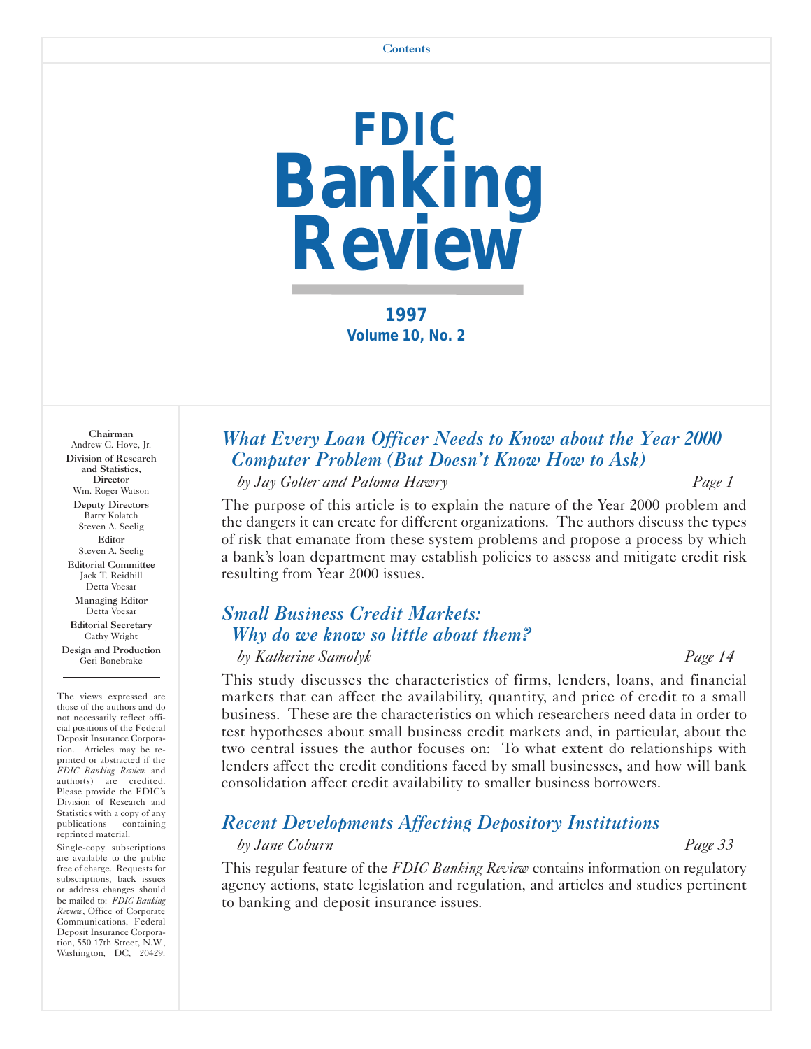Contents

# FDIC Banking Review

**1997**
**Volume 10, No. 2**

**Chairman**
Andrew C. Hove, Jr.

**Division of Research and Statistics, Director**
Wm. Roger Watson

**Deputy Directors**
Barry Kolatch
Steven A. Seelig

**Editor**
Steven A. Seelig

**Editorial Committee**
Jack T. Reidhill
Detta Voesar

**Managing Editor**
Detta Voesar

**Editorial Secretary**
Cathy Wright

**Design and Production**
Geri Bonebrake

---

The views expressed are those of the authors and do not necessarily reflect official positions of the Federal Deposit Insurance Corporation. Articles may be reprinted or abstracted if the *FDIC Banking Review* and author(s) are credited. Please provide the FDIC's Division of Research and Statistics with a copy of any publications containing reprinted material.

Single-copy subscriptions are available to the public free of charge. Requests for subscriptions, back issues or address changes should be mailed to: *FDIC Banking Review*, Office of Corporate Communications, Federal Deposit Insurance Corporation, 550 17th Street, N.W., Washington, DC, 20429.

## *What Every Loan Officer Needs to Know about the Year 2000 Computer Problem (But Doesn't Know How to Ask)*

*by Jay Golter and Paloma Hawry* — *Page 1*

The purpose of this article is to explain the nature of the Year 2000 problem and the dangers it can create for different organizations. The authors discuss the types of risk that emanate from these system problems and propose a process by which a bank's loan department may establish policies to assess and mitigate credit risk resulting from Year 2000 issues.

## *Small Business Credit Markets: Why do we know so little about them?*

*by Katherine Samolyk* — *Page 14*

This study discusses the characteristics of firms, lenders, loans, and financial markets that can affect the availability, quantity, and price of credit to a small business. These are the characteristics on which researchers need data in order to test hypotheses about small business credit markets and, in particular, about the two central issues the author focuses on: To what extent do relationships with lenders affect the credit conditions faced by small businesses, and how will bank consolidation affect credit availability to smaller business borrowers.

## *Recent Developments Affecting Depository Institutions*

*by Jane Coburn* — *Page 33*

This regular feature of the *FDIC Banking Review* contains information on regulatory agency actions, state legislation and regulation, and articles and studies pertinent to banking and deposit insurance issues.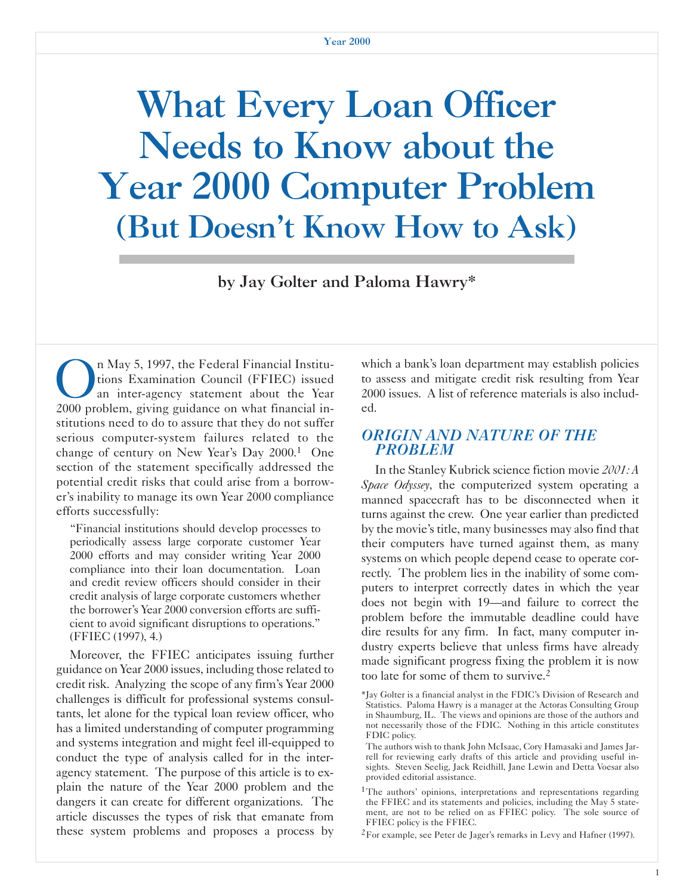# What Every Loan Officer Needs to Know about the Year 2000 Computer Problem (But Doesn't Know How to Ask)

**by Jay Golter and Paloma Hawry***

On May 5, 1997, the Federal Financial Institutions Examination Council (FFIEC) issued an inter-agency statement about the Year 2000 problem, giving guidance on what financial institutions need to do to assure that they do not suffer serious computer-system failures related to the change of century on New Year's Day 2000.[1] One section of the statement specifically addressed the potential credit risks that could arise from a borrower's inability to manage its own Year 2000 compliance efforts successfully:

> "Financial institutions should develop processes to periodically assess large corporate customer Year 2000 efforts and may consider writing Year 2000 compliance into their loan documentation. Loan and credit review officers should consider in their credit analysis of large corporate customers whether the borrower's Year 2000 conversion efforts are sufficient to avoid significant disruptions to operations." (FFIEC (1997), 4.)

Moreover, the FFIEC anticipates issuing further guidance on Year 2000 issues, including those related to credit risk. Analyzing the scope of any firm's Year 2000 challenges is difficult for professional systems consultants, let alone for the typical loan review officer, who has a limited understanding of computer programming and systems integration and might feel ill-equipped to conduct the type of analysis called for in the inter-agency statement. The purpose of this article is to explain the nature of the Year 2000 problem and the dangers it can create for different organizations. The article discusses the types of risk that emanate from these system problems and proposes a process by which a bank's loan department may establish policies to assess and mitigate credit risk resulting from Year 2000 issues. A list of reference materials is also included.

## *ORIGIN AND NATURE OF THE PROBLEM*

In the Stanley Kubrick science fiction movie *2001: A Space Odyssey*, the computerized system operating a manned spacecraft has to be disconnected when it turns against the crew. One year earlier than predicted by the movie's title, many businesses may also find that their computers have turned against them, as many systems on which people depend cease to operate correctly. The problem lies in the inability of some computers to interpret correctly dates in which the year does not begin with 19—and failure to correct the problem before the immutable deadline could have dire results for any firm. In fact, many computer industry experts believe that unless firms have already made significant progress fixing the problem it is now too late for some of them to survive.[2]

---

*Jay Golter is a financial analyst in the FDIC's Division of Research and Statistics. Paloma Hawry is a manager at the Actoras Consulting Group in Shaumburg, IL. The views and opinions are those of the authors and not necessarily those of the FDIC. Nothing in this article constitutes FDIC policy.

The authors wish to thank John McIsaac, Cory Hamasaki and James Jarrell for reviewing early drafts of this article and providing useful insights. Steven Seelig, Jack Reidhill, Jane Lewin and Detta Voesar also provided editorial assistance.

[1] The authors' opinions, interpretations and representations regarding the FFIEC and its statements and policies, including the May 5 statement, are not to be relied on as FFIEC policy. The sole source of FFIEC policy is the FFIEC.

[2] For example, see Peter de Jager's remarks in Levy and Hafner (1997).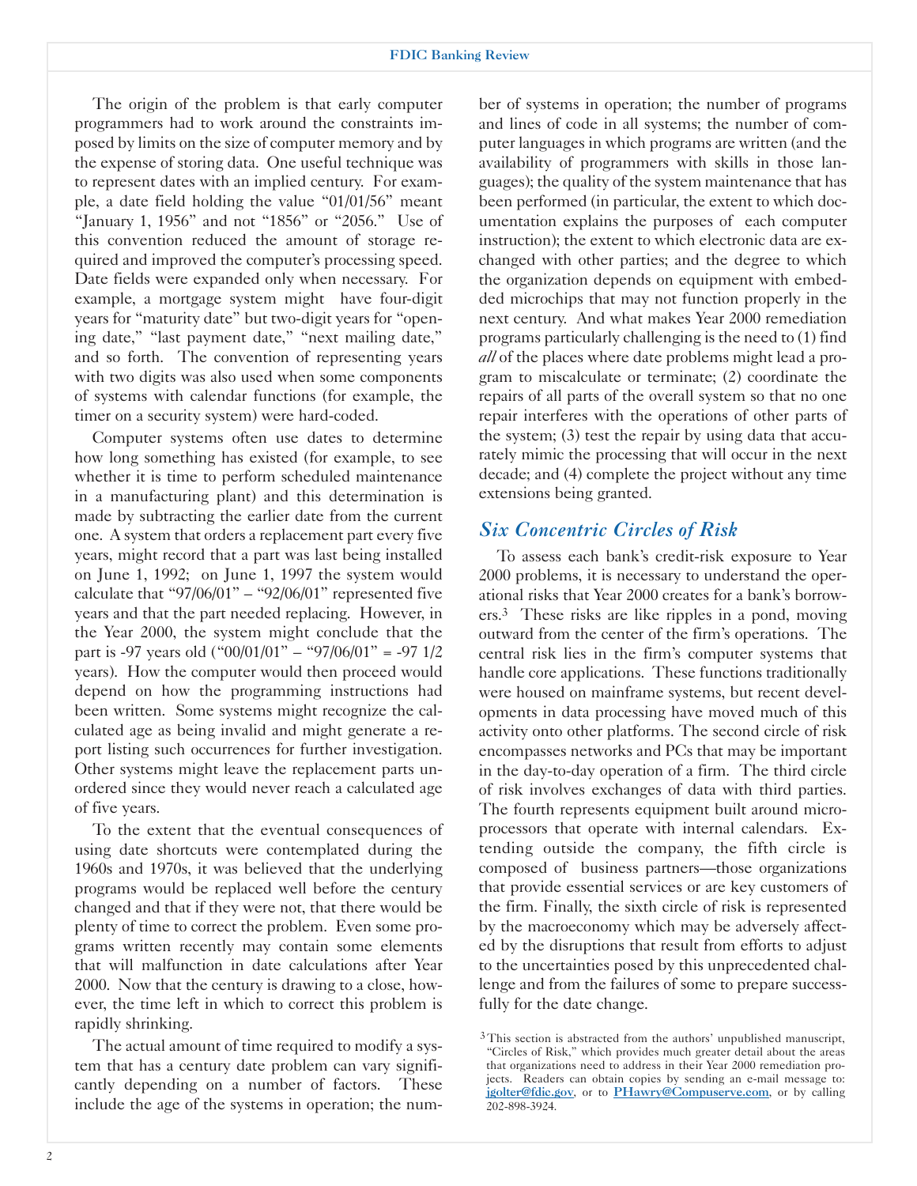The origin of the problem is that early computer programmers had to work around the constraints imposed by limits on the size of computer memory and by the expense of storing data. One useful technique was to represent dates with an implied century. For example, a date field holding the value "01/01/56" meant "January 1, 1956" and not "1856" or "2056." Use of this convention reduced the amount of storage required and improved the computer's processing speed. Date fields were expanded only when necessary. For example, a mortgage system might have four-digit years for "maturity date" but two-digit years for "opening date," "last payment date," "next mailing date," and so forth. The convention of representing years with two digits was also used when some components of systems with calendar functions (for example, the timer on a security system) were hard-coded.

Computer systems often use dates to determine how long something has existed (for example, to see whether it is time to perform scheduled maintenance in a manufacturing plant) and this determination is made by subtracting the earlier date from the current one. A system that orders a replacement part every five years, might record that a part was last being installed on June 1, 1992; on June 1, 1997 the system would calculate that "97/06/01" – "92/06/01" represented five years and that the part needed replacing. However, in the Year 2000, the system might conclude that the part is -97 years old ("00/01/01" – "97/06/01" = -97 1/2 years). How the computer would then proceed would depend on how the programming instructions had been written. Some systems might recognize the calculated age as being invalid and might generate a report listing such occurrences for further investigation. Other systems might leave the replacement parts unordered since they would never reach a calculated age of five years.

To the extent that the eventual consequences of using date shortcuts were contemplated during the 1960s and 1970s, it was believed that the underlying programs would be replaced well before the century changed and that if they were not, that there would be plenty of time to correct the problem. Even some programs written recently may contain some elements that will malfunction in date calculations after Year 2000. Now that the century is drawing to a close, however, the time left in which to correct this problem is rapidly shrinking.

The actual amount of time required to modify a system that has a century date problem can vary significantly depending on a number of factors. These include the age of the systems in operation; the number of systems in operation; the number of programs and lines of code in all systems; the number of computer languages in which programs are written (and the availability of programmers with skills in those languages); the quality of the system maintenance that has been performed (in particular, the extent to which documentation explains the purposes of each computer instruction); the extent to which electronic data are exchanged with other parties; and the degree to which the organization depends on equipment with embedded microchips that may not function properly in the next century. And what makes Year 2000 remediation programs particularly challenging is the need to (1) find *all* of the places where date problems might lead a program to miscalculate or terminate; (2) coordinate the repairs of all parts of the overall system so that no one repair interferes with the operations of other parts of the system; (3) test the repair by using data that accurately mimic the processing that will occur in the next decade; and (4) complete the project without any time extensions being granted.

## *Six Concentric Circles of Risk*

To assess each bank's credit-risk exposure to Year 2000 problems, it is necessary to understand the operational risks that Year 2000 creates for a bank's borrowers.[3] These risks are like ripples in a pond, moving outward from the center of the firm's operations. The central risk lies in the firm's computer systems that handle core applications. These functions traditionally were housed on mainframe systems, but recent developments in data processing have moved much of this activity onto other platforms. The second circle of risk encompasses networks and PCs that may be important in the day-to-day operation of a firm. The third circle of risk involves exchanges of data with third parties. The fourth represents equipment built around microprocessors that operate with internal calendars. Extending outside the company, the fifth circle is composed of business partners—those organizations that provide essential services or are key customers of the firm. Finally, the sixth circle of risk is represented by the macroeconomy which may be adversely affected by the disruptions that result from efforts to adjust to the uncertainties posed by this unprecedented challenge and from the failures of some to prepare successfully for the date change.

[3] This section is abstracted from the authors' unpublished manuscript, "Circles of Risk," which provides much greater detail about the areas that organizations need to address in their Year 2000 remediation projects. Readers can obtain copies by sending an e-mail message to: jgolter@fdic.gov, or to PHawry@Compuserve.com, or by calling 202-898-3924.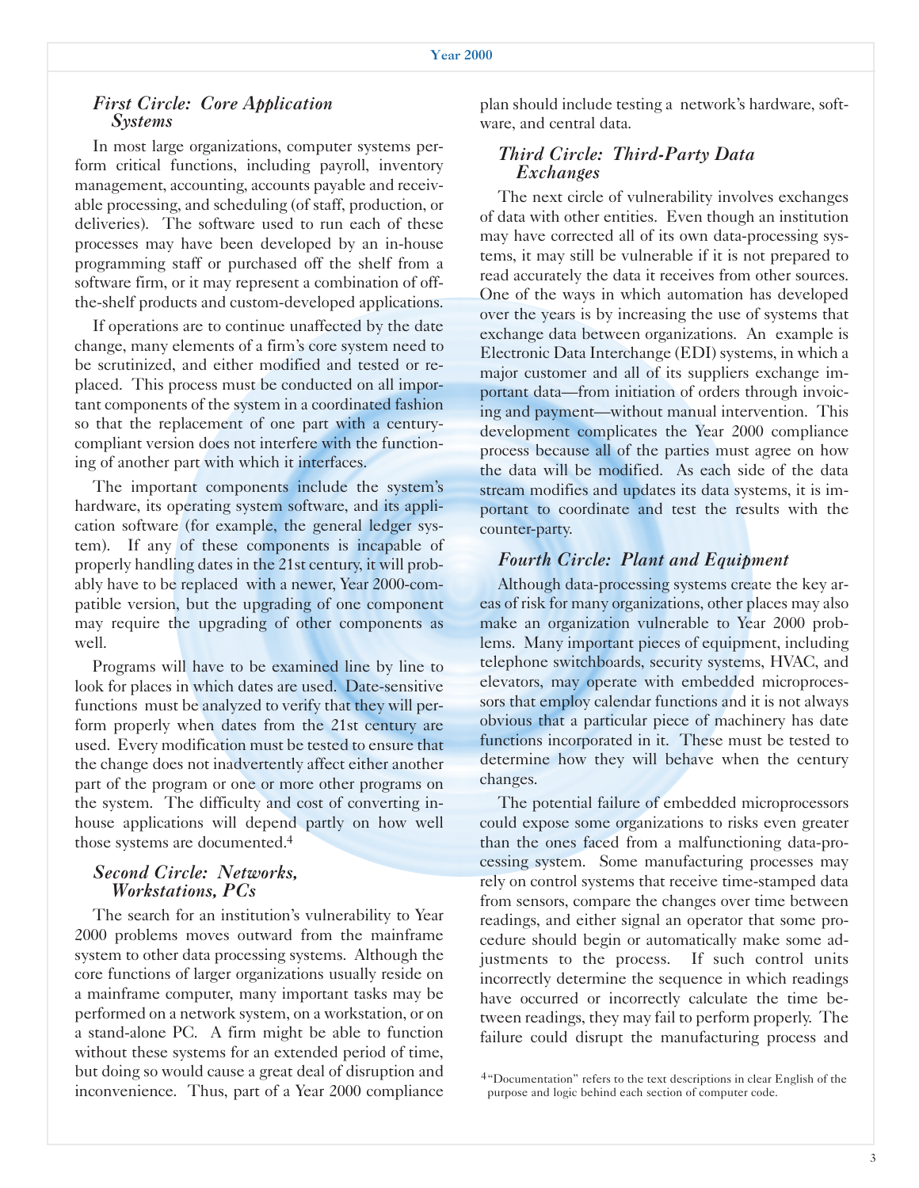### *First Circle: Core Application Systems*

In most large organizations, computer systems perform critical functions, including payroll, inventory management, accounting, accounts payable and receivable processing, and scheduling (of staff, production, or deliveries). The software used to run each of these processes may have been developed by an in-house programming staff or purchased off the shelf from a software firm, or it may represent a combination of off-the-shelf products and custom-developed applications.

If operations are to continue unaffected by the date change, many elements of a firm's core system need to be scrutinized, and either modified and tested or replaced. This process must be conducted on all important components of the system in a coordinated fashion so that the replacement of one part with a century-compliant version does not interfere with the functioning of another part with which it interfaces.

The important components include the system's hardware, its operating system software, and its application software (for example, the general ledger system). If any of these components is incapable of properly handling dates in the 21st century, it will probably have to be replaced with a newer, Year 2000-compatible version, but the upgrading of one component may require the upgrading of other components as well.

Programs will have to be examined line by line to look for places in which dates are used. Date-sensitive functions must be analyzed to verify that they will perform properly when dates from the 21st century are used. Every modification must be tested to ensure that the change does not inadvertently affect either another part of the program or one or more other programs on the system. The difficulty and cost of converting in-house applications will depend partly on how well those systems are documented.[4]

### *Second Circle: Networks, Workstations, PCs*

The search for an institution's vulnerability to Year 2000 problems moves outward from the mainframe system to other data processing systems. Although the core functions of larger organizations usually reside on a mainframe computer, many important tasks may be performed on a network system, on a workstation, or on a stand-alone PC. A firm might be able to function without these systems for an extended period of time, but doing so would cause a great deal of disruption and inconvenience. Thus, part of a Year 2000 compliance plan should include testing a network's hardware, software, and central data.

### *Third Circle: Third-Party Data Exchanges*

The next circle of vulnerability involves exchanges of data with other entities. Even though an institution may have corrected all of its own data-processing systems, it may still be vulnerable if it is not prepared to read accurately the data it receives from other sources. One of the ways in which automation has developed over the years is by increasing the use of systems that exchange data between organizations. An example is Electronic Data Interchange (EDI) systems, in which a major customer and all of its suppliers exchange important data—from initiation of orders through invoicing and payment—without manual intervention. This development complicates the Year 2000 compliance process because all of the parties must agree on how the data will be modified. As each side of the data stream modifies and updates its data systems, it is important to coordinate and test the results with the counter-party.

### *Fourth Circle: Plant and Equipment*

Although data-processing systems create the key areas of risk for many organizations, other places may also make an organization vulnerable to Year 2000 problems. Many important pieces of equipment, including telephone switchboards, security systems, HVAC, and elevators, may operate with embedded microprocessors that employ calendar functions and it is not always obvious that a particular piece of machinery has date functions incorporated in it. These must be tested to determine how they will behave when the century changes.

The potential failure of embedded microprocessors could expose some organizations to risks even greater than the ones faced from a malfunctioning data-processing system. Some manufacturing processes may rely on control systems that receive time-stamped data from sensors, compare the changes over time between readings, and either signal an operator that some procedure should begin or automatically make some adjustments to the process. If such control units incorrectly determine the sequence in which readings have occurred or incorrectly calculate the time between readings, they may fail to perform properly. The failure could disrupt the manufacturing process and

[4] "Documentation" refers to the text descriptions in clear English of the purpose and logic behind each section of computer code.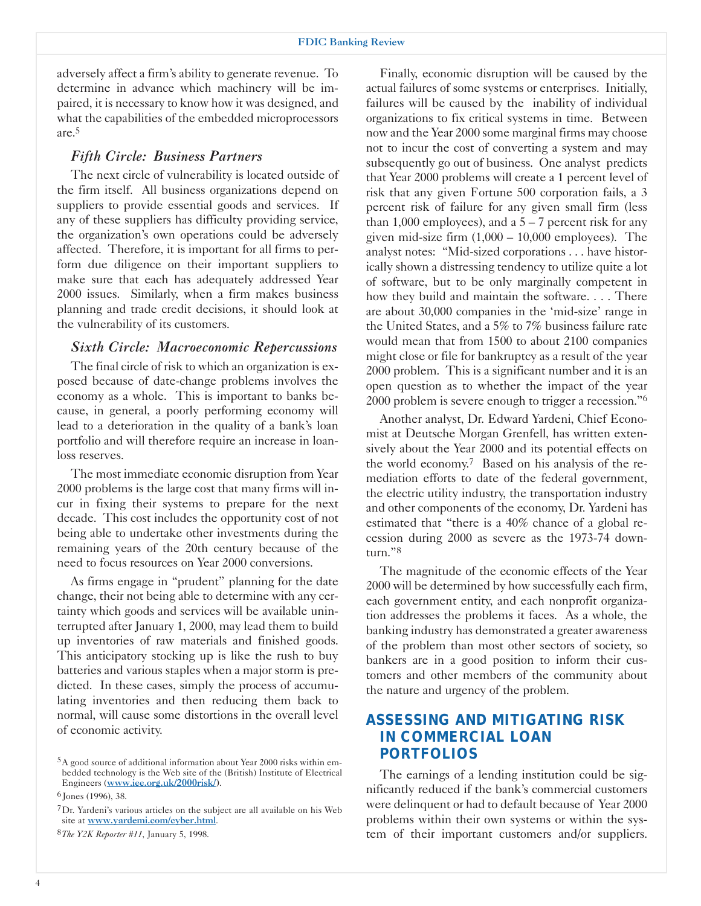adversely affect a firm's ability to generate revenue. To determine in advance which machinery will be impaired, it is necessary to know how it was designed, and what the capabilities of the embedded microprocessors are.[5]

### *Fifth Circle: Business Partners*

The next circle of vulnerability is located outside of the firm itself. All business organizations depend on suppliers to provide essential goods and services. If any of these suppliers has difficulty providing service, the organization's own operations could be adversely affected. Therefore, it is important for all firms to perform due diligence on their important suppliers to make sure that each has adequately addressed Year 2000 issues. Similarly, when a firm makes business planning and trade credit decisions, it should look at the vulnerability of its customers.

### *Sixth Circle: Macroeconomic Repercussions*

The final circle of risk to which an organization is exposed because of date-change problems involves the economy as a whole. This is important to banks because, in general, a poorly performing economy will lead to a deterioration in the quality of a bank's loan portfolio and will therefore require an increase in loan-loss reserves.

The most immediate economic disruption from Year 2000 problems is the large cost that many firms will incur in fixing their systems to prepare for the next decade. This cost includes the opportunity cost of not being able to undertake other investments during the remaining years of the 20th century because of the need to focus resources on Year 2000 conversions.

As firms engage in "prudent" planning for the date change, their not being able to determine with any certainty which goods and services will be available uninterrupted after January 1, 2000, may lead them to build up inventories of raw materials and finished goods. This anticipatory stocking up is like the rush to buy batteries and various staples when a major storm is predicted. In these cases, simply the process of accumulating inventories and then reducing them back to normal, will cause some distortions in the overall level of economic activity.

Finally, economic disruption will be caused by the actual failures of some systems or enterprises. Initially, failures will be caused by the inability of individual organizations to fix critical systems in time. Between now and the Year 2000 some marginal firms may choose not to incur the cost of converting a system and may subsequently go out of business. One analyst predicts that Year 2000 problems will create a 1 percent level of risk that any given Fortune 500 corporation fails, a 3 percent risk of failure for any given small firm (less than 1,000 employees), and a 5 – 7 percent risk for any given mid-size firm (1,000 – 10,000 employees). The analyst notes: "Mid-sized corporations . . . have historically shown a distressing tendency to utilize quite a lot of software, but to be only marginally competent in how they build and maintain the software. . . . There are about 30,000 companies in the 'mid-size' range in the United States, and a 5% to 7% business failure rate would mean that from 1500 to about 2100 companies might close or file for bankruptcy as a result of the year 2000 problem. This is a significant number and it is an open question as to whether the impact of the year 2000 problem is severe enough to trigger a recession."[6]

Another analyst, Dr. Edward Yardeni, Chief Economist at Deutsche Morgan Grenfell, has written extensively about the Year 2000 and its potential effects on the world economy.[7] Based on his analysis of the remediation efforts to date of the federal government, the electric utility industry, the transportation industry and other components of the economy, Dr. Yardeni has estimated that "there is a 40% chance of a global recession during 2000 as severe as the 1973-74 downturn."[8]

The magnitude of the economic effects of the Year 2000 will be determined by how successfully each firm, each government entity, and each nonprofit organization addresses the problems it faces. As a whole, the banking industry has demonstrated a greater awareness of the problem than most other sectors of society, so bankers are in a good position to inform their customers and other members of the community about the nature and urgency of the problem.

## ASSESSING AND MITIGATING RISK IN COMMERCIAL LOAN PORTFOLIOS

The earnings of a lending institution could be significantly reduced if the bank's commercial customers were delinquent or had to default because of Year 2000 problems within their own systems or within the system of their important customers and/or suppliers.

---

[5] A good source of additional information about Year 2000 risks within embedded technology is the Web site of the (British) Institute of Electrical Engineers (www.iee.org.uk/2000risk/).

[6] Jones (1996), 38.

[7] Dr. Yardeni's various articles on the subject are all available on his Web site at www.yardeni.com/cyber.html.

[8] *The Y2K Reporter #11*, January 5, 1998.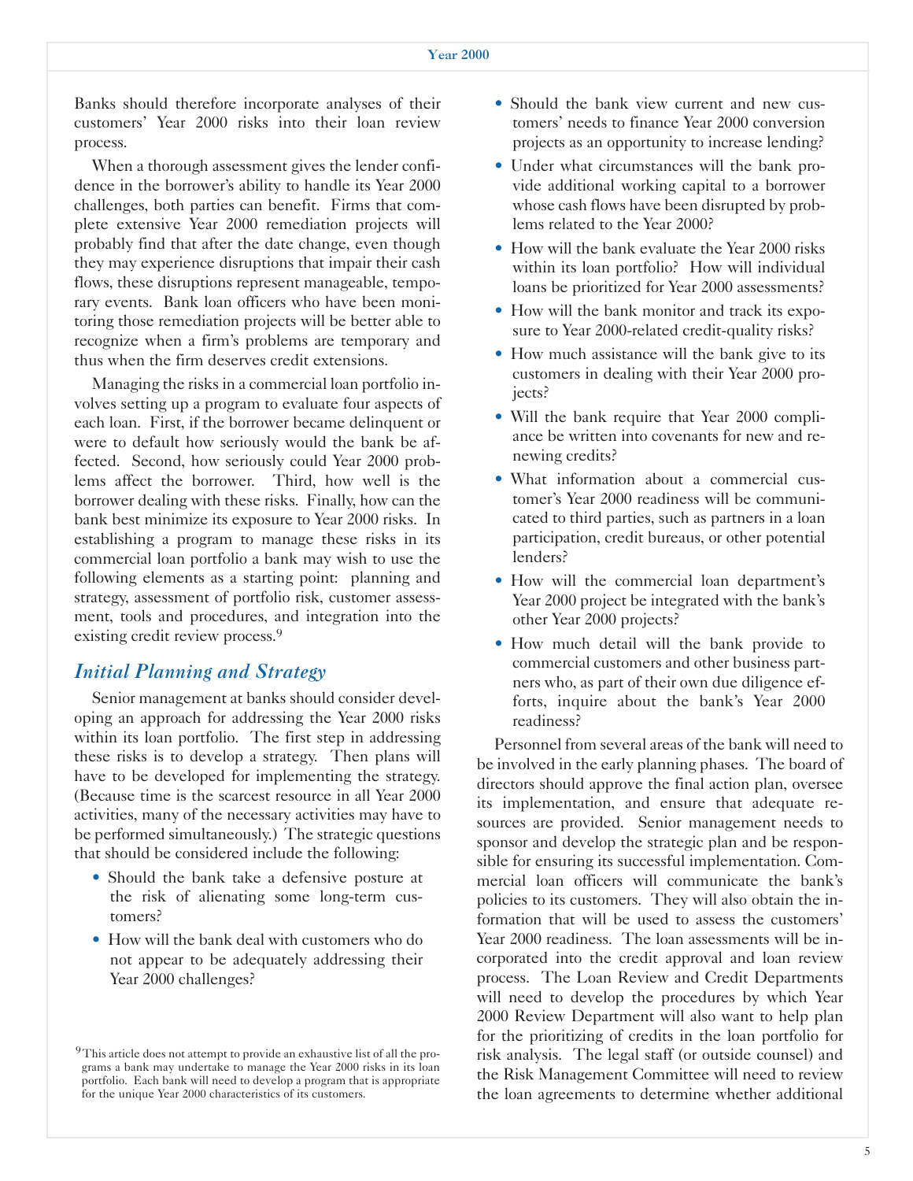Banks should therefore incorporate analyses of their customers' Year 2000 risks into their loan review process.

When a thorough assessment gives the lender confidence in the borrower's ability to handle its Year 2000 challenges, both parties can benefit. Firms that complete extensive Year 2000 remediation projects will probably find that after the date change, even though they may experience disruptions that impair their cash flows, these disruptions represent manageable, temporary events. Bank loan officers who have been monitoring those remediation projects will be better able to recognize when a firm's problems are temporary and thus when the firm deserves credit extensions.

Managing the risks in a commercial loan portfolio involves setting up a program to evaluate four aspects of each loan. First, if the borrower became delinquent or were to default how seriously would the bank be affected. Second, how seriously could Year 2000 problems affect the borrower. Third, how well is the borrower dealing with these risks. Finally, how can the bank best minimize its exposure to Year 2000 risks. In establishing a program to manage these risks in its commercial loan portfolio a bank may wish to use the following elements as a starting point: planning and strategy, assessment of portfolio risk, customer assessment, tools and procedures, and integration into the existing credit review process.[9]

## *Initial Planning and Strategy*

Senior management at banks should consider developing an approach for addressing the Year 2000 risks within its loan portfolio. The first step in addressing these risks is to develop a strategy. Then plans will have to be developed for implementing the strategy. (Because time is the scarcest resource in all Year 2000 activities, many of the necessary activities may have to be performed simultaneously.) The strategic questions that should be considered include the following:

- Should the bank take a defensive posture at the risk of alienating some long-term customers?
- How will the bank deal with customers who do not appear to be adequately addressing their Year 2000 challenges?
- Should the bank view current and new customers' needs to finance Year 2000 conversion projects as an opportunity to increase lending?
- Under what circumstances will the bank provide additional working capital to a borrower whose cash flows have been disrupted by problems related to the Year 2000?
- How will the bank evaluate the Year 2000 risks within its loan portfolio? How will individual loans be prioritized for Year 2000 assessments?
- How will the bank monitor and track its exposure to Year 2000-related credit-quality risks?
- How much assistance will the bank give to its customers in dealing with their Year 2000 projects?
- Will the bank require that Year 2000 compliance be written into covenants for new and renewing credits?
- What information about a commercial customer's Year 2000 readiness will be communicated to third parties, such as partners in a loan participation, credit bureaus, or other potential lenders?
- How will the commercial loan department's Year 2000 project be integrated with the bank's other Year 2000 projects?
- How much detail will the bank provide to commercial customers and other business partners who, as part of their own due diligence efforts, inquire about the bank's Year 2000 readiness?

Personnel from several areas of the bank will need to be involved in the early planning phases. The board of directors should approve the final action plan, oversee its implementation, and ensure that adequate resources are provided. Senior management needs to sponsor and develop the strategic plan and be responsible for ensuring its successful implementation. Commercial loan officers will communicate the bank's policies to its customers. They will also obtain the information that will be used to assess the customers' Year 2000 readiness. The loan assessments will be incorporated into the credit approval and loan review process. The Loan Review and Credit Departments will need to develop the procedures by which Year 2000 Review Department will also want to help plan for the prioritizing of credits in the loan portfolio for risk analysis. The legal staff (or outside counsel) and the Risk Management Committee will need to review the loan agreements to determine whether additional

[9] This article does not attempt to provide an exhaustive list of all the programs a bank may undertake to manage the Year 2000 risks in its loan portfolio. Each bank will need to develop a program that is appropriate for the unique Year 2000 characteristics of its customers.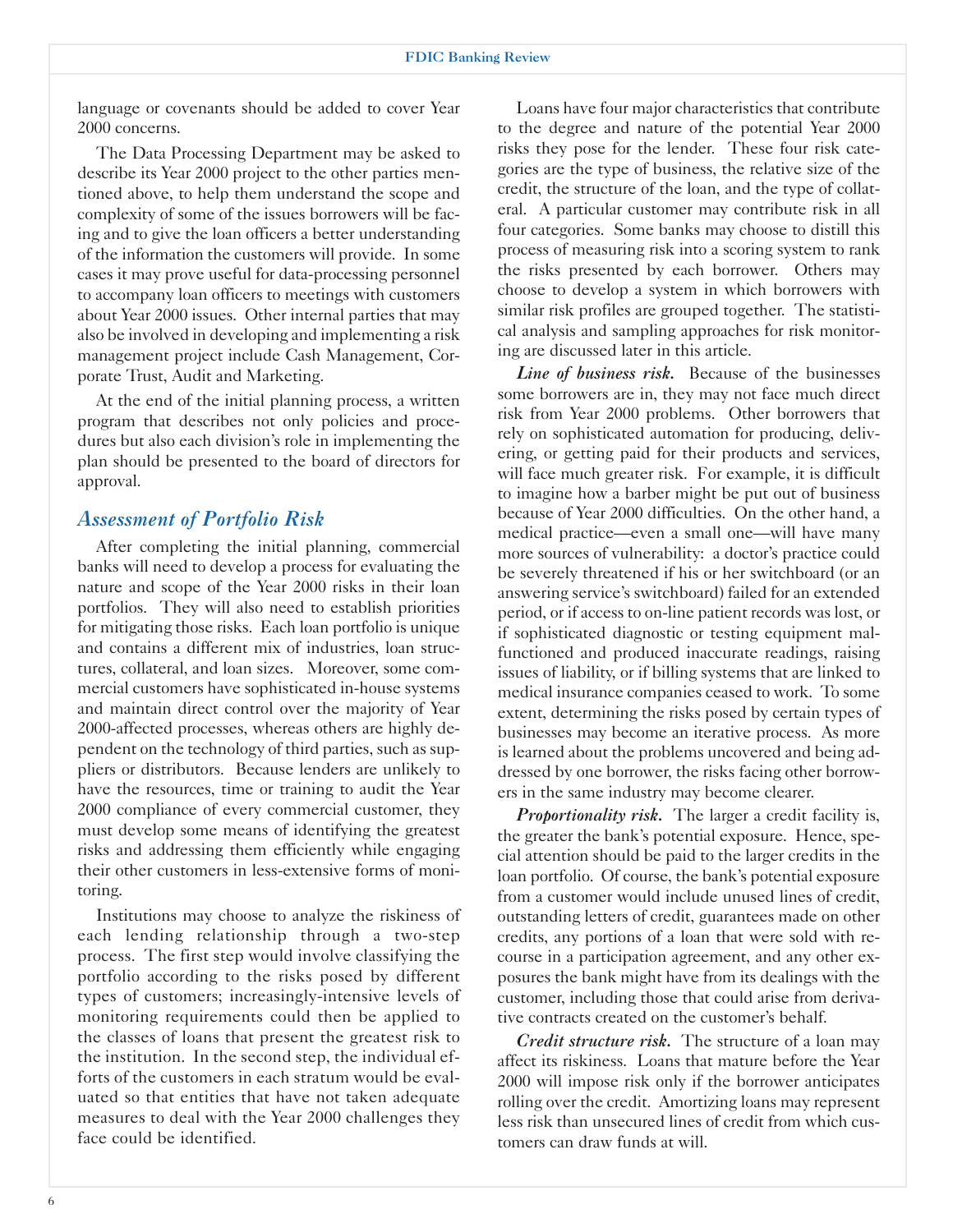language or covenants should be added to cover Year 2000 concerns.

The Data Processing Department may be asked to describe its Year 2000 project to the other parties mentioned above, to help them understand the scope and complexity of some of the issues borrowers will be facing and to give the loan officers a better understanding of the information the customers will provide. In some cases it may prove useful for data-processing personnel to accompany loan officers to meetings with customers about Year 2000 issues. Other internal parties that may also be involved in developing and implementing a risk management project include Cash Management, Corporate Trust, Audit and Marketing.

At the end of the initial planning process, a written program that describes not only policies and procedures but also each division's role in implementing the plan should be presented to the board of directors for approval.

## *Assessment of Portfolio Risk*

After completing the initial planning, commercial banks will need to develop a process for evaluating the nature and scope of the Year 2000 risks in their loan portfolios. They will also need to establish priorities for mitigating those risks. Each loan portfolio is unique and contains a different mix of industries, loan structures, collateral, and loan sizes. Moreover, some commercial customers have sophisticated in-house systems and maintain direct control over the majority of Year 2000-affected processes, whereas others are highly dependent on the technology of third parties, such as suppliers or distributors. Because lenders are unlikely to have the resources, time or training to audit the Year 2000 compliance of every commercial customer, they must develop some means of identifying the greatest risks and addressing them efficiently while engaging their other customers in less-extensive forms of monitoring.

Institutions may choose to analyze the riskiness of each lending relationship through a two-step process. The first step would involve classifying the portfolio according to the risks posed by different types of customers; increasingly-intensive levels of monitoring requirements could then be applied to the classes of loans that present the greatest risk to the institution. In the second step, the individual efforts of the customers in each stratum would be evaluated so that entities that have not taken adequate measures to deal with the Year 2000 challenges they face could be identified.

Loans have four major characteristics that contribute to the degree and nature of the potential Year 2000 risks they pose for the lender. These four risk categories are the type of business, the relative size of the credit, the structure of the loan, and the type of collateral. A particular customer may contribute risk in all four categories. Some banks may choose to distill this process of measuring risk into a scoring system to rank the risks presented by each borrower. Others may choose to develop a system in which borrowers with similar risk profiles are grouped together. The statistical analysis and sampling approaches for risk monitoring are discussed later in this article.

***Line of business risk.*** Because of the businesses some borrowers are in, they may not face much direct risk from Year 2000 problems. Other borrowers that rely on sophisticated automation for producing, delivering, or getting paid for their products and services, will face much greater risk. For example, it is difficult to imagine how a barber might be put out of business because of Year 2000 difficulties. On the other hand, a medical practice—even a small one—will have many more sources of vulnerability: a doctor's practice could be severely threatened if his or her switchboard (or an answering service's switchboard) failed for an extended period, or if access to on-line patient records was lost, or if sophisticated diagnostic or testing equipment malfunctioned and produced inaccurate readings, raising issues of liability, or if billing systems that are linked to medical insurance companies ceased to work. To some extent, determining the risks posed by certain types of businesses may become an iterative process. As more is learned about the problems uncovered and being addressed by one borrower, the risks facing other borrowers in the same industry may become clearer.

***Proportionality risk.*** The larger a credit facility is, the greater the bank's potential exposure. Hence, special attention should be paid to the larger credits in the loan portfolio. Of course, the bank's potential exposure from a customer would include unused lines of credit, outstanding letters of credit, guarantees made on other credits, any portions of a loan that were sold with recourse in a participation agreement, and any other exposures the bank might have from its dealings with the customer, including those that could arise from derivative contracts created on the customer's behalf.

***Credit structure risk.*** The structure of a loan may affect its riskiness. Loans that mature before the Year 2000 will impose risk only if the borrower anticipates rolling over the credit. Amortizing loans may represent less risk than unsecured lines of credit from which customers can draw funds at will.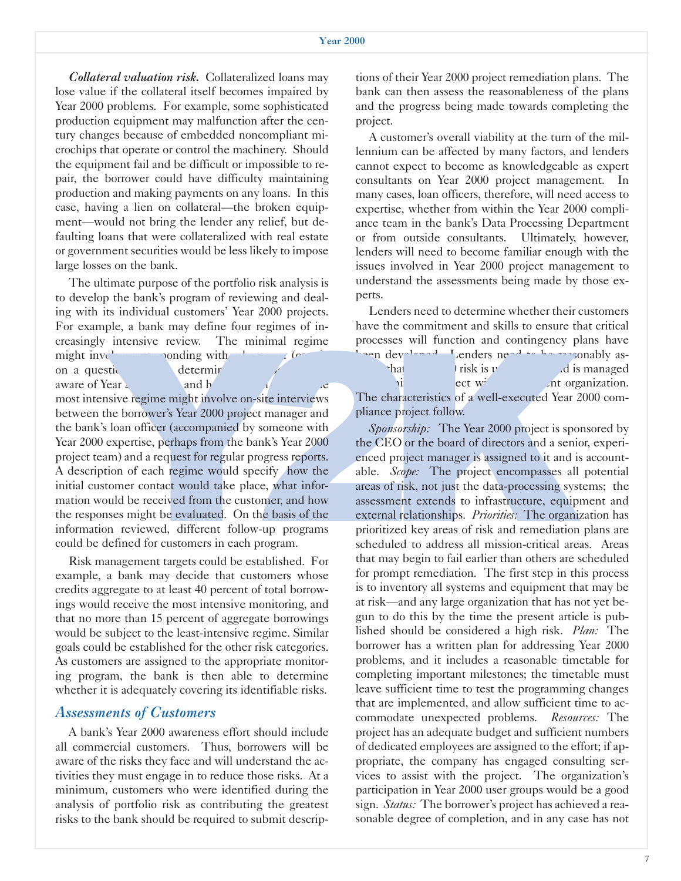*Collateral valuation risk.* Collateralized loans may lose value if the collateral itself becomes impaired by Year 2000 problems. For example, some sophisticated production equipment may malfunction after the century changes because of embedded noncompliant microchips that operate or control the machinery. Should the equipment fail and be difficult or impossible to repair, the borrower could have difficulty maintaining production and making payments on any loans. In this case, having a lien on collateral—the broken equipment—would not bring the lender any relief, but defaulting loans that were collateralized with real estate or government securities would be less likely to impose large losses on the bank.

The ultimate purpose of the portfolio risk analysis is to develop the bank's program of reviewing and dealing with its individual customers' Year 2000 projects. For example, a bank may define four regimes of increasingly intensive review. The minimal regime might involve corresponding with a borrower (or relying on a questionnaire) to determine whether the borrower is aware of Year 2000 issues and has a plan; the most intensive regime might involve on-site interviews between the borrower's Year 2000 project manager and the bank's loan officer (accompanied by someone with Year 2000 expertise, perhaps from the bank's Year 2000 project team) and a request for regular progress reports. A description of each regime would specify how the initial customer contact would take place, what information would be received from the customer, and how the responses might be evaluated. On the basis of the information reviewed, different follow-up programs could be defined for customers in each program.

Risk management targets could be established. For example, a bank may decide that customers whose credits aggregate to at least 40 percent of total borrowings would receive the most intensive monitoring, and that no more than 15 percent of aggregate borrowings would be subject to the least-intensive regime. Similar goals could be established for the other risk categories. As customers are assigned to the appropriate monitoring program, the bank is then able to determine whether it is adequately covering its identifiable risks.

## *Assessments of Customers*

A bank's Year 2000 awareness effort should include all commercial customers. Thus, borrowers will be aware of the risks they face and will understand the activities they must engage in to reduce those risks. At a minimum, customers who were identified during the analysis of portfolio risk as contributing the greatest risks to the bank should be required to submit descriptions of their Year 2000 project remediation plans. The bank can then assess the reasonableness of the plans and the progress being made towards completing the project.

A customer's overall viability at the turn of the millennium can be affected by many factors, and lenders cannot expect to become as knowledgeable as expert consultants on Year 2000 project management. In many cases, loan officers, therefore, will need access to expertise, whether from within the Year 2000 compliance team in the bank's Data Processing Department or from outside consultants. Ultimately, however, lenders will need to become familiar enough with the issues involved in Year 2000 project management to understand the assessments being made by those experts.

Lenders need to determine whether their customers have the commitment and skills to ensure that critical processes will function and contingency plans have been developed. Lenders need to be reasonably assured that Year 2000 risk is understood and is managed as a high-priority project within a competent organization. The characteristics of a well-executed Year 2000 compliance project follow.

*Sponsorship:* The Year 2000 project is sponsored by the CEO or the board of directors and a senior, experienced project manager is assigned to it and is accountable. *Scope:* The project encompasses all potential areas of risk, not just the data-processing systems; the assessment extends to infrastructure, equipment and external relationships. *Priorities:* The organization has prioritized key areas of risk and remediation plans are scheduled to address all mission-critical areas. Areas that may begin to fail earlier than others are scheduled for prompt remediation. The first step in this process is to inventory all systems and equipment that may be at risk—and any large organization that has not yet begun to do this by the time the present article is published should be considered a high risk. *Plan:* The borrower has a written plan for addressing Year 2000 problems, and it includes a reasonable timetable for completing important milestones; the timetable must leave sufficient time to test the programming changes that are implemented, and allow sufficient time to accommodate unexpected problems. *Resources:* The project has an adequate budget and sufficient numbers of dedicated employees are assigned to the effort; if appropriate, the company has engaged consulting services to assist with the project. The organization's participation in Year 2000 user groups would be a good sign. *Status:* The borrower's project has achieved a reasonable degree of completion, and in any case has not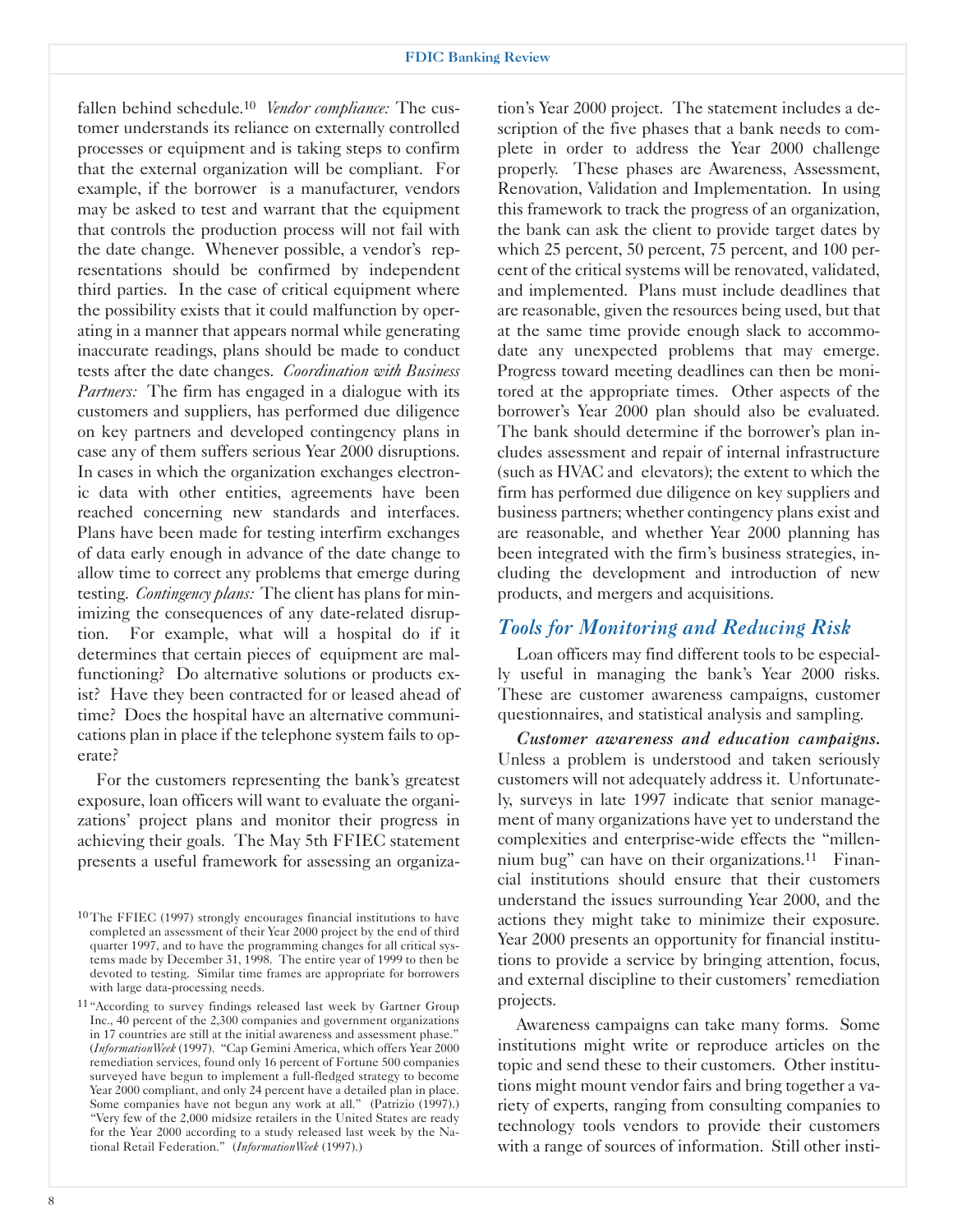fallen behind schedule.[10] *Vendor compliance:* The customer understands its reliance on externally controlled processes or equipment and is taking steps to confirm that the external organization will be compliant. For example, if the borrower is a manufacturer, vendors may be asked to test and warrant that the equipment that controls the production process will not fail with the date change. Whenever possible, a vendor's representations should be confirmed by independent third parties. In the case of critical equipment where the possibility exists that it could malfunction by operating in a manner that appears normal while generating inaccurate readings, plans should be made to conduct tests after the date changes. *Coordination with Business Partners:* The firm has engaged in a dialogue with its customers and suppliers, has performed due diligence on key partners and developed contingency plans in case any of them suffers serious Year 2000 disruptions. In cases in which the organization exchanges electronic data with other entities, agreements have been reached concerning new standards and interfaces. Plans have been made for testing interfirm exchanges of data early enough in advance of the date change to allow time to correct any problems that emerge during testing. *Contingency plans:* The client has plans for minimizing the consequences of any date-related disruption. For example, what will a hospital do if it determines that certain pieces of equipment are malfunctioning? Do alternative solutions or products exist? Have they been contracted for or leased ahead of time? Does the hospital have an alternative communications plan in place if the telephone system fails to operate?

For the customers representing the bank's greatest exposure, loan officers will want to evaluate the organizations' project plans and monitor their progress in achieving their goals. The May 5th FFIEC statement presents a useful framework for assessing an organization's Year 2000 project. The statement includes a description of the five phases that a bank needs to complete in order to address the Year 2000 challenge properly. These phases are Awareness, Assessment, Renovation, Validation and Implementation. In using this framework to track the progress of an organization, the bank can ask the client to provide target dates by which 25 percent, 50 percent, 75 percent, and 100 percent of the critical systems will be renovated, validated, and implemented. Plans must include deadlines that are reasonable, given the resources being used, but that at the same time provide enough slack to accommodate any unexpected problems that may emerge. Progress toward meeting deadlines can then be monitored at the appropriate times. Other aspects of the borrower's Year 2000 plan should also be evaluated. The bank should determine if the borrower's plan includes assessment and repair of internal infrastructure (such as HVAC and elevators); the extent to which the firm has performed due diligence on key suppliers and business partners; whether contingency plans exist and are reasonable, and whether Year 2000 planning has been integrated with the firm's business strategies, including the development and introduction of new products, and mergers and acquisitions.

## *Tools for Monitoring and Reducing Risk*

Loan officers may find different tools to be especially useful in managing the bank's Year 2000 risks. These are customer awareness campaigns, customer questionnaires, and statistical analysis and sampling.

***Customer awareness and education campaigns.*** Unless a problem is understood and taken seriously customers will not adequately address it. Unfortunately, surveys in late 1997 indicate that senior management of many organizations have yet to understand the complexities and enterprise-wide effects the "millennium bug" can have on their organizations.[11] Financial institutions should ensure that their customers understand the issues surrounding Year 2000, and the actions they might take to minimize their exposure. Year 2000 presents an opportunity for financial institutions to provide a service by bringing attention, focus, and external discipline to their customers' remediation projects.

Awareness campaigns can take many forms. Some institutions might write or reproduce articles on the topic and send these to their customers. Other institutions might mount vendor fairs and bring together a variety of experts, ranging from consulting companies to technology tools vendors to provide their customers with a range of sources of information. Still other insti-

---

[10] The FFIEC (1997) strongly encourages financial institutions to have completed an assessment of their Year 2000 project by the end of third quarter 1997, and to have the programming changes for all critical systems made by December 31, 1998. The entire year of 1999 to then be devoted to testing. Similar time frames are appropriate for borrowers with large data-processing needs.

[11] "According to survey findings released last week by Gartner Group Inc., 40 percent of the 2,300 companies and government organizations in 17 countries are still at the initial awareness and assessment phase." (*InformationWeek* (1997). "Cap Gemini America, which offers Year 2000 remediation services, found only 16 percent of Fortune 500 companies surveyed have begun to implement a full-fledged strategy to become Year 2000 compliant, and only 24 percent have a detailed plan in place. Some companies have not begun any work at all." (Patrizio (1997).) "Very few of the 2,000 midsize retailers in the United States are ready for the Year 2000 according to a study released last week by the National Retail Federation." (*InformationWeek* (1997).)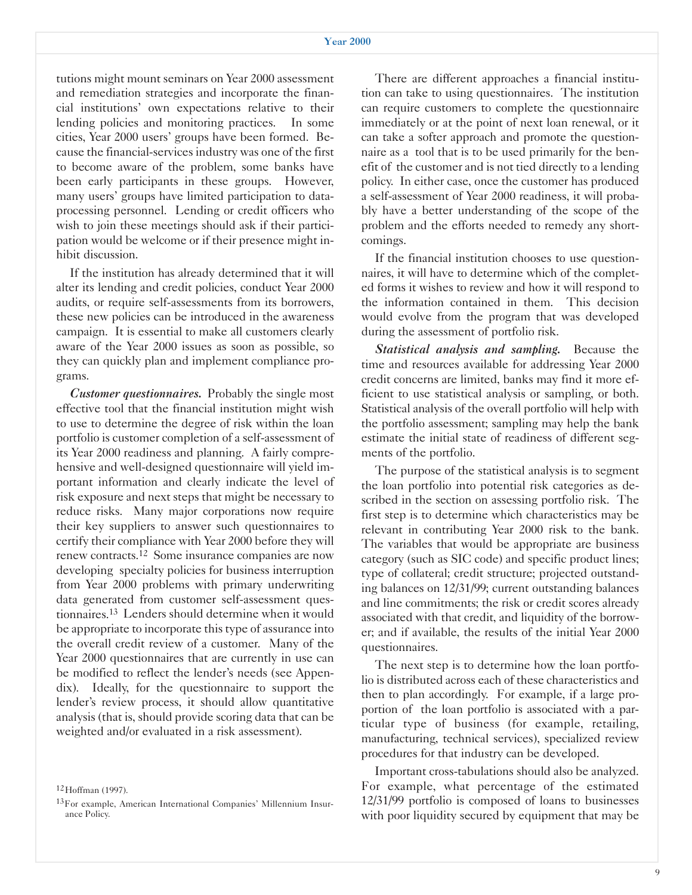tutions might mount seminars on Year 2000 assessment and remediation strategies and incorporate the financial institutions' own expectations relative to their lending policies and monitoring practices. In some cities, Year 2000 users' groups have been formed. Because the financial-services industry was one of the first to become aware of the problem, some banks have been early participants in these groups. However, many users' groups have limited participation to data-processing personnel. Lending or credit officers who wish to join these meetings should ask if their participation would be welcome or if their presence might inhibit discussion.

If the institution has already determined that it will alter its lending and credit policies, conduct Year 2000 audits, or require self-assessments from its borrowers, these new policies can be introduced in the awareness campaign. It is essential to make all customers clearly aware of the Year 2000 issues as soon as possible, so they can quickly plan and implement compliance programs.

***Customer questionnaires.*** Probably the single most effective tool that the financial institution might wish to use to determine the degree of risk within the loan portfolio is customer completion of a self-assessment of its Year 2000 readiness and planning. A fairly comprehensive and well-designed questionnaire will yield important information and clearly indicate the level of risk exposure and next steps that might be necessary to reduce risks. Many major corporations now require their key suppliers to answer such questionnaires to certify their compliance with Year 2000 before they will renew contracts.[12] Some insurance companies are now developing specialty policies for business interruption from Year 2000 problems with primary underwriting data generated from customer self-assessment questionnaires.[13] Lenders should determine when it would be appropriate to incorporate this type of assurance into the overall credit review of a customer. Many of the Year 2000 questionnaires that are currently in use can be modified to reflect the lender's needs (see Appendix). Ideally, for the questionnaire to support the lender's review process, it should allow quantitative analysis (that is, should provide scoring data that can be weighted and/or evaluated in a risk assessment).

There are different approaches a financial institution can take to using questionnaires. The institution can require customers to complete the questionnaire immediately or at the point of next loan renewal, or it can take a softer approach and promote the questionnaire as a tool that is to be used primarily for the benefit of the customer and is not tied directly to a lending policy. In either case, once the customer has produced a self-assessment of Year 2000 readiness, it will probably have a better understanding of the scope of the problem and the efforts needed to remedy any shortcomings.

If the financial institution chooses to use questionnaires, it will have to determine which of the completed forms it wishes to review and how it will respond to the information contained in them. This decision would evolve from the program that was developed during the assessment of portfolio risk.

***Statistical analysis and sampling.*** Because the time and resources available for addressing Year 2000 credit concerns are limited, banks may find it more efficient to use statistical analysis or sampling, or both. Statistical analysis of the overall portfolio will help with the portfolio assessment; sampling may help the bank estimate the initial state of readiness of different segments of the portfolio.

The purpose of the statistical analysis is to segment the loan portfolio into potential risk categories as described in the section on assessing portfolio risk. The first step is to determine which characteristics may be relevant in contributing Year 2000 risk to the bank. The variables that would be appropriate are business category (such as SIC code) and specific product lines; type of collateral; credit structure; projected outstanding balances on 12/31/99; current outstanding balances and line commitments; the risk or credit scores already associated with that credit, and liquidity of the borrower; and if available, the results of the initial Year 2000 questionnaires.

The next step is to determine how the loan portfolio is distributed across each of these characteristics and then to plan accordingly. For example, if a large proportion of the loan portfolio is associated with a particular type of business (for example, retailing, manufacturing, technical services), specialized review procedures for that industry can be developed.

Important cross-tabulations should also be analyzed. For example, what percentage of the estimated 12/31/99 portfolio is composed of loans to businesses with poor liquidity secured by equipment that may be

[12] Hoffman (1997).

[13] For example, American International Companies' Millennium Insurance Policy.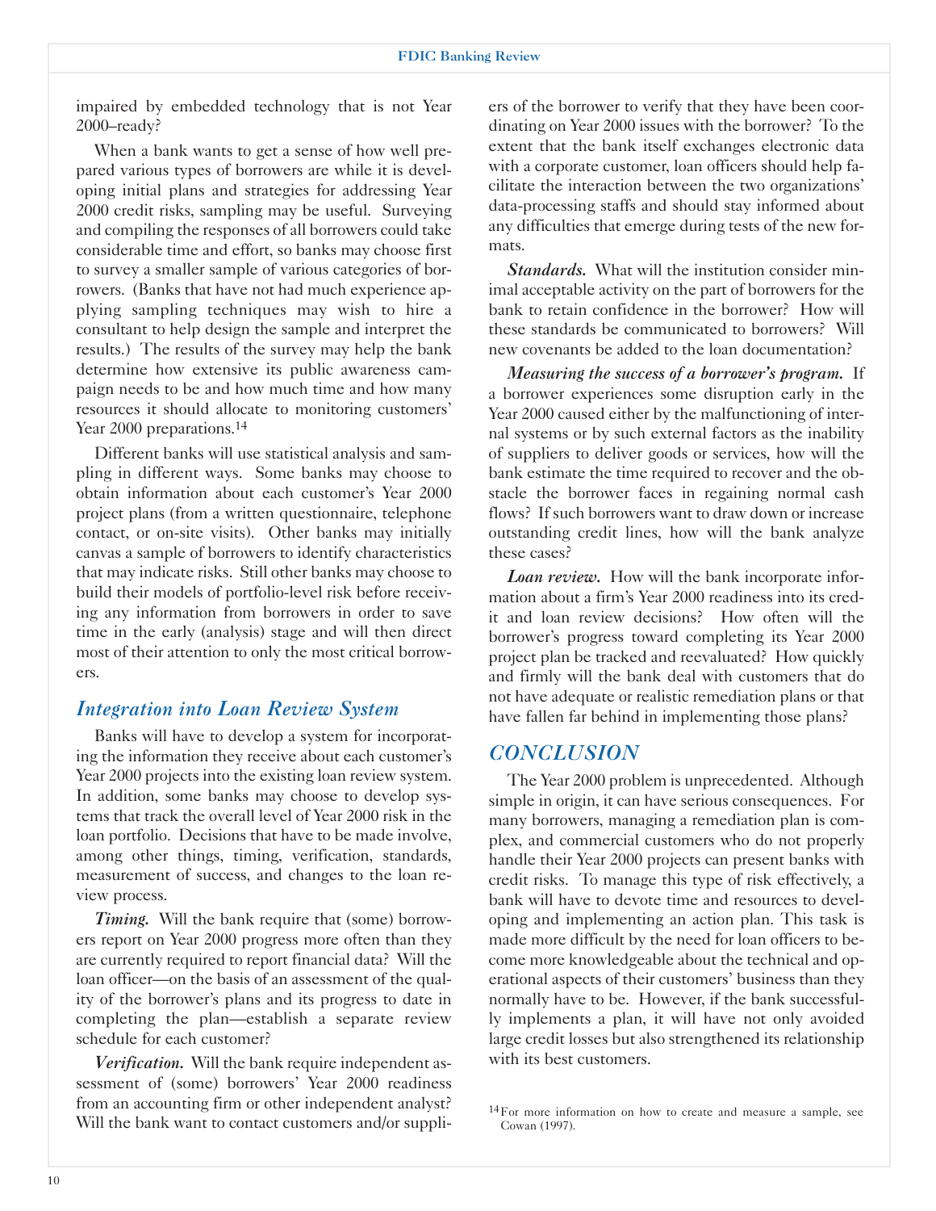impaired by embedded technology that is not Year 2000–ready?

When a bank wants to get a sense of how well prepared various types of borrowers are while it is developing initial plans and strategies for addressing Year 2000 credit risks, sampling may be useful. Surveying and compiling the responses of all borrowers could take considerable time and effort, so banks may choose first to survey a smaller sample of various categories of borrowers. (Banks that have not had much experience applying sampling techniques may wish to hire a consultant to help design the sample and interpret the results.) The results of the survey may help the bank determine how extensive its public awareness campaign needs to be and how much time and how many resources it should allocate to monitoring customers' Year 2000 preparations.[14]

Different banks will use statistical analysis and sampling in different ways. Some banks may choose to obtain information about each customer's Year 2000 project plans (from a written questionnaire, telephone contact, or on-site visits). Other banks may initially canvas a sample of borrowers to identify characteristics that may indicate risks. Still other banks may choose to build their models of portfolio-level risk before receiving any information from borrowers in order to save time in the early (analysis) stage and will then direct most of their attention to only the most critical borrowers.

## *Integration into Loan Review System*

Banks will have to develop a system for incorporating the information they receive about each customer's Year 2000 projects into the existing loan review system. In addition, some banks may choose to develop systems that track the overall level of Year 2000 risk in the loan portfolio. Decisions that have to be made involve, among other things, timing, verification, standards, measurement of success, and changes to the loan review process.

***Timing.*** Will the bank require that (some) borrowers report on Year 2000 progress more often than they are currently required to report financial data? Will the loan officer—on the basis of an assessment of the quality of the borrower's plans and its progress to date in completing the plan—establish a separate review schedule for each customer?

***Verification.*** Will the bank require independent assessment of (some) borrowers' Year 2000 readiness from an accounting firm or other independent analyst? Will the bank want to contact customers and/or suppliers of the borrower to verify that they have been coordinating on Year 2000 issues with the borrower? To the extent that the bank itself exchanges electronic data with a corporate customer, loan officers should help facilitate the interaction between the two organizations' data-processing staffs and should stay informed about any difficulties that emerge during tests of the new formats.

***Standards.*** What will the institution consider minimal acceptable activity on the part of borrowers for the bank to retain confidence in the borrower? How will these standards be communicated to borrowers? Will new covenants be added to the loan documentation?

***Measuring the success of a borrower's program.*** If a borrower experiences some disruption early in the Year 2000 caused either by the malfunctioning of internal systems or by such external factors as the inability of suppliers to deliver goods or services, how will the bank estimate the time required to recover and the obstacle the borrower faces in regaining normal cash flows? If such borrowers want to draw down or increase outstanding credit lines, how will the bank analyze these cases?

***Loan review.*** How will the bank incorporate information about a firm's Year 2000 readiness into its credit and loan review decisions? How often will the borrower's progress toward completing its Year 2000 project plan be tracked and reevaluated? How quickly and firmly will the bank deal with customers that do not have adequate or realistic remediation plans or that have fallen far behind in implementing those plans?

## *CONCLUSION*

The Year 2000 problem is unprecedented. Although simple in origin, it can have serious consequences. For many borrowers, managing a remediation plan is complex, and commercial customers who do not properly handle their Year 2000 projects can present banks with credit risks. To manage this type of risk effectively, a bank will have to devote time and resources to developing and implementing an action plan. This task is made more difficult by the need for loan officers to become more knowledgeable about the technical and operational aspects of their customers' business than they normally have to be. However, if the bank successfully implements a plan, it will have not only avoided large credit losses but also strengthened its relationship with its best customers.

[14] For more information on how to create and measure a sample, see Cowan (1997).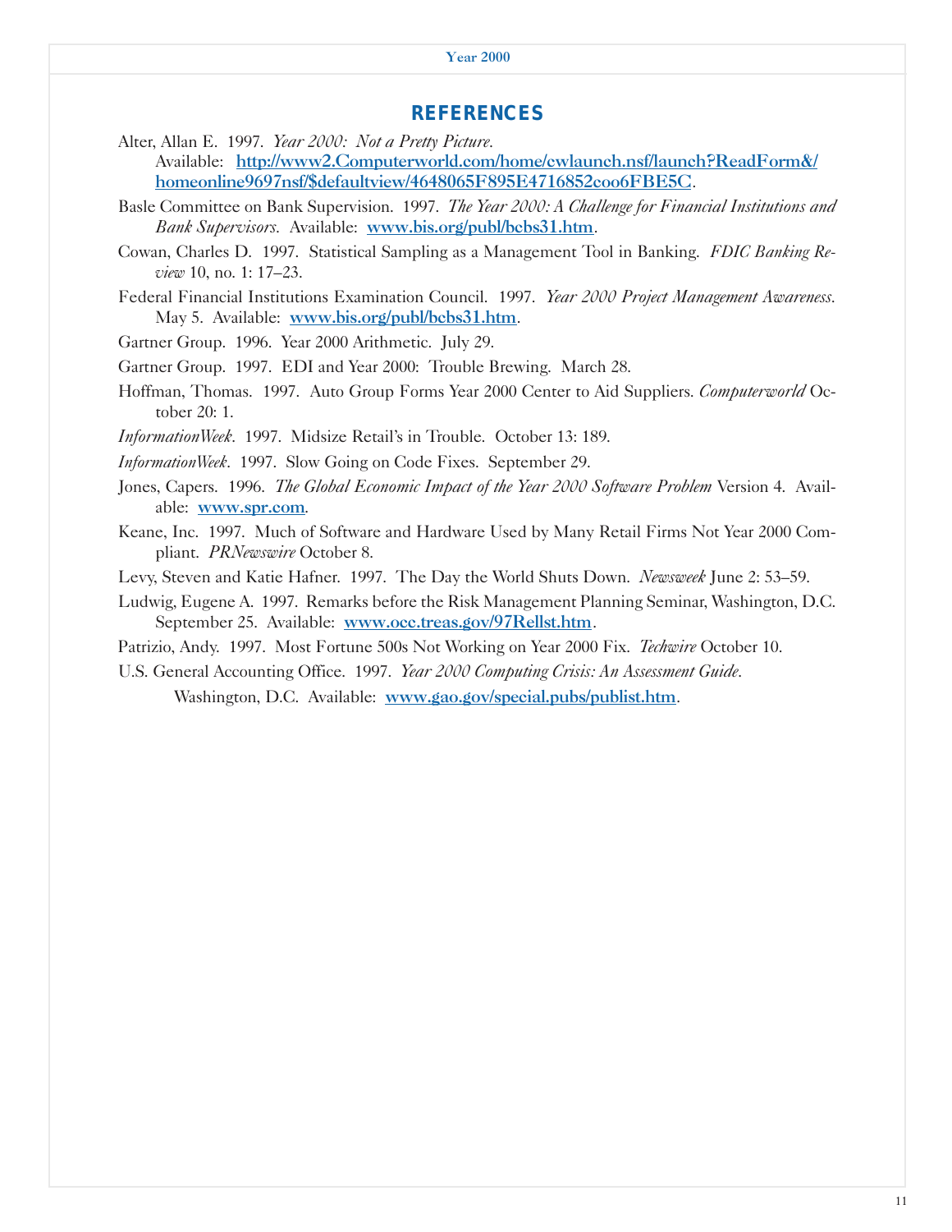## REFERENCES

Alter, Allan E. 1997. *Year 2000: Not a Pretty Picture*. Available: http://www2.Computerworld.com/home/cwlaunch.nsf/launch?ReadForm&/homeonline9697nsf/$defaultview/4648065F895E4716852coo6FBE5C.

Basle Committee on Bank Supervision. 1997. *The Year 2000: A Challenge for Financial Institutions and Bank Supervisors*. Available: www.bis.org/publ/bcbs31.htm.

Cowan, Charles D. 1997. Statistical Sampling as a Management Tool in Banking. *FDIC Banking Review* 10, no. 1: 17–23.

Federal Financial Institutions Examination Council. 1997. *Year 2000 Project Management Awareness*. May 5. Available: www.bis.org/publ/bcbs31.htm.

Gartner Group. 1996. Year 2000 Arithmetic. July 29.

Gartner Group. 1997. EDI and Year 2000: Trouble Brewing. March 28.

Hoffman, Thomas. 1997. Auto Group Forms Year 2000 Center to Aid Suppliers. *Computerworld* October 20: 1.

*InformationWeek*. 1997. Midsize Retail's in Trouble. October 13: 189.

*InformationWeek*. 1997. Slow Going on Code Fixes. September 29.

Jones, Capers. 1996. *The Global Economic Impact of the Year 2000 Software Problem* Version 4. Available: www.spr.com.

Keane, Inc. 1997. Much of Software and Hardware Used by Many Retail Firms Not Year 2000 Compliant. *PRNewswire* October 8.

Levy, Steven and Katie Hafner. 1997. The Day the World Shuts Down. *Newsweek* June 2: 53–59.

Ludwig, Eugene A. 1997. Remarks before the Risk Management Planning Seminar, Washington, D.C. September 25. Available: www.occ.treas.gov/97Rellst.htm.

Patrizio, Andy. 1997. Most Fortune 500s Not Working on Year 2000 Fix. *Techwire* October 10.

U.S. General Accounting Office. 1997. *Year 2000 Computing Crisis: An Assessment Guide*. Washington, D.C. Available: www.gao.gov/special.pubs/publist.htm.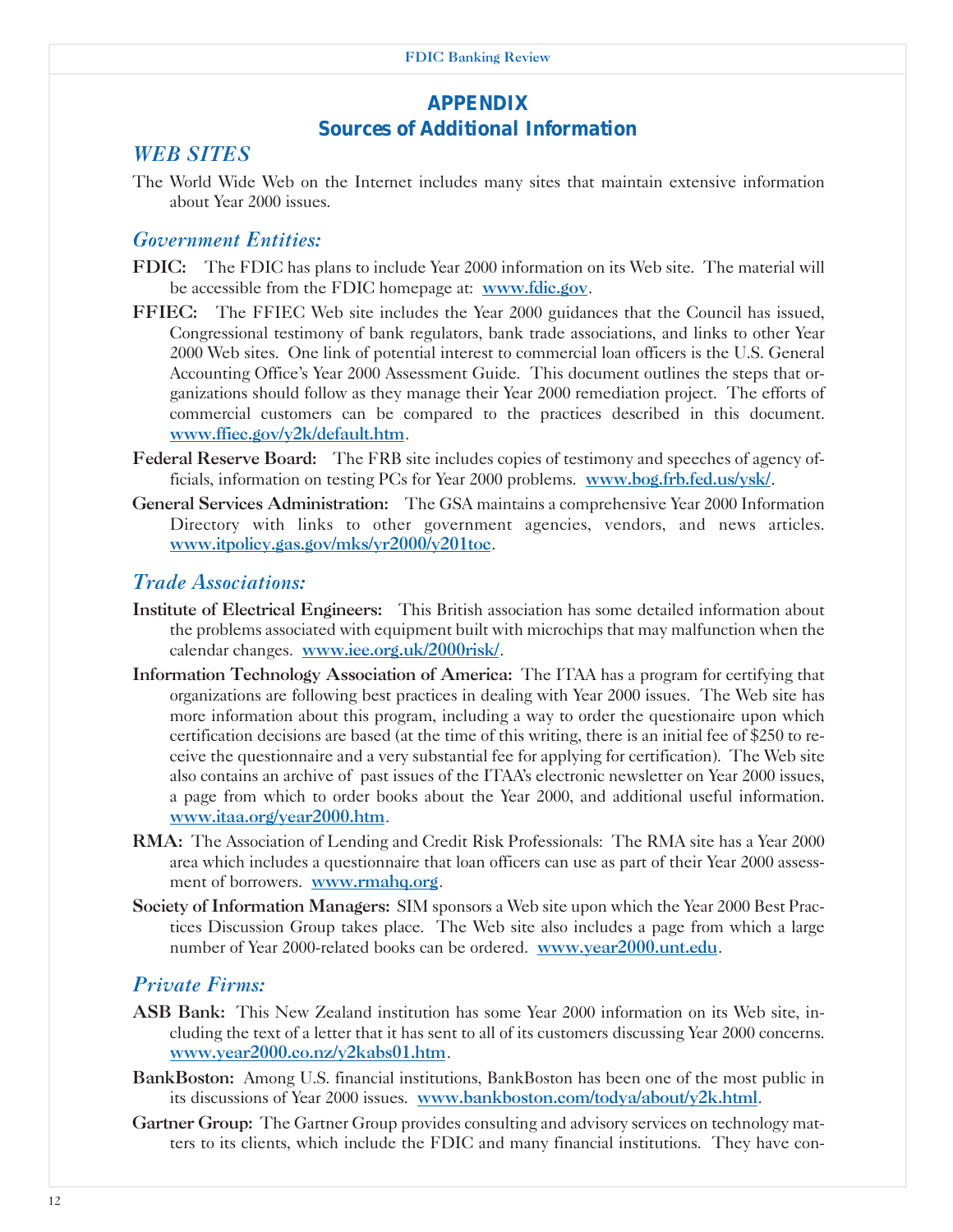# APPENDIX
## Sources of Additional Information

### *WEB SITES*

The World Wide Web on the Internet includes many sites that maintain extensive information about Year 2000 issues.

#### *Government Entities:*

**FDIC:** The FDIC has plans to include Year 2000 information on its Web site. The material will be accessible from the FDIC homepage at: www.fdic.gov.

**FFIEC:** The FFIEC Web site includes the Year 2000 guidances that the Council has issued, Congressional testimony of bank regulators, bank trade associations, and links to other Year 2000 Web sites. One link of potential interest to commercial loan officers is the U.S. General Accounting Office's Year 2000 Assessment Guide. This document outlines the steps that organizations should follow as they manage their Year 2000 remediation project. The efforts of commercial customers can be compared to the practices described in this document. www.ffiec.gov/y2k/default.htm.

**Federal Reserve Board:** The FRB site includes copies of testimony and speeches of agency officials, information on testing PCs for Year 2000 problems. www.bog.frb.fed.us/ysk/.

**General Services Administration:** The GSA maintains a comprehensive Year 2000 Information Directory with links to other government agencies, vendors, and news articles. www.itpolicy.gas.gov/mks/yr2000/y201toc.

#### *Trade Associations:*

**Institute of Electrical Engineers:** This British association has some detailed information about the problems associated with equipment built with microchips that may malfunction when the calendar changes. www.iee.org.uk/2000risk/.

**Information Technology Association of America:** The ITAA has a program for certifying that organizations are following best practices in dealing with Year 2000 issues. The Web site has more information about this program, including a way to order the questionaire upon which certification decisions are based (at the time of this writing, there is an initial fee of $250 to receive the questionnaire and a very substantial fee for applying for certification). The Web site also contains an archive of past issues of the ITAA's electronic newsletter on Year 2000 issues, a page from which to order books about the Year 2000, and additional useful information. www.itaa.org/year2000.htm.

**RMA:** The Association of Lending and Credit Risk Professionals: The RMA site has a Year 2000 area which includes a questionnaire that loan officers can use as part of their Year 2000 assessment of borrowers. www.rmahq.org.

**Society of Information Managers:** SIM sponsors a Web site upon which the Year 2000 Best Practices Discussion Group takes place. The Web site also includes a page from which a large number of Year 2000-related books can be ordered. www.year2000.unt.edu.

#### *Private Firms:*

**ASB Bank:** This New Zealand institution has some Year 2000 information on its Web site, including the text of a letter that it has sent to all of its customers discussing Year 2000 concerns. www.year2000.co.nz/y2kabs01.htm.

**BankBoston:** Among U.S. financial institutions, BankBoston has been one of the most public in its discussions of Year 2000 issues. www.bankboston.com/todya/about/y2k.html.

**Gartner Group:** The Gartner Group provides consulting and advisory services on technology matters to its clients, which include the FDIC and many financial institutions. They have con-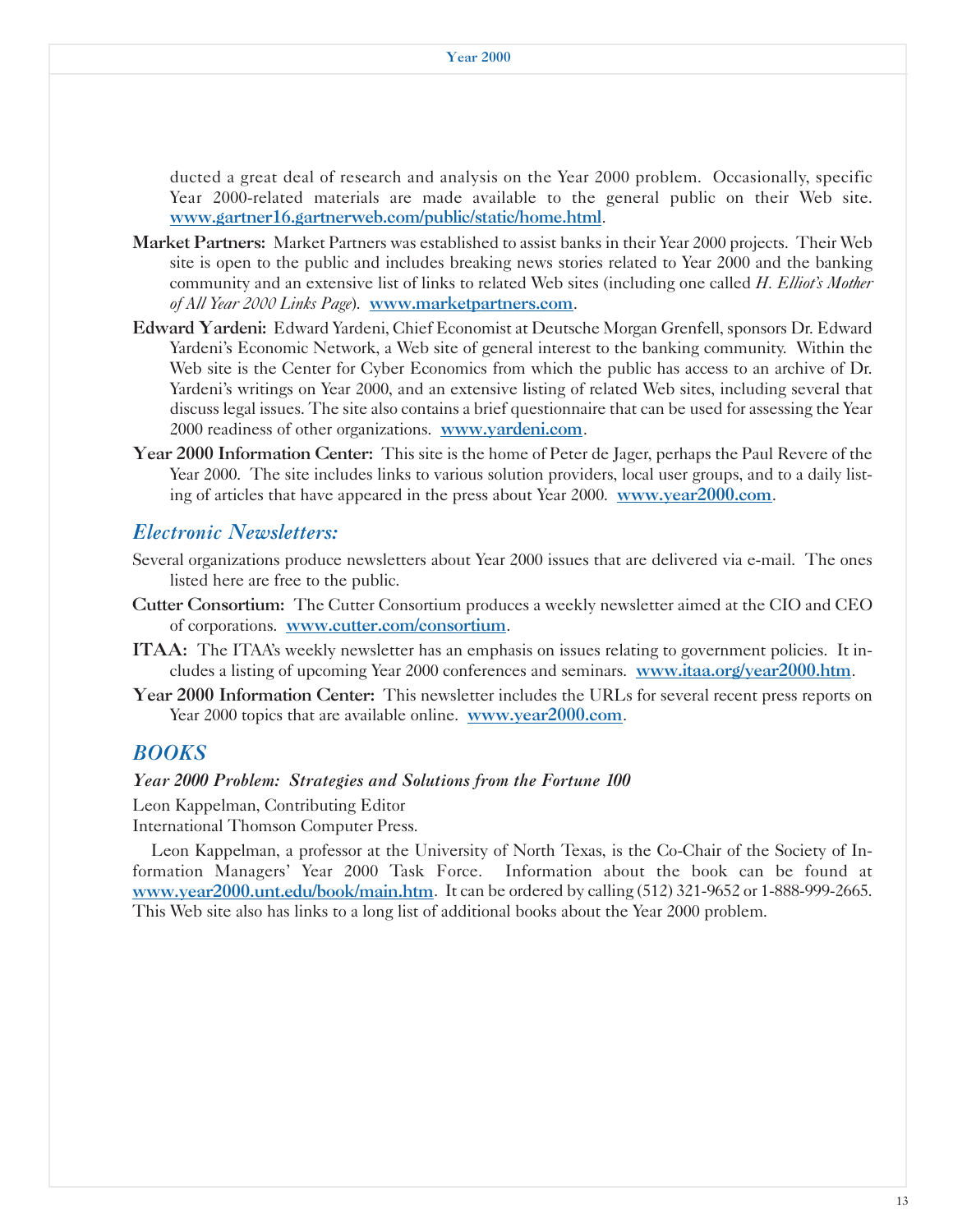ducted a great deal of research and analysis on the Year 2000 problem. Occasionally, specific Year 2000-related materials are made available to the general public on their Web site. www.gartner16.gartnerweb.com/public/static/home.html.

**Market Partners:** Market Partners was established to assist banks in their Year 2000 projects. Their Web site is open to the public and includes breaking news stories related to Year 2000 and the banking community and an extensive list of links to related Web sites (including one called *H. Elliot's Mother of All Year 2000 Links Page*). www.marketpartners.com.

**Edward Yardeni:** Edward Yardeni, Chief Economist at Deutsche Morgan Grenfell, sponsors Dr. Edward Yardeni's Economic Network, a Web site of general interest to the banking community. Within the Web site is the Center for Cyber Economics from which the public has access to an archive of Dr. Yardeni's writings on Year 2000, and an extensive listing of related Web sites, including several that discuss legal issues. The site also contains a brief questionnaire that can be used for assessing the Year 2000 readiness of other organizations. www.yardeni.com.

**Year 2000 Information Center:** This site is the home of Peter de Jager, perhaps the Paul Revere of the Year 2000. The site includes links to various solution providers, local user groups, and to a daily listing of articles that have appeared in the press about Year 2000. www.year2000.com.

## *Electronic Newsletters:*

Several organizations produce newsletters about Year 2000 issues that are delivered via e-mail. The ones listed here are free to the public.

**Cutter Consortium:** The Cutter Consortium produces a weekly newsletter aimed at the CIO and CEO of corporations. www.cutter.com/consortium.

**ITAA:** The ITAA's weekly newsletter has an emphasis on issues relating to government policies. It includes a listing of upcoming Year 2000 conferences and seminars. www.itaa.org/year2000.htm.

**Year 2000 Information Center:** This newsletter includes the URLs for several recent press reports on Year 2000 topics that are available online. www.year2000.com.

## *BOOKS*

***Year 2000 Problem: Strategies and Solutions from the Fortune 100***

Leon Kappelman, Contributing Editor
International Thomson Computer Press.

Leon Kappelman, a professor at the University of North Texas, is the Co-Chair of the Society of Information Managers' Year 2000 Task Force. Information about the book can be found at www.year2000.unt.edu/book/main.htm. It can be ordered by calling (512) 321-9652 or 1-888-999-2665. This Web site also has links to a long list of additional books about the Year 2000 problem.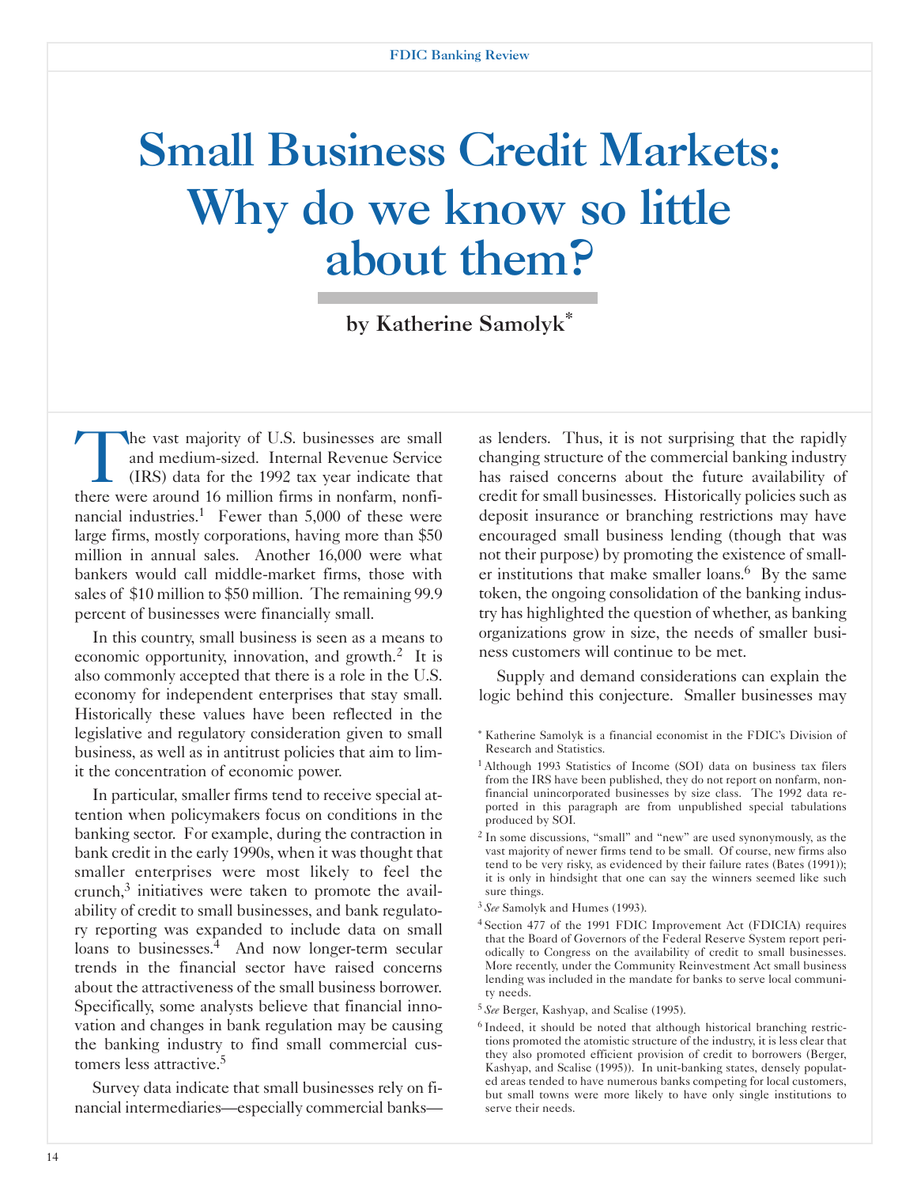# Small Business Credit Markets: Why do we know so little about them?

**by Katherine Samolyk***

The vast majority of U.S. businesses are small and medium-sized. Internal Revenue Service (IRS) data for the 1992 tax year indicate that there were around 16 million firms in nonfarm, nonfinancial industries.[1] Fewer than 5,000 of these were large firms, mostly corporations, having more than $50 million in annual sales. Another 16,000 were what bankers would call middle-market firms, those with sales of $10 million to $50 million. The remaining 99.9 percent of businesses were financially small.

In this country, small business is seen as a means to economic opportunity, innovation, and growth.[2] It is also commonly accepted that there is a role in the U.S. economy for independent enterprises that stay small. Historically these values have been reflected in the legislative and regulatory consideration given to small business, as well as in antitrust policies that aim to limit the concentration of economic power.

In particular, smaller firms tend to receive special attention when policymakers focus on conditions in the banking sector. For example, during the contraction in bank credit in the early 1990s, when it was thought that smaller enterprises were most likely to feel the crunch,[3] initiatives were taken to promote the availability of credit to small businesses, and bank regulatory reporting was expanded to include data on small loans to businesses.[4] And now longer-term secular trends in the financial sector have raised concerns about the attractiveness of the small business borrower. Specifically, some analysts believe that financial innovation and changes in bank regulation may be causing the banking industry to find small commercial customers less attractive.[5]

Survey data indicate that small businesses rely on financial intermediaries—especially commercial banks—as lenders. Thus, it is not surprising that the rapidly changing structure of the commercial banking industry has raised concerns about the future availability of credit for small businesses. Historically policies such as deposit insurance or branching restrictions may have encouraged small business lending (though that was not their purpose) by promoting the existence of smaller institutions that make smaller loans.[6] By the same token, the ongoing consolidation of the banking industry has highlighted the question of whether, as banking organizations grow in size, the needs of smaller business customers will continue to be met.

Supply and demand considerations can explain the logic behind this conjecture. Smaller businesses may

---

\* Katherine Samolyk is a financial economist in the FDIC's Division of Research and Statistics.

[1] Although 1993 Statistics of Income (SOI) data on business tax filers from the IRS have been published, they do not report on nonfarm, nonfinancial unincorporated businesses by size class. The 1992 data reported in this paragraph are from unpublished special tabulations produced by SOI.

[2] In some discussions, "small" and "new" are used synonymously, as the vast majority of newer firms tend to be small. Of course, new firms also tend to be very risky, as evidenced by their failure rates (Bates (1991)); it is only in hindsight that one can say the winners seemed like such sure things.

[3] *See* Samolyk and Humes (1993).

[4] Section 477 of the 1991 FDIC Improvement Act (FDICIA) requires that the Board of Governors of the Federal Reserve System report periodically to Congress on the availability of credit to small businesses. More recently, under the Community Reinvestment Act small business lending was included in the mandate for banks to serve local community needs.

[5] *See* Berger, Kashyap, and Scalise (1995).

[6] Indeed, it should be noted that although historical branching restrictions promoted the atomistic structure of the industry, it is less clear that they also promoted efficient provision of credit to borrowers (Berger, Kashyap, and Scalise (1995)). In unit-banking states, densely populated areas tended to have numerous banks competing for local customers, but small towns were more likely to have only single institutions to serve their needs.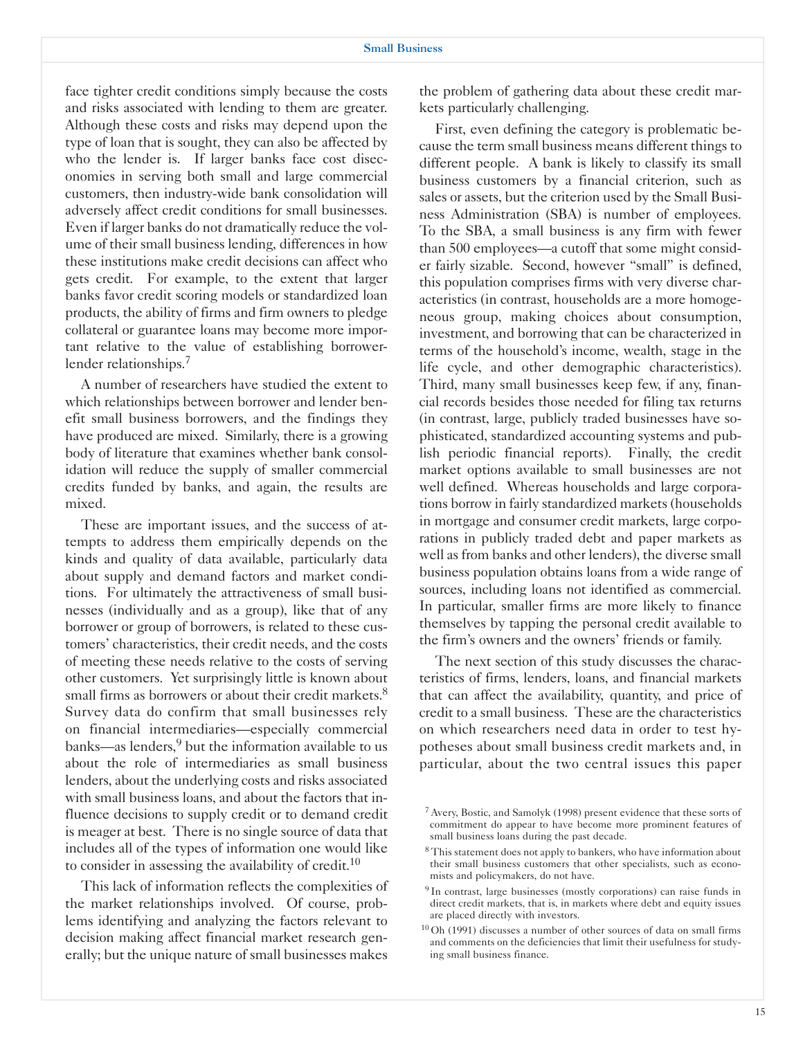face tighter credit conditions simply because the costs and risks associated with lending to them are greater. Although these costs and risks may depend upon the type of loan that is sought, they can also be affected by who the lender is. If larger banks face cost diseconomies in serving both small and large commercial customers, then industry-wide bank consolidation will adversely affect credit conditions for small businesses. Even if larger banks do not dramatically reduce the volume of their small business lending, differences in how these institutions make credit decisions can affect who gets credit. For example, to the extent that larger banks favor credit scoring models or standardized loan products, the ability of firms and firm owners to pledge collateral or guarantee loans may become more important relative to the value of establishing borrower-lender relationships.[7]

A number of researchers have studied the extent to which relationships between borrower and lender benefit small business borrowers, and the findings they have produced are mixed. Similarly, there is a growing body of literature that examines whether bank consolidation will reduce the supply of smaller commercial credits funded by banks, and again, the results are mixed.

These are important issues, and the success of attempts to address them empirically depends on the kinds and quality of data available, particularly data about supply and demand factors and market conditions. For ultimately the attractiveness of small businesses (individually and as a group), like that of any borrower or group of borrowers, is related to these customers' characteristics, their credit needs, and the costs of meeting these needs relative to the costs of serving other customers. Yet surprisingly little is known about small firms as borrowers or about their credit markets.[8] Survey data do confirm that small businesses rely on financial intermediaries—especially commercial banks—as lenders,[9] but the information available to us about the role of intermediaries as small business lenders, about the underlying costs and risks associated with small business loans, and about the factors that influence decisions to supply credit or to demand credit is meager at best. There is no single source of data that includes all of the types of information one would like to consider in assessing the availability of credit.[10]

This lack of information reflects the complexities of the market relationships involved. Of course, problems identifying and analyzing the factors relevant to decision making affect financial market research generally; but the unique nature of small businesses makes the problem of gathering data about these credit markets particularly challenging.

First, even defining the category is problematic because the term small business means different things to different people. A bank is likely to classify its small business customers by a financial criterion, such as sales or assets, but the criterion used by the Small Business Administration (SBA) is number of employees. To the SBA, a small business is any firm with fewer than 500 employees—a cutoff that some might consider fairly sizable. Second, however "small" is defined, this population comprises firms with very diverse characteristics (in contrast, households are a more homogeneous group, making choices about consumption, investment, and borrowing that can be characterized in terms of the household's income, wealth, stage in the life cycle, and other demographic characteristics). Third, many small businesses keep few, if any, financial records besides those needed for filing tax returns (in contrast, large, publicly traded businesses have sophisticated, standardized accounting systems and publish periodic financial reports). Finally, the credit market options available to small businesses are not well defined. Whereas households and large corporations borrow in fairly standardized markets (households in mortgage and consumer credit markets, large corporations in publicly traded debt and paper markets as well as from banks and other lenders), the diverse small business population obtains loans from a wide range of sources, including loans not identified as commercial. In particular, smaller firms are more likely to finance themselves by tapping the personal credit available to the firm's owners and the owners' friends or family.

The next section of this study discusses the characteristics of firms, lenders, loans, and financial markets that can affect the availability, quantity, and price of credit to a small business. These are the characteristics on which researchers need data in order to test hypotheses about small business credit markets and, in particular, about the two central issues this paper

[7] Avery, Bostic, and Samolyk (1998) present evidence that these sorts of commitment do appear to have become more prominent features of small business loans during the past decade.

[8] This statement does not apply to bankers, who have information about their small business customers that other specialists, such as economists and policymakers, do not have.

[9] In contrast, large businesses (mostly corporations) can raise funds in direct credit markets, that is, in markets where debt and equity issues are placed directly with investors.

[10] Oh (1991) discusses a number of other sources of data on small firms and comments on the deficiencies that limit their usefulness for studying small business finance.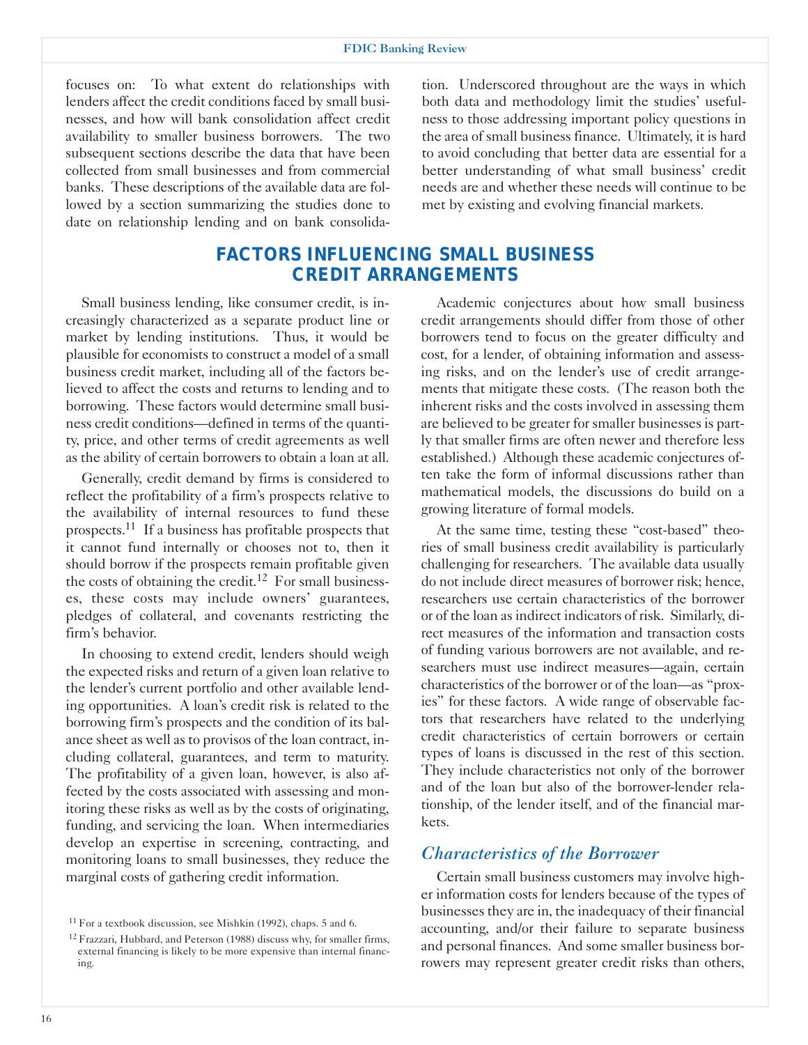focuses on: To what extent do relationships with lenders affect the credit conditions faced by small businesses, and how will bank consolidation affect credit availability to smaller business borrowers. The two subsequent sections describe the data that have been collected from small businesses and from commercial banks. These descriptions of the available data are followed by a section summarizing the studies done to date on relationship lending and on bank consolidation. Underscored throughout are the ways in which both data and methodology limit the studies' usefulness to those addressing important policy questions in the area of small business finance. Ultimately, it is hard to avoid concluding that better data are essential for a better understanding of what small business' credit needs are and whether these needs will continue to be met by existing and evolving financial markets.

## FACTORS INFLUENCING SMALL BUSINESS CREDIT ARRANGEMENTS

Small business lending, like consumer credit, is increasingly characterized as a separate product line or market by lending institutions. Thus, it would be plausible for economists to construct a model of a small business credit market, including all of the factors believed to affect the costs and returns to lending and to borrowing. These factors would determine small business credit conditions—defined in terms of the quantity, price, and other terms of credit agreements as well as the ability of certain borrowers to obtain a loan at all.

Generally, credit demand by firms is considered to reflect the profitability of a firm's prospects relative to the availability of internal resources to fund these prospects.[11] If a business has profitable prospects that it cannot fund internally or chooses not to, then it should borrow if the prospects remain profitable given the costs of obtaining the credit.[12] For small businesses, these costs may include owners' guarantees, pledges of collateral, and covenants restricting the firm's behavior.

In choosing to extend credit, lenders should weigh the expected risks and return of a given loan relative to the lender's current portfolio and other available lending opportunities. A loan's credit risk is related to the borrowing firm's prospects and the condition of its balance sheet as well as to provisos of the loan contract, including collateral, guarantees, and term to maturity. The profitability of a given loan, however, is also affected by the costs associated with assessing and monitoring these risks as well as by the costs of originating, funding, and servicing the loan. When intermediaries develop an expertise in screening, contracting, and monitoring loans to small businesses, they reduce the marginal costs of gathering credit information.

Academic conjectures about how small business credit arrangements should differ from those of other borrowers tend to focus on the greater difficulty and cost, for a lender, of obtaining information and assessing risks, and on the lender's use of credit arrangements that mitigate these costs. (The reason both the inherent risks and the costs involved in assessing them are believed to be greater for smaller businesses is partly that smaller firms are often newer and therefore less established.) Although these academic conjectures often take the form of informal discussions rather than mathematical models, the discussions do build on a growing literature of formal models.

At the same time, testing these "cost-based" theories of small business credit availability is particularly challenging for researchers. The available data usually do not include direct measures of borrower risk; hence, researchers use certain characteristics of the borrower or of the loan as indirect indicators of risk. Similarly, direct measures of the information and transaction costs of funding various borrowers are not available, and researchers must use indirect measures—again, certain characteristics of the borrower or of the loan—as "proxies" for these factors. A wide range of observable factors that researchers have related to the underlying credit characteristics of certain borrowers or certain types of loans is discussed in the rest of this section. They include characteristics not only of the borrower and of the loan but also of the borrower-lender relationship, of the lender itself, and of the financial markets.

### *Characteristics of the Borrower*

Certain small business customers may involve higher information costs for lenders because of the types of businesses they are in, the inadequacy of their financial accounting, and/or their failure to separate business and personal finances. And some smaller business borrowers may represent greater credit risks than others,

[11] For a textbook discussion, see Mishkin (1992), chaps. 5 and 6.

[12] Frazzari, Hubbard, and Peterson (1988) discuss why, for smaller firms, external financing is likely to be more expensive than internal financing.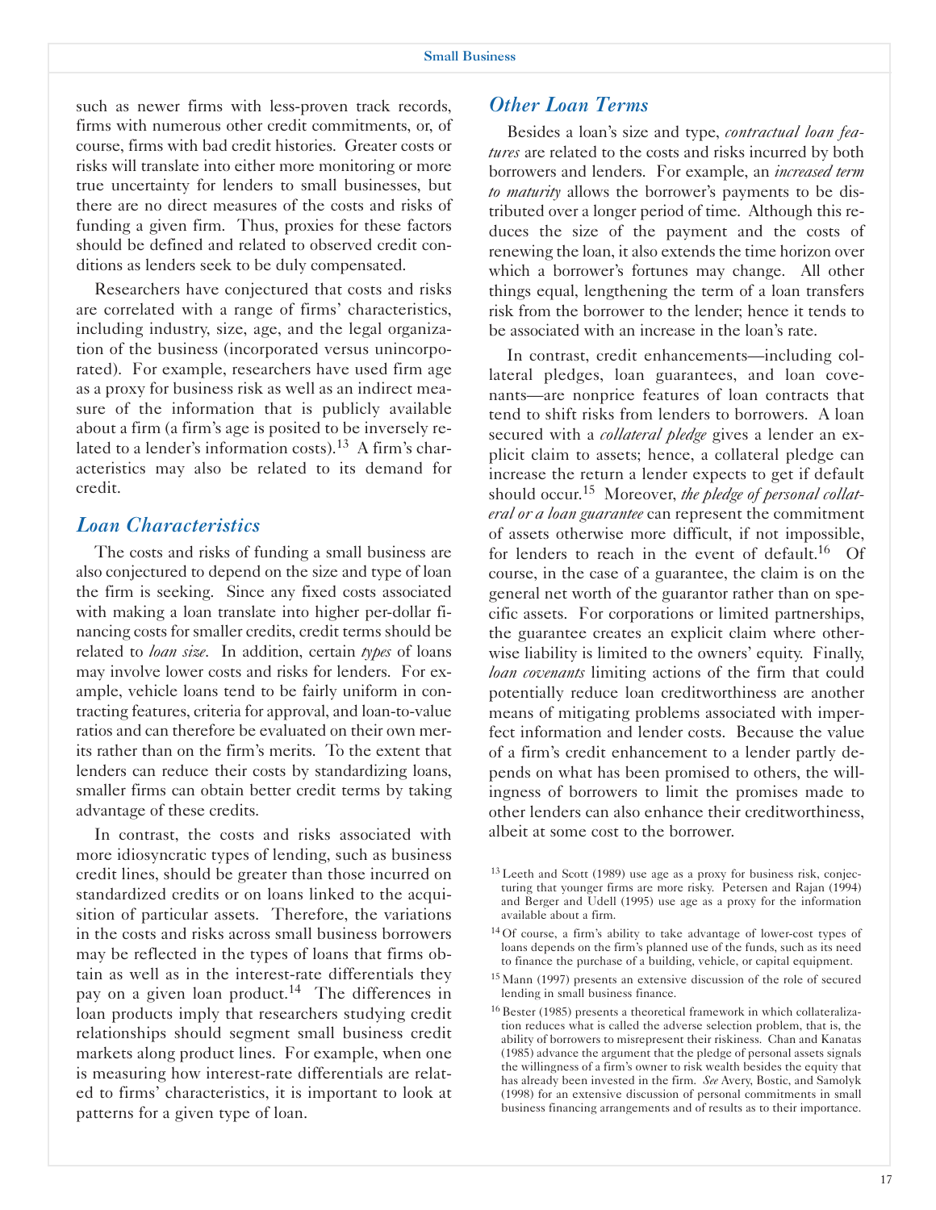such as newer firms with less-proven track records, firms with numerous other credit commitments, or, of course, firms with bad credit histories. Greater costs or risks will translate into either more monitoring or more true uncertainty for lenders to small businesses, but there are no direct measures of the costs and risks of funding a given firm. Thus, proxies for these factors should be defined and related to observed credit conditions as lenders seek to be duly compensated.

Researchers have conjectured that costs and risks are correlated with a range of firms' characteristics, including industry, size, age, and the legal organization of the business (incorporated versus unincorporated). For example, researchers have used firm age as a proxy for business risk as well as an indirect measure of the information that is publicly available about a firm (a firm's age is posited to be inversely related to a lender's information costs).[13] A firm's characteristics may also be related to its demand for credit.

## *Loan Characteristics*

The costs and risks of funding a small business are also conjectured to depend on the size and type of loan the firm is seeking. Since any fixed costs associated with making a loan translate into higher per-dollar financing costs for smaller credits, credit terms should be related to *loan size*. In addition, certain *types* of loans may involve lower costs and risks for lenders. For example, vehicle loans tend to be fairly uniform in contracting features, criteria for approval, and loan-to-value ratios and can therefore be evaluated on their own merits rather than on the firm's merits. To the extent that lenders can reduce their costs by standardizing loans, smaller firms can obtain better credit terms by taking advantage of these credits.

In contrast, the costs and risks associated with more idiosyncratic types of lending, such as business credit lines, should be greater than those incurred on standardized credits or on loans linked to the acquisition of particular assets. Therefore, the variations in the costs and risks across small business borrowers may be reflected in the types of loans that firms obtain as well as in the interest-rate differentials they pay on a given loan product.[14] The differences in loan products imply that researchers studying credit relationships should segment small business credit markets along product lines. For example, when one is measuring how interest-rate differentials are related to firms' characteristics, it is important to look at patterns for a given type of loan.

## *Other Loan Terms*

Besides a loan's size and type, *contractual loan features* are related to the costs and risks incurred by both borrowers and lenders. For example, an *increased term to maturity* allows the borrower's payments to be distributed over a longer period of time. Although this reduces the size of the payment and the costs of renewing the loan, it also extends the time horizon over which a borrower's fortunes may change. All other things equal, lengthening the term of a loan transfers risk from the borrower to the lender; hence it tends to be associated with an increase in the loan's rate.

In contrast, credit enhancements—including collateral pledges, loan guarantees, and loan covenants—are nonprice features of loan contracts that tend to shift risks from lenders to borrowers. A loan secured with a *collateral pledge* gives a lender an explicit claim to assets; hence, a collateral pledge can increase the return a lender expects to get if default should occur.[15] Moreover, *the pledge of personal collateral or a loan guarantee* can represent the commitment of assets otherwise more difficult, if not impossible, for lenders to reach in the event of default.[16] Of course, in the case of a guarantee, the claim is on the general net worth of the guarantor rather than on specific assets. For corporations or limited partnerships, the guarantee creates an explicit claim where otherwise liability is limited to the owners' equity. Finally, *loan covenants* limiting actions of the firm that could potentially reduce loan creditworthiness are another means of mitigating problems associated with imperfect information and lender costs. Because the value of a firm's credit enhancement to a lender partly depends on what has been promised to others, the willingness of borrowers to limit the promises made to other lenders can also enhance their creditworthiness, albeit at some cost to the borrower.

---

[13] Leeth and Scott (1989) use age as a proxy for business risk, conjecturing that younger firms are more risky. Petersen and Rajan (1994) and Berger and Udell (1995) use age as a proxy for the information available about a firm.

[14] Of course, a firm's ability to take advantage of lower-cost types of loans depends on the firm's planned use of the funds, such as its need to finance the purchase of a building, vehicle, or capital equipment.

[15] Mann (1997) presents an extensive discussion of the role of secured lending in small business finance.

[16] Bester (1985) presents a theoretical framework in which collateralization reduces what is called the adverse selection problem, that is, the ability of borrowers to misrepresent their riskiness. Chan and Kanatas (1985) advance the argument that the pledge of personal assets signals the willingness of a firm's owner to risk wealth besides the equity that has already been invested in the firm. *See* Avery, Bostic, and Samolyk (1998) for an extensive discussion of personal commitments in small business financing arrangements and of results as to their importance.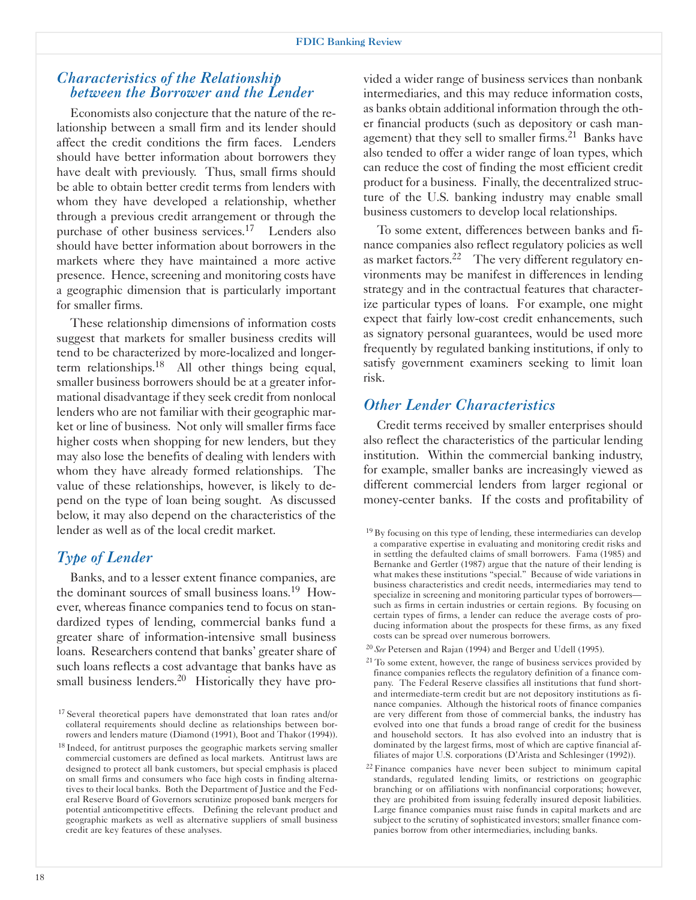## *Characteristics of the Relationship between the Borrower and the Lender*

Economists also conjecture that the nature of the relationship between a small firm and its lender should affect the credit conditions the firm faces. Lenders should have better information about borrowers they have dealt with previously. Thus, small firms should be able to obtain better credit terms from lenders with whom they have developed a relationship, whether through a previous credit arrangement or through the purchase of other business services.[17] Lenders also should have better information about borrowers in the markets where they have maintained a more active presence. Hence, screening and monitoring costs have a geographic dimension that is particularly important for smaller firms.

These relationship dimensions of information costs suggest that markets for smaller business credits will tend to be characterized by more-localized and longer-term relationships.[18] All other things being equal, smaller business borrowers should be at a greater informational disadvantage if they seek credit from nonlocal lenders who are not familiar with their geographic market or line of business. Not only will smaller firms face higher costs when shopping for new lenders, but they may also lose the benefits of dealing with lenders with whom they have already formed relationships. The value of these relationships, however, is likely to depend on the type of loan being sought. As discussed below, it may also depend on the characteristics of the lender as well as of the local credit market.

## *Type of Lender*

Banks, and to a lesser extent finance companies, are the dominant sources of small business loans.[19] However, whereas finance companies tend to focus on standardized types of lending, commercial banks fund a greater share of information-intensive small business loans. Researchers contend that banks' greater share of such loans reflects a cost advantage that banks have as small business lenders.[20] Historically they have provided a wider range of business services than nonbank intermediaries, and this may reduce information costs, as banks obtain additional information through the other financial products (such as depository or cash management) that they sell to smaller firms.[21] Banks have also tended to offer a wider range of loan types, which can reduce the cost of finding the most efficient credit product for a business. Finally, the decentralized structure of the U.S. banking industry may enable small business customers to develop local relationships.

To some extent, differences between banks and finance companies also reflect regulatory policies as well as market factors.[22] The very different regulatory environments may be manifest in differences in lending strategy and in the contractual features that characterize particular types of loans. For example, one might expect that fairly low-cost credit enhancements, such as signatory personal guarantees, would be used more frequently by regulated banking institutions, if only to satisfy government examiners seeking to limit loan risk.

## *Other Lender Characteristics*

Credit terms received by smaller enterprises should also reflect the characteristics of the particular lending institution. Within the commercial banking industry, for example, smaller banks are increasingly viewed as different commercial lenders from larger regional or money-center banks. If the costs and profitability of

---

[17] Several theoretical papers have demonstrated that loan rates and/or collateral requirements should decline as relationships between borrowers and lenders mature (Diamond (1991), Boot and Thakor (1994)).

[18] Indeed, for antitrust purposes the geographic markets serving smaller commercial customers are defined as local markets. Antitrust laws are designed to protect all bank customers, but special emphasis is placed on small firms and consumers who face high costs in finding alternatives to their local banks. Both the Department of Justice and the Federal Reserve Board of Governors scrutinize proposed bank mergers for potential anticompetitive effects. Defining the relevant product and geographic markets as well as alternative suppliers of small business credit are key features of these analyses.

[19] By focusing on this type of lending, these intermediaries can develop a comparative expertise in evaluating and monitoring credit risks and in settling the defaulted claims of small borrowers. Fama (1985) and Bernanke and Gertler (1987) argue that the nature of their lending is what makes these institutions "special." Because of wide variations in business characteristics and credit needs, intermediaries may tend to specialize in screening and monitoring particular types of borrowers—such as firms in certain industries or certain regions. By focusing on certain types of firms, a lender can reduce the average costs of producing information about the prospects for these firms, as any fixed costs can be spread over numerous borrowers.

[20] *See* Petersen and Rajan (1994) and Berger and Udell (1995).

[21] To some extent, however, the range of business services provided by finance companies reflects the regulatory definition of a finance company. The Federal Reserve classifies all institutions that fund short- and intermediate-term credit but are not depository institutions as finance companies. Although the historical roots of finance companies are very different from those of commercial banks, the industry has evolved into one that funds a broad range of credit for the business and household sectors. It has also evolved into an industry that is dominated by the largest firms, most of which are captive financial affiliates of major U.S. corporations (D'Arista and Schlesinger (1992)).

[22] Finance companies have never been subject to minimum capital standards, regulated lending limits, or restrictions on geographic branching or on affiliations with nonfinancial corporations; however, they are prohibited from issuing federally insured deposit liabilities. Large finance companies must raise funds in capital markets and are subject to the scrutiny of sophisticated investors; smaller finance companies borrow from other intermediaries, including banks.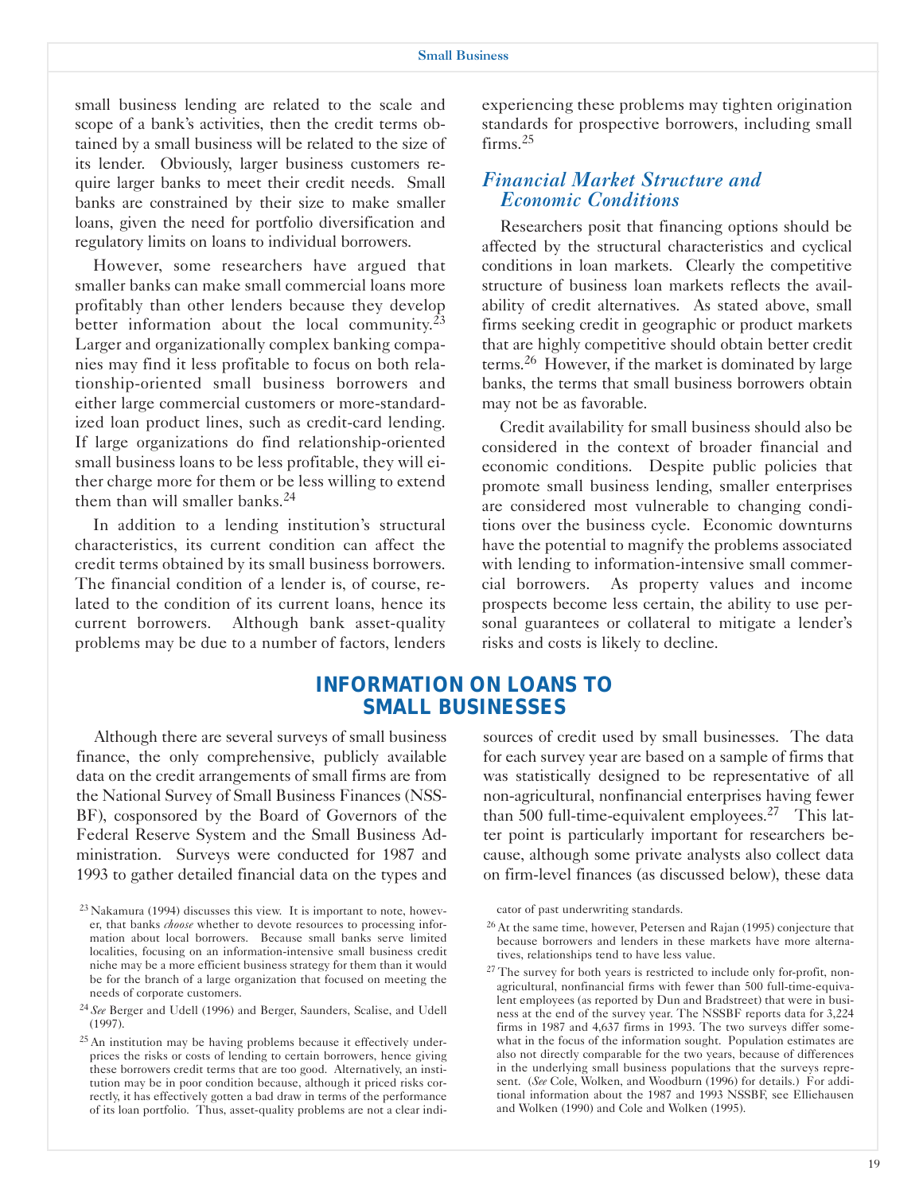small business lending are related to the scale and scope of a bank's activities, then the credit terms obtained by a small business will be related to the size of its lender. Obviously, larger business customers require larger banks to meet their credit needs. Small banks are constrained by their size to make smaller loans, given the need for portfolio diversification and regulatory limits on loans to individual borrowers.

However, some researchers have argued that smaller banks can make small commercial loans more profitably than other lenders because they develop better information about the local community.[23] Larger and organizationally complex banking companies may find it less profitable to focus on both relationship-oriented small business borrowers and either large commercial customers or more-standardized loan product lines, such as credit-card lending. If large organizations do find relationship-oriented small business loans to be less profitable, they will either charge more for them or be less willing to extend them than will smaller banks.[24]

In addition to a lending institution's structural characteristics, its current condition can affect the credit terms obtained by its small business borrowers. The financial condition of a lender is, of course, related to the condition of its current loans, hence its current borrowers. Although bank asset-quality problems may be due to a number of factors, lenders experiencing these problems may tighten origination standards for prospective borrowers, including small firms.[25]

### *Financial Market Structure and Economic Conditions*

Researchers posit that financing options should be affected by the structural characteristics and cyclical conditions in loan markets. Clearly the competitive structure of business loan markets reflects the availability of credit alternatives. As stated above, small firms seeking credit in geographic or product markets that are highly competitive should obtain better credit terms.[26] However, if the market is dominated by large banks, the terms that small business borrowers obtain may not be as favorable.

Credit availability for small business should also be considered in the context of broader financial and economic conditions. Despite public policies that promote small business lending, smaller enterprises are considered most vulnerable to changing conditions over the business cycle. Economic downturns have the potential to magnify the problems associated with lending to information-intensive small commercial borrowers. As property values and income prospects become less certain, the ability to use personal guarantees or collateral to mitigate a lender's risks and costs is likely to decline.

## INFORMATION ON LOANS TO SMALL BUSINESSES

Although there are several surveys of small business finance, the only comprehensive, publicly available data on the credit arrangements of small firms are from the National Survey of Small Business Finances (NSSBF), cosponsored by the Board of Governors of the Federal Reserve System and the Small Business Administration. Surveys were conducted for 1987 and 1993 to gather detailed financial data on the types and sources of credit used by small businesses. The data for each survey year are based on a sample of firms that was statistically designed to be representative of all non-agricultural, nonfinancial enterprises having fewer than 500 full-time-equivalent employees.[27] This latter point is particularly important for researchers because, although some private analysts also collect data on firm-level finances (as discussed below), these data

---

[23] Nakamura (1994) discusses this view. It is important to note, however, that banks *choose* whether to devote resources to processing information about local borrowers. Because small banks serve limited localities, focusing on an information-intensive small business credit niche may be a more efficient business strategy for them than it would be for the branch of a large organization that focused on meeting the needs of corporate customers.

[24] *See* Berger and Udell (1996) and Berger, Saunders, Scalise, and Udell (1997).

[25] An institution may be having problems because it effectively underprices the risks or costs of lending to certain borrowers, hence giving these borrowers credit terms that are too good. Alternatively, an institution may be in poor condition because, although it priced risks correctly, it has effectively gotten a bad draw in terms of the performance of its loan portfolio. Thus, asset-quality problems are not a clear indicator of past underwriting standards.

[26] At the same time, however, Petersen and Rajan (1995) conjecture that because borrowers and lenders in these markets have more alternatives, relationships tend to have less value.

[27] The survey for both years is restricted to include only for-profit, non-agricultural, nonfinancial firms with fewer than 500 full-time-equivalent employees (as reported by Dun and Bradstreet) that were in business at the end of the survey year. The NSSBF reports data for 3,224 firms in 1987 and 4,637 firms in 1993. The two surveys differ somewhat in the focus of the information sought. Population estimates are also not directly comparable for the two years, because of differences in the underlying small business populations that the surveys represent. (*See* Cole, Wolken, and Woodburn (1996) for details.) For additional information about the 1987 and 1993 NSSBF, see Elliehausen and Wolken (1990) and Cole and Wolken (1995).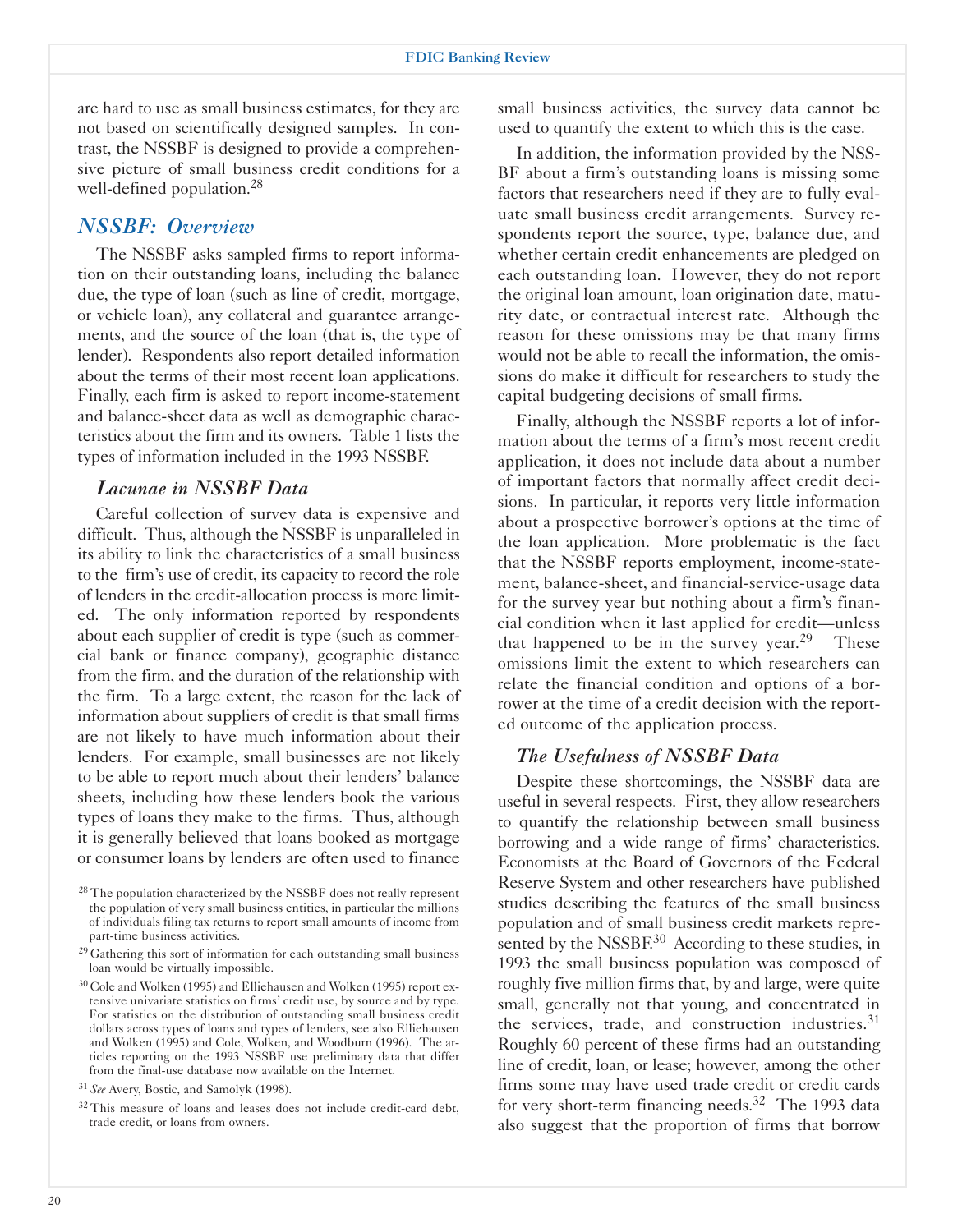are hard to use as small business estimates, for they are not based on scientifically designed samples. In contrast, the NSSBF is designed to provide a comprehensive picture of small business credit conditions for a well-defined population.[28]

## *NSSBF: Overview*

The NSSBF asks sampled firms to report information on their outstanding loans, including the balance due, the type of loan (such as line of credit, mortgage, or vehicle loan), any collateral and guarantee arrangements, and the source of the loan (that is, the type of lender). Respondents also report detailed information about the terms of their most recent loan applications. Finally, each firm is asked to report income-statement and balance-sheet data as well as demographic characteristics about the firm and its owners. Table 1 lists the types of information included in the 1993 NSSBF.

### *Lacunae in NSSBF Data*

Careful collection of survey data is expensive and difficult. Thus, although the NSSBF is unparalleled in its ability to link the characteristics of a small business to the firm's use of credit, its capacity to record the role of lenders in the credit-allocation process is more limited. The only information reported by respondents about each supplier of credit is type (such as commercial bank or finance company), geographic distance from the firm, and the duration of the relationship with the firm. To a large extent, the reason for the lack of information about suppliers of credit is that small firms are not likely to have much information about their lenders. For example, small businesses are not likely to be able to report much about their lenders' balance sheets, including how these lenders book the various types of loans they make to the firms. Thus, although it is generally believed that loans booked as mortgage or consumer loans by lenders are often used to finance small business activities, the survey data cannot be used to quantify the extent to which this is the case.

In addition, the information provided by the NSSBF about a firm's outstanding loans is missing some factors that researchers need if they are to fully evaluate small business credit arrangements. Survey respondents report the source, type, balance due, and whether certain credit enhancements are pledged on each outstanding loan. However, they do not report the original loan amount, loan origination date, maturity date, or contractual interest rate. Although the reason for these omissions may be that many firms would not be able to recall the information, the omissions do make it difficult for researchers to study the capital budgeting decisions of small firms.

Finally, although the NSSBF reports a lot of information about the terms of a firm's most recent credit application, it does not include data about a number of important factors that normally affect credit decisions. In particular, it reports very little information about a prospective borrower's options at the time of the loan application. More problematic is the fact that the NSSBF reports employment, income-statement, balance-sheet, and financial-service-usage data for the survey year but nothing about a firm's financial condition when it last applied for credit—unless that happened to be in the survey year.[29] These omissions limit the extent to which researchers can relate the financial condition and options of a borrower at the time of a credit decision with the reported outcome of the application process.

### *The Usefulness of NSSBF Data*

Despite these shortcomings, the NSSBF data are useful in several respects. First, they allow researchers to quantify the relationship between small business borrowing and a wide range of firms' characteristics. Economists at the Board of Governors of the Federal Reserve System and other researchers have published studies describing the features of the small business population and of small business credit markets represented by the NSSBF.[30] According to these studies, in 1993 the small business population was composed of roughly five million firms that, by and large, were quite small, generally not that young, and concentrated in the services, trade, and construction industries.[31] Roughly 60 percent of these firms had an outstanding line of credit, loan, or lease; however, among the other firms some may have used trade credit or credit cards for very short-term financing needs.[32] The 1993 data also suggest that the proportion of firms that borrow

---

[28] The population characterized by the NSSBF does not really represent the population of very small business entities, in particular the millions of individuals filing tax returns to report small amounts of income from part-time business activities.

[29] Gathering this sort of information for each outstanding small business loan would be virtually impossible.

[30] Cole and Wolken (1995) and Elliehausen and Wolken (1995) report extensive univariate statistics on firms' credit use, by source and by type. For statistics on the distribution of outstanding small business credit dollars across types of loans and types of lenders, see also Elliehausen and Wolken (1995) and Cole, Wolken, and Woodburn (1996). The articles reporting on the 1993 NSSBF use preliminary data that differ from the final-use database now available on the Internet.

[31] *See* Avery, Bostic, and Samolyk (1998).

[32] This measure of loans and leases does not include credit-card debt, trade credit, or loans from owners.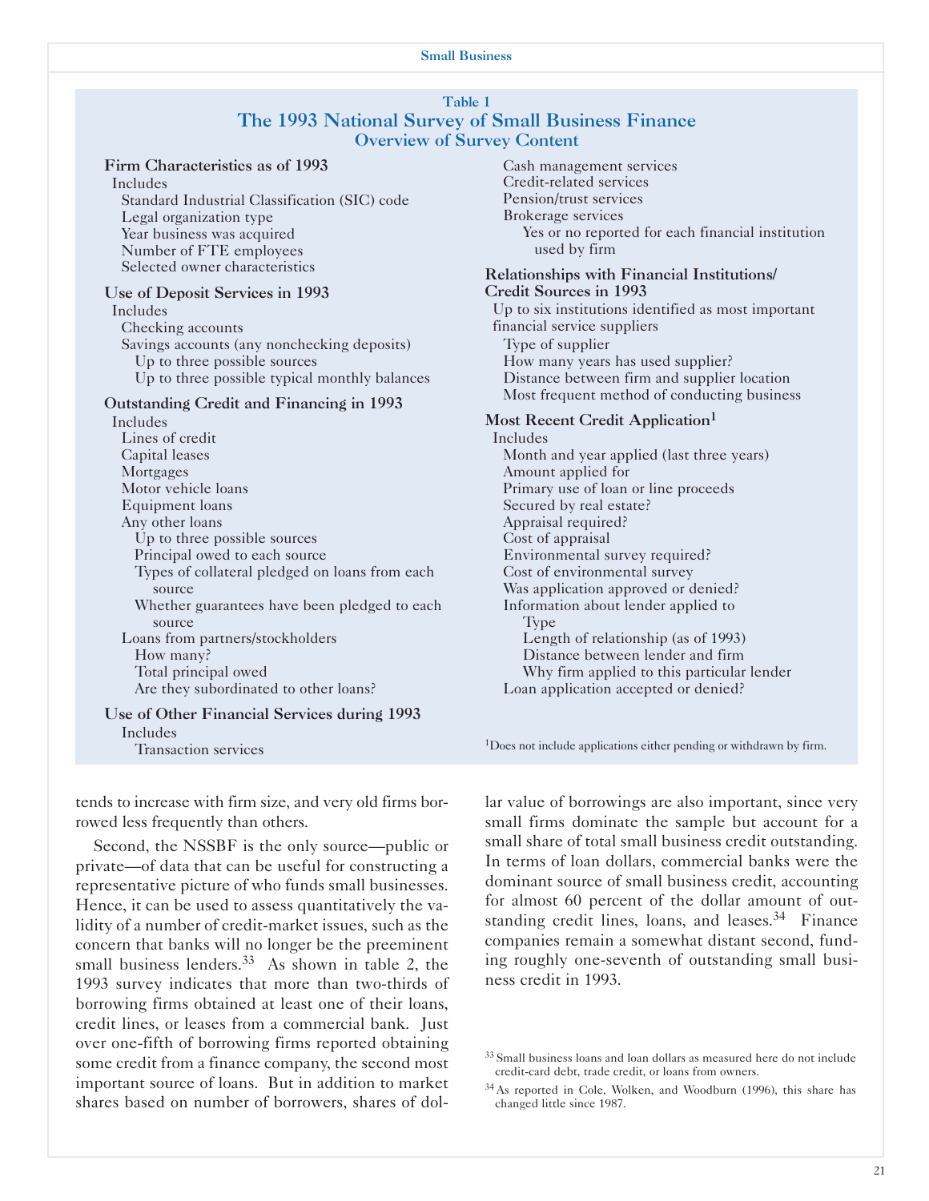**Table 1**

**The 1993 National Survey of Small Business Finance**

**Overview of Survey Content**

**Firm Characteristics as of 1993**
- Includes
  - Standard Industrial Classification (SIC) code
  - Legal organization type
  - Year business was acquired
  - Number of FTE employees
  - Selected owner characteristics

**Use of Deposit Services in 1993**
- Includes
  - Checking accounts
  - Savings accounts (any nonchecking deposits)
    - Up to three possible sources
    - Up to three possible typical monthly balances

**Outstanding Credit and Financing in 1993**
- Includes
  - Lines of credit
  - Capital leases
  - Mortgages
  - Motor vehicle loans
  - Equipment loans
  - Any other loans
    - Up to three possible sources
    - Principal owed to each source
    - Types of collateral pledged on loans from each source
    - Whether guarantees have been pledged to each source
  - Loans from partners/stockholders
    - How many?
    - Total principal owed
    - Are they subordinated to other loans?

**Use of Other Financial Services during 1993**
- Includes
  - Transaction services
  - Cash management services
  - Credit-related services
  - Pension/trust services
  - Brokerage services
    - Yes or no reported for each financial institution used by firm

**Relationships with Financial Institutions/Credit Sources in 1993**
- Up to six institutions identified as most important financial service suppliers
  - Type of supplier
  - How many years has used supplier?
  - Distance between firm and supplier location
  - Most frequent method of conducting business

**Most Recent Credit Application[1]**
- Includes
  - Month and year applied (last three years)
  - Amount applied for
  - Primary use of loan or line proceeds
  - Secured by real estate?
  - Appraisal required?
  - Cost of appraisal
  - Environmental survey required?
  - Cost of environmental survey
  - Was application approved or denied?
  - Information about lender applied to
    - Type
    - Length of relationship (as of 1993)
    - Distance between lender and firm
    - Why firm applied to this particular lender
  - Loan application accepted or denied?

[1]Does not include applications either pending or withdrawn by firm.

tends to increase with firm size, and very old firms borrowed less frequently than others.

Second, the NSSBF is the only source—public or private—of data that can be useful for constructing a representative picture of who funds small businesses. Hence, it can be used to assess quantitatively the validity of a number of credit-market issues, such as the concern that banks will no longer be the preeminent small business lenders.[33] As shown in table 2, the 1993 survey indicates that more than two-thirds of borrowing firms obtained at least one of their loans, credit lines, or leases from a commercial bank. Just over one-fifth of borrowing firms reported obtaining some credit from a finance company, the second most important source of loans. But in addition to market shares based on number of borrowers, shares of dollar value of borrowings are also important, since very small firms dominate the sample but account for a small share of total small business credit outstanding. In terms of loan dollars, commercial banks were the dominant source of small business credit, accounting for almost 60 percent of the dollar amount of outstanding credit lines, loans, and leases.[34] Finance companies remain a somewhat distant second, funding roughly one-seventh of outstanding small business credit in 1993.

[33] Small business loans and loan dollars as measured here do not include credit-card debt, trade credit, or loans from owners.

[34] As reported in Cole, Wolken, and Woodburn (1996), this share has changed little since 1987.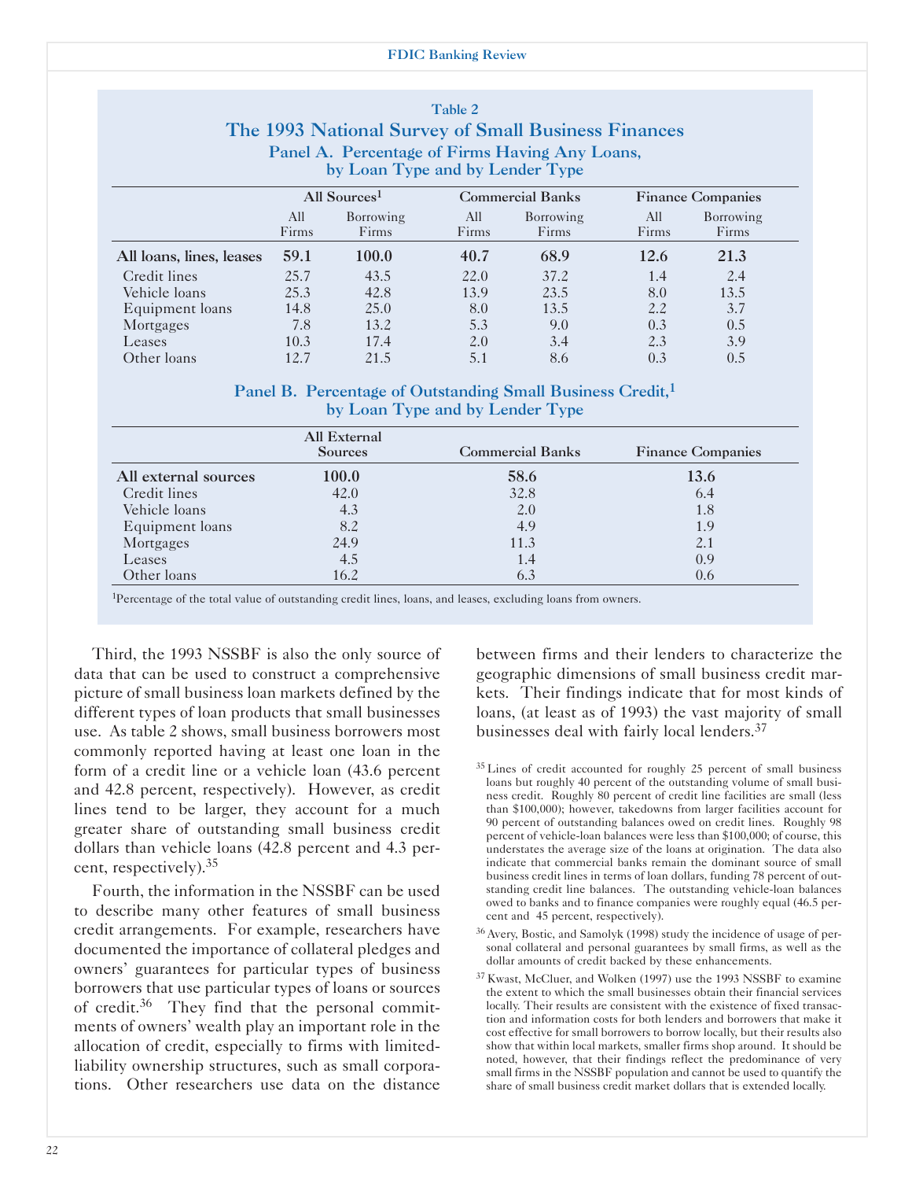Table 2

## The 1993 National Survey of Small Business Finances

### Panel A. Percentage of Firms Having Any Loans, by Loan Type and by Lender Type

| | All Sources[1] | | Commercial Banks | | Finance Companies | |
|---|---|---|---|---|---|---|
| | All Firms | Borrowing Firms | All Firms | Borrowing Firms | All Firms | Borrowing Firms |
| **All loans, lines, leases** | **59.1** | **100.0** | **40.7** | **68.9** | **12.6** | **21.3** |
| Credit lines | 25.7 | 43.5 | 22.0 | 37.2 | 1.4 | 2.4 |
| Vehicle loans | 25.3 | 42.8 | 13.9 | 23.5 | 8.0 | 13.5 |
| Equipment loans | 14.8 | 25.0 | 8.0 | 13.5 | 2.2 | 3.7 |
| Mortgages | 7.8 | 13.2 | 5.3 | 9.0 | 0.3 | 0.5 |
| Leases | 10.3 | 17.4 | 2.0 | 3.4 | 2.3 | 3.9 |
| Other loans | 12.7 | 21.5 | 5.1 | 8.6 | 0.3 | 0.5 |

### Panel B. Percentage of Outstanding Small Business Credit,[1] by Loan Type and by Lender Type

| | All External Sources | Commercial Banks | Finance Companies |
|---|---|---|---|
| **All external sources** | **100.0** | **58.6** | **13.6** |
| Credit lines | 42.0 | 32.8 | 6.4 |
| Vehicle loans | 4.3 | 2.0 | 1.8 |
| Equipment loans | 8.2 | 4.9 | 1.9 |
| Mortgages | 24.9 | 11.3 | 2.1 |
| Leases | 4.5 | 1.4 | 0.9 |
| Other loans | 16.2 | 6.3 | 0.6 |

[1]Percentage of the total value of outstanding credit lines, loans, and leases, excluding loans from owners.

Third, the 1993 NSSBF is also the only source of data that can be used to construct a comprehensive picture of small business loan markets defined by the different types of loan products that small businesses use. As table 2 shows, small business borrowers most commonly reported having at least one loan in the form of a credit line or a vehicle loan (43.6 percent and 42.8 percent, respectively). However, as credit lines tend to be larger, they account for a much greater share of outstanding small business credit dollars than vehicle loans (42.8 percent and 4.3 percent, respectively).[35]

Fourth, the information in the NSSBF can be used to describe many other features of small business credit arrangements. For example, researchers have documented the importance of collateral pledges and owners' guarantees for particular types of business borrowers that use particular types of loans or sources of credit.[36] They find that the personal commitments of owners' wealth play an important role in the allocation of credit, especially to firms with limited-liability ownership structures, such as small corporations. Other researchers use data on the distance between firms and their lenders to characterize the geographic dimensions of small business credit markets. Their findings indicate that for most kinds of loans, (at least as of 1993) the vast majority of small businesses deal with fairly local lenders.[37]

[35] Lines of credit accounted for roughly 25 percent of small business loans but roughly 40 percent of the outstanding volume of small business credit. Roughly 80 percent of credit line facilities are small (less than $100,000); however, takedowns from larger facilities account for 90 percent of outstanding balances owed on credit lines. Roughly 98 percent of vehicle-loan balances were less than $100,000; of course, this understates the average size of the loans at origination. The data also indicate that commercial banks remain the dominant source of small business credit lines in terms of loan dollars, funding 78 percent of outstanding credit line balances. The outstanding vehicle-loan balances owed to banks and to finance companies were roughly equal (46.5 percent and 45 percent, respectively).

[36] Avery, Bostic, and Samolyk (1998) study the incidence of usage of personal collateral and personal guarantees by small firms, as well as the dollar amounts of credit backed by these enhancements.

[37] Kwast, McCluer, and Wolken (1997) use the 1993 NSSBF to examine the extent to which the small businesses obtain their financial services locally. Their results are consistent with the existence of fixed transaction and information costs for both lenders and borrowers that make it cost effective for small borrowers to borrow locally, but their results also show that within local markets, smaller firms shop around. It should be noted, however, that their findings reflect the predominance of very small firms in the NSSBF population and cannot be used to quantify the share of small business credit market dollars that is extended locally.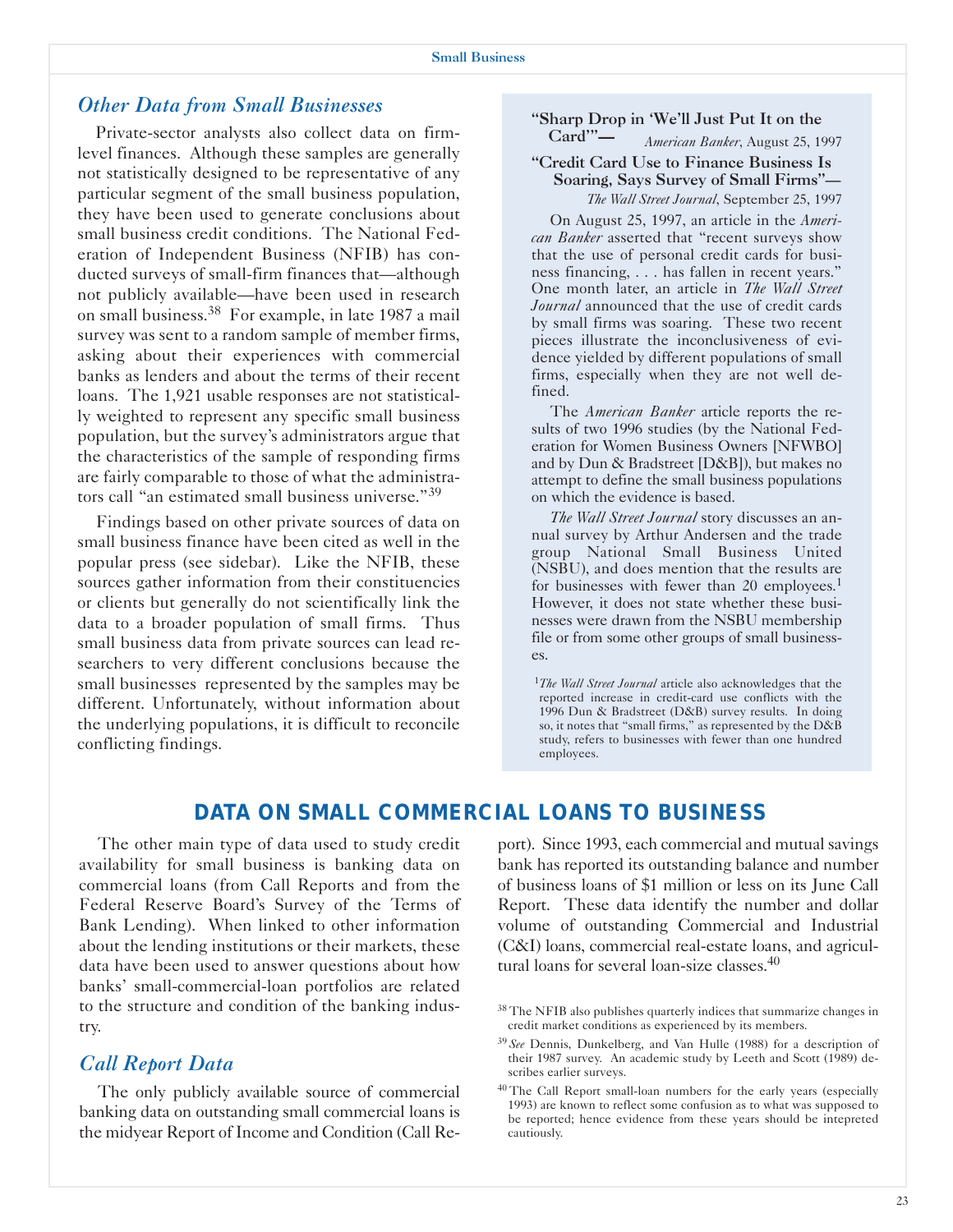## *Other Data from Small Businesses*

Private-sector analysts also collect data on firm-level finances. Although these samples are generally not statistically designed to be representative of any particular segment of the small business population, they have been used to generate conclusions about small business credit conditions. The National Federation of Independent Business (NFIB) has conducted surveys of small-firm finances that—although not publicly available—have been used in research on small business.[38] For example, in late 1987 a mail survey was sent to a random sample of member firms, asking about their experiences with commercial banks as lenders and about the terms of their recent loans. The 1,921 usable responses are not statistically weighted to represent any specific small business population, but the survey's administrators argue that the characteristics of the sample of responding firms are fairly comparable to those of what the administrators call "an estimated small business universe."[39]

Findings based on other private sources of data on small business finance have been cited as well in the popular press (see sidebar). Like the NFIB, these sources gather information from their constituencies or clients but generally do not scientifically link the data to a broader population of small firms. Thus small business data from private sources can lead researchers to very different conclusions because the small businesses represented by the samples may be different. Unfortunately, without information about the underlying populations, it is difficult to reconcile conflicting findings.

**"Sharp Drop in 'We'll Just Put It on the Card'"—** *American Banker*, August 25, 1997

**"Credit Card Use to Finance Business Is Soaring, Says Survey of Small Firms"—** *The Wall Street Journal*, September 25, 1997

On August 25, 1997, an article in the *American Banker* asserted that "recent surveys show that the use of personal credit cards for business financing, . . . has fallen in recent years." One month later, an article in *The Wall Street Journal* announced that the use of credit cards by small firms was soaring. These two recent pieces illustrate the inconclusiveness of evidence yielded by different populations of small firms, especially when they are not well defined.

The *American Banker* article reports the results of two 1996 studies (by the National Federation for Women Business Owners [NFWBO] and by Dun & Bradstreet [D&B]), but makes no attempt to define the small business populations on which the evidence is based.

*The Wall Street Journal* story discusses an annual survey by Arthur Andersen and the trade group National Small Business United (NSBU), and does mention that the results are for businesses with fewer than 20 employees.[1] However, it does not state whether these businesses were drawn from the NSBU membership file or from some other groups of small businesses.

[1] *The Wall Street Journal* article also acknowledges that the reported increase in credit-card use conflicts with the 1996 Dun & Bradstreet (D&B) survey results. In doing so, it notes that "small firms," as represented by the D&B study, refers to businesses with fewer than one hundred employees.

# DATA ON SMALL COMMERCIAL LOANS TO BUSINESS

The other main type of data used to study credit availability for small business is banking data on commercial loans (from Call Reports and from the Federal Reserve Board's Survey of the Terms of Bank Lending). When linked to other information about the lending institutions or their markets, these data have been used to answer questions about how banks' small-commercial-loan portfolios are related to the structure and condition of the banking industry.

## *Call Report Data*

The only publicly available source of commercial banking data on outstanding small commercial loans is the midyear Report of Income and Condition (Call Report). Since 1993, each commercial and mutual savings bank has reported its outstanding balance and number of business loans of $1 million or less on its June Call Report. These data identify the number and dollar volume of outstanding Commercial and Industrial (C&I) loans, commercial real-estate loans, and agricultural loans for several loan-size classes.[40]

[38] The NFIB also publishes quarterly indices that summarize changes in credit market conditions as experienced by its members.

[39] *See* Dennis, Dunkelberg, and Van Hulle (1988) for a description of their 1987 survey. An academic study by Leeth and Scott (1989) describes earlier surveys.

[40] The Call Report small-loan numbers for the early years (especially 1993) are known to reflect some confusion as to what was supposed to be reported; hence evidence from these years should be intepreted cautiously.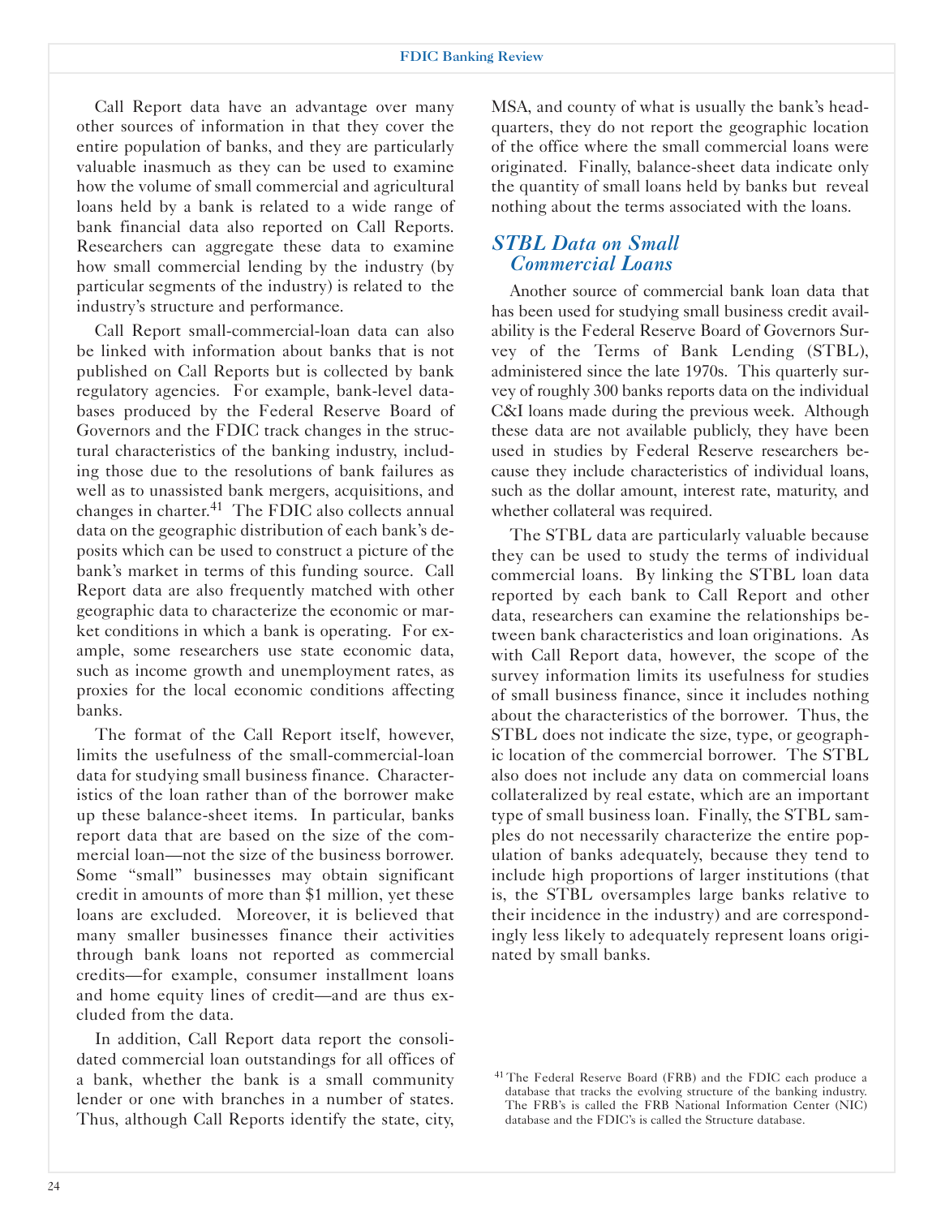Call Report data have an advantage over many other sources of information in that they cover the entire population of banks, and they are particularly valuable inasmuch as they can be used to examine how the volume of small commercial and agricultural loans held by a bank is related to a wide range of bank financial data also reported on Call Reports. Researchers can aggregate these data to examine how small commercial lending by the industry (by particular segments of the industry) is related to the industry's structure and performance.

Call Report small-commercial-loan data can also be linked with information about banks that is not published on Call Reports but is collected by bank regulatory agencies. For example, bank-level databases produced by the Federal Reserve Board of Governors and the FDIC track changes in the structural characteristics of the banking industry, including those due to the resolutions of bank failures as well as to unassisted bank mergers, acquisitions, and changes in charter.[41] The FDIC also collects annual data on the geographic distribution of each bank's deposits which can be used to construct a picture of the bank's market in terms of this funding source. Call Report data are also frequently matched with other geographic data to characterize the economic or market conditions in which a bank is operating. For example, some researchers use state economic data, such as income growth and unemployment rates, as proxies for the local economic conditions affecting banks.

The format of the Call Report itself, however, limits the usefulness of the small-commercial-loan data for studying small business finance. Characteristics of the loan rather than of the borrower make up these balance-sheet items. In particular, banks report data that are based on the size of the commercial loan—not the size of the business borrower. Some "small" businesses may obtain significant credit in amounts of more than $1 million, yet these loans are excluded. Moreover, it is believed that many smaller businesses finance their activities through bank loans not reported as commercial credits—for example, consumer installment loans and home equity lines of credit—and are thus excluded from the data.

In addition, Call Report data report the consolidated commercial loan outstandings for all offices of a bank, whether the bank is a small community lender or one with branches in a number of states. Thus, although Call Reports identify the state, city, MSA, and county of what is usually the bank's headquarters, they do not report the geographic location of the office where the small commercial loans were originated. Finally, balance-sheet data indicate only the quantity of small loans held by banks but reveal nothing about the terms associated with the loans.

## *STBL Data on Small Commercial Loans*

Another source of commercial bank loan data that has been used for studying small business credit availability is the Federal Reserve Board of Governors Survey of the Terms of Bank Lending (STBL), administered since the late 1970s. This quarterly survey of roughly 300 banks reports data on the individual C&I loans made during the previous week. Although these data are not available publicly, they have been used in studies by Federal Reserve researchers because they include characteristics of individual loans, such as the dollar amount, interest rate, maturity, and whether collateral was required.

The STBL data are particularly valuable because they can be used to study the terms of individual commercial loans. By linking the STBL loan data reported by each bank to Call Report and other data, researchers can examine the relationships between bank characteristics and loan originations. As with Call Report data, however, the scope of the survey information limits its usefulness for studies of small business finance, since it includes nothing about the characteristics of the borrower. Thus, the STBL does not indicate the size, type, or geographic location of the commercial borrower. The STBL also does not include any data on commercial loans collateralized by real estate, which are an important type of small business loan. Finally, the STBL samples do not necessarily characterize the entire population of banks adequately, because they tend to include high proportions of larger institutions (that is, the STBL oversamples large banks relative to their incidence in the industry) and are correspondingly less likely to adequately represent loans originated by small banks.

[41] The Federal Reserve Board (FRB) and the FDIC each produce a database that tracks the evolving structure of the banking industry. The FRB's is called the FRB National Information Center (NIC) database and the FDIC's is called the Structure database.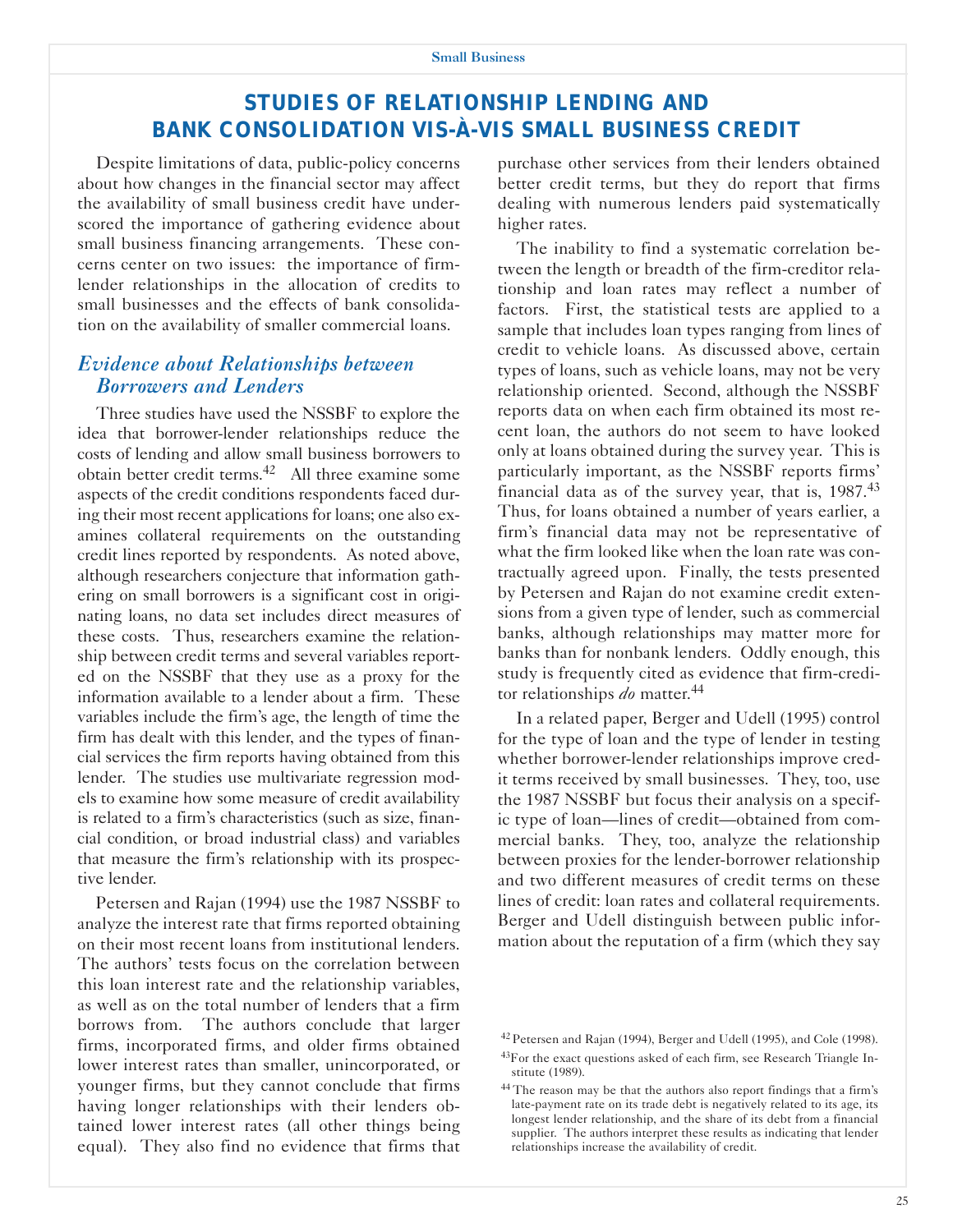## STUDIES OF RELATIONSHIP LENDING AND BANK CONSOLIDATION VIS-À-VIS SMALL BUSINESS CREDIT

Despite limitations of data, public-policy concerns about how changes in the financial sector may affect the availability of small business credit have underscored the importance of gathering evidence about small business financing arrangements. These concerns center on two issues: the importance of firm-lender relationships in the allocation of credits to small businesses and the effects of bank consolidation on the availability of smaller commercial loans.

### *Evidence about Relationships between Borrowers and Lenders*

Three studies have used the NSSBF to explore the idea that borrower-lender relationships reduce the costs of lending and allow small business borrowers to obtain better credit terms.[42] All three examine some aspects of the credit conditions respondents faced during their most recent applications for loans; one also examines collateral requirements on the outstanding credit lines reported by respondents. As noted above, although researchers conjecture that information gathering on small borrowers is a significant cost in originating loans, no data set includes direct measures of these costs. Thus, researchers examine the relationship between credit terms and several variables reported on the NSSBF that they use as a proxy for the information available to a lender about a firm. These variables include the firm's age, the length of time the firm has dealt with this lender, and the types of financial services the firm reports having obtained from this lender. The studies use multivariate regression models to examine how some measure of credit availability is related to a firm's characteristics (such as size, financial condition, or broad industrial class) and variables that measure the firm's relationship with its prospective lender.

Petersen and Rajan (1994) use the 1987 NSSBF to analyze the interest rate that firms reported obtaining on their most recent loans from institutional lenders. The authors' tests focus on the correlation between this loan interest rate and the relationship variables, as well as on the total number of lenders that a firm borrows from. The authors conclude that larger firms, incorporated firms, and older firms obtained lower interest rates than smaller, unincorporated, or younger firms, but they cannot conclude that firms having longer relationships with their lenders obtained lower interest rates (all other things being equal). They also find no evidence that firms that purchase other services from their lenders obtained better credit terms, but they do report that firms dealing with numerous lenders paid systematically higher rates.

The inability to find a systematic correlation between the length or breadth of the firm-creditor relationship and loan rates may reflect a number of factors. First, the statistical tests are applied to a sample that includes loan types ranging from lines of credit to vehicle loans. As discussed above, certain types of loans, such as vehicle loans, may not be very relationship oriented. Second, although the NSSBF reports data on when each firm obtained its most recent loan, the authors do not seem to have looked only at loans obtained during the survey year. This is particularly important, as the NSSBF reports firms' financial data as of the survey year, that is, 1987.[43] Thus, for loans obtained a number of years earlier, a firm's financial data may not be representative of what the firm looked like when the loan rate was contractually agreed upon. Finally, the tests presented by Petersen and Rajan do not examine credit extensions from a given type of lender, such as commercial banks, although relationships may matter more for banks than for nonbank lenders. Oddly enough, this study is frequently cited as evidence that firm-creditor relationships *do* matter.[44]

In a related paper, Berger and Udell (1995) control for the type of loan and the type of lender in testing whether borrower-lender relationships improve credit terms received by small businesses. They, too, use the 1987 NSSBF but focus their analysis on a specific type of loan—lines of credit—obtained from commercial banks. They, too, analyze the relationship between proxies for the lender-borrower relationship and two different measures of credit terms on these lines of credit: loan rates and collateral requirements. Berger and Udell distinguish between public information about the reputation of a firm (which they say

---

[42] Petersen and Rajan (1994), Berger and Udell (1995), and Cole (1998).

[43] For the exact questions asked of each firm, see Research Triangle Institute (1989).

[44] The reason may be that the authors also report findings that a firm's late-payment rate on its trade debt is negatively related to its age, its longest lender relationship, and the share of its debt from a financial supplier. The authors interpret these results as indicating that lender relationships increase the availability of credit.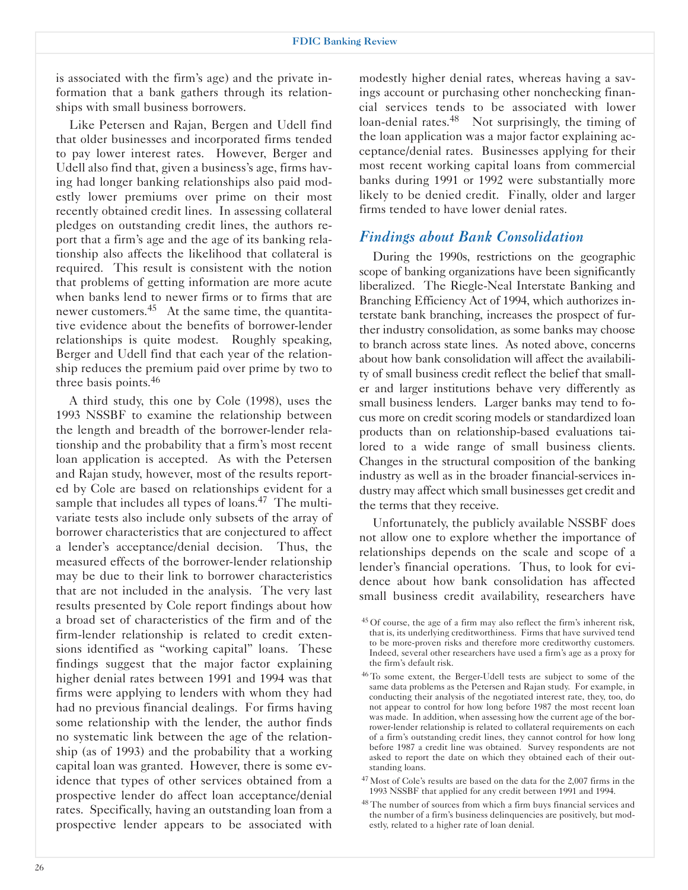is associated with the firm's age) and the private information that a bank gathers through its relationships with small business borrowers.

Like Petersen and Rajan, Bergen and Udell find that older businesses and incorporated firms tended to pay lower interest rates. However, Berger and Udell also find that, given a business's age, firms having had longer banking relationships also paid modestly lower premiums over prime on their most recently obtained credit lines. In assessing collateral pledges on outstanding credit lines, the authors report that a firm's age and the age of its banking relationship also affects the likelihood that collateral is required. This result is consistent with the notion that problems of getting information are more acute when banks lend to newer firms or to firms that are newer customers.[45] At the same time, the quantitative evidence about the benefits of borrower-lender relationships is quite modest. Roughly speaking, Berger and Udell find that each year of the relationship reduces the premium paid over prime by two to three basis points.[46]

A third study, this one by Cole (1998), uses the 1993 NSSBF to examine the relationship between the length and breadth of the borrower-lender relationship and the probability that a firm's most recent loan application is accepted. As with the Petersen and Rajan study, however, most of the results reported by Cole are based on relationships evident for a sample that includes all types of loans.[47] The multivariate tests also include only subsets of the array of borrower characteristics that are conjectured to affect a lender's acceptance/denial decision. Thus, the measured effects of the borrower-lender relationship may be due to their link to borrower characteristics that are not included in the analysis. The very last results presented by Cole report findings about how a broad set of characteristics of the firm and of the firm-lender relationship is related to credit extensions identified as "working capital" loans. These findings suggest that the major factor explaining higher denial rates between 1991 and 1994 was that firms were applying to lenders with whom they had had no previous financial dealings. For firms having some relationship with the lender, the author finds no systematic link between the age of the relationship (as of 1993) and the probability that a working capital loan was granted. However, there is some evidence that types of other services obtained from a prospective lender do affect loan acceptance/denial rates. Specifically, having an outstanding loan from a prospective lender appears to be associated with modestly higher denial rates, whereas having a savings account or purchasing other nonchecking financial services tends to be associated with lower loan-denial rates.[48] Not surprisingly, the timing of the loan application was a major factor explaining acceptance/denial rates. Businesses applying for their most recent working capital loans from commercial banks during 1991 or 1992 were substantially more likely to be denied credit. Finally, older and larger firms tended to have lower denial rates.

## *Findings about Bank Consolidation*

During the 1990s, restrictions on the geographic scope of banking organizations have been significantly liberalized. The Riegle-Neal Interstate Banking and Branching Efficiency Act of 1994, which authorizes interstate bank branching, increases the prospect of further industry consolidation, as some banks may choose to branch across state lines. As noted above, concerns about how bank consolidation will affect the availability of small business credit reflect the belief that smaller and larger institutions behave very differently as small business lenders. Larger banks may tend to focus more on credit scoring models or standardized loan products than on relationship-based evaluations tailored to a wide range of small business clients. Changes in the structural composition of the banking industry as well as in the broader financial-services industry may affect which small businesses get credit and the terms that they receive.

Unfortunately, the publicly available NSSBF does not allow one to explore whether the importance of relationships depends on the scale and scope of a lender's financial operations. Thus, to look for evidence about how bank consolidation has affected small business credit availability, researchers have

---

[45] Of course, the age of a firm may also reflect the firm's inherent risk, that is, its underlying creditworthiness. Firms that have survived tend to be more-proven risks and therefore more creditworthy customers. Indeed, several other researchers have used a firm's age as a proxy for the firm's default risk.

[46] To some extent, the Berger-Udell tests are subject to some of the same data problems as the Petersen and Rajan study. For example, in conducting their analysis of the negotiated interest rate, they, too, do not appear to control for how long before 1987 the most recent loan was made. In addition, when assessing how the current age of the borrower-lender relationship is related to collateral requirements on each of a firm's outstanding credit lines, they cannot control for how long before 1987 a credit line was obtained. Survey respondents are not asked to report the date on which they obtained each of their outstanding loans.

[47] Most of Cole's results are based on the data for the 2,007 firms in the 1993 NSSBF that applied for any credit between 1991 and 1994.

[48] The number of sources from which a firm buys financial services and the number of a firm's business delinquencies are positively, but modestly, related to a higher rate of loan denial.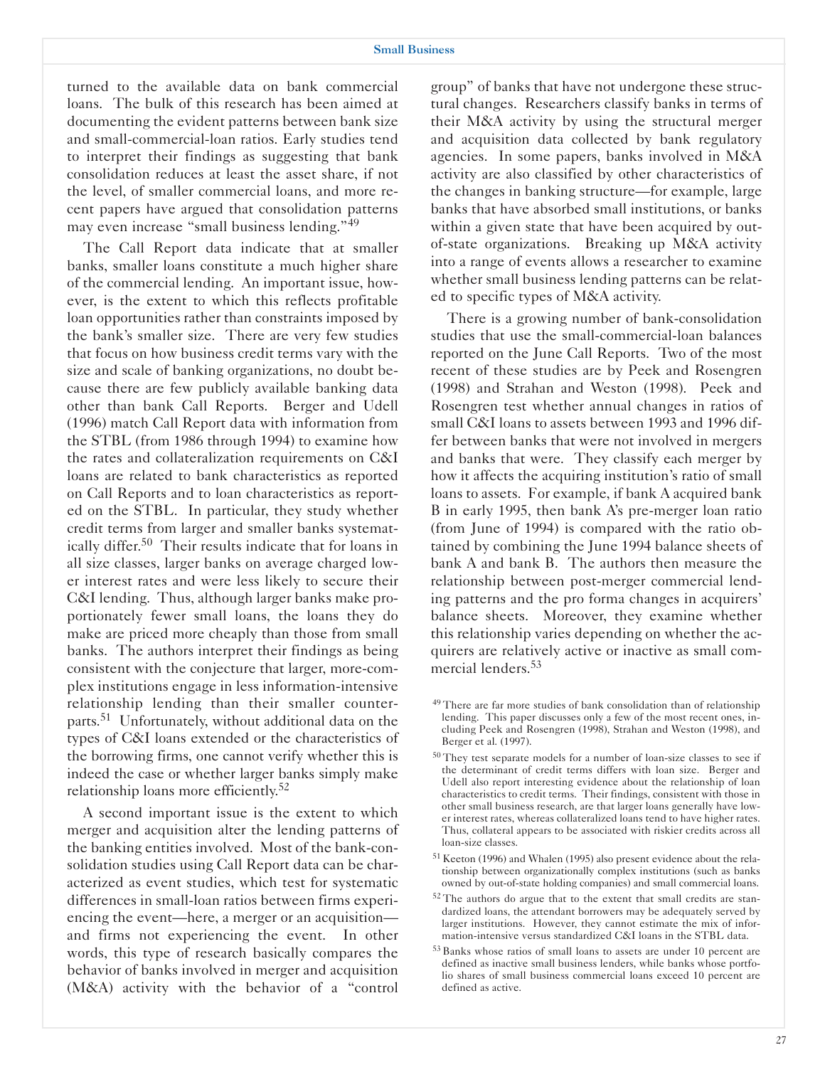turned to the available data on bank commercial loans. The bulk of this research has been aimed at documenting the evident patterns between bank size and small-commercial-loan ratios. Early studies tend to interpret their findings as suggesting that bank consolidation reduces at least the asset share, if not the level, of smaller commercial loans, and more recent papers have argued that consolidation patterns may even increase "small business lending."[49]

The Call Report data indicate that at smaller banks, smaller loans constitute a much higher share of the commercial lending. An important issue, however, is the extent to which this reflects profitable loan opportunities rather than constraints imposed by the bank's smaller size. There are very few studies that focus on how business credit terms vary with the size and scale of banking organizations, no doubt because there are few publicly available banking data other than bank Call Reports. Berger and Udell (1996) match Call Report data with information from the STBL (from 1986 through 1994) to examine how the rates and collateralization requirements on C&I loans are related to bank characteristics as reported on Call Reports and to loan characteristics as reported on the STBL. In particular, they study whether credit terms from larger and smaller banks systematically differ.[50] Their results indicate that for loans in all size classes, larger banks on average charged lower interest rates and were less likely to secure their C&I lending. Thus, although larger banks make proportionately fewer small loans, the loans they do make are priced more cheaply than those from small banks. The authors interpret their findings as being consistent with the conjecture that larger, more-complex institutions engage in less information-intensive relationship lending than their smaller counterparts.[51] Unfortunately, without additional data on the types of C&I loans extended or the characteristics of the borrowing firms, one cannot verify whether this is indeed the case or whether larger banks simply make relationship loans more efficiently.[52]

A second important issue is the extent to which merger and acquisition alter the lending patterns of the banking entities involved. Most of the bank-consolidation studies using Call Report data can be characterized as event studies, which test for systematic differences in small-loan ratios between firms experiencing the event—here, a merger or an acquisition—and firms not experiencing the event. In other words, this type of research basically compares the behavior of banks involved in merger and acquisition (M&A) activity with the behavior of a "control group" of banks that have not undergone these structural changes. Researchers classify banks in terms of their M&A activity by using the structural merger and acquisition data collected by bank regulatory agencies. In some papers, banks involved in M&A activity are also classified by other characteristics of the changes in banking structure—for example, large banks that have absorbed small institutions, or banks within a given state that have been acquired by out-of-state organizations. Breaking up M&A activity into a range of events allows a researcher to examine whether small business lending patterns can be related to specific types of M&A activity.

There is a growing number of bank-consolidation studies that use the small-commercial-loan balances reported on the June Call Reports. Two of the most recent of these studies are by Peek and Rosengren (1998) and Strahan and Weston (1998). Peek and Rosengren test whether annual changes in ratios of small C&I loans to assets between 1993 and 1996 differ between banks that were not involved in mergers and banks that were. They classify each merger by how it affects the acquiring institution's ratio of small loans to assets. For example, if bank A acquired bank B in early 1995, then bank A's pre-merger loan ratio (from June of 1994) is compared with the ratio obtained by combining the June 1994 balance sheets of bank A and bank B. The authors then measure the relationship between post-merger commercial lending patterns and the pro forma changes in acquirers' balance sheets. Moreover, they examine whether this relationship varies depending on whether the acquirers are relatively active or inactive as small commercial lenders.[53]

[49] There are far more studies of bank consolidation than of relationship lending. This paper discusses only a few of the most recent ones, including Peek and Rosengren (1998), Strahan and Weston (1998), and Berger et al. (1997).

[50] They test separate models for a number of loan-size classes to see if the determinant of credit terms differs with loan size. Berger and Udell also report interesting evidence about the relationship of loan characteristics to credit terms. Their findings, consistent with those in other small business research, are that larger loans generally have lower interest rates, whereas collateralized loans tend to have higher rates. Thus, collateral appears to be associated with riskier credits across all loan-size classes.

[51] Keeton (1996) and Whalen (1995) also present evidence about the relationship between organizationally complex institutions (such as banks owned by out-of-state holding companies) and small commercial loans.

[52] The authors do argue that to the extent that small credits are standardized loans, the attendant borrowers may be adequately served by larger institutions. However, they cannot estimate the mix of information-intensive versus standardized C&I loans in the STBL data.

[53] Banks whose ratios of small loans to assets are under 10 percent are defined as inactive small business lenders, while banks whose portfolio shares of small business commercial loans exceed 10 percent are defined as active.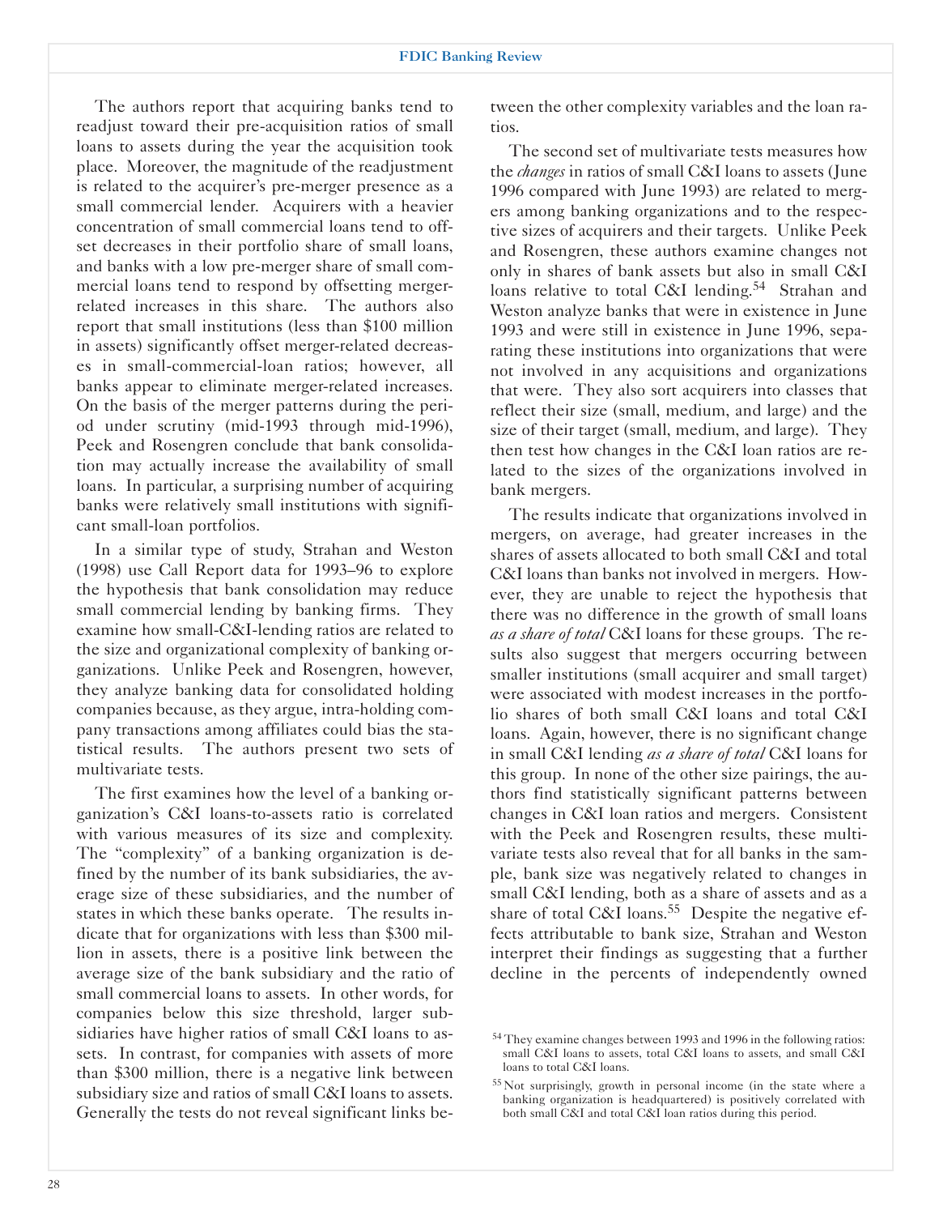The authors report that acquiring banks tend to readjust toward their pre-acquisition ratios of small loans to assets during the year the acquisition took place. Moreover, the magnitude of the readjustment is related to the acquirer's pre-merger presence as a small commercial lender. Acquirers with a heavier concentration of small commercial loans tend to offset decreases in their portfolio share of small loans, and banks with a low pre-merger share of small commercial loans tend to respond by offsetting merger-related increases in this share. The authors also report that small institutions (less than $100 million in assets) significantly offset merger-related decreases in small-commercial-loan ratios; however, all banks appear to eliminate merger-related increases. On the basis of the merger patterns during the period under scrutiny (mid-1993 through mid-1996), Peek and Rosengren conclude that bank consolidation may actually increase the availability of small loans. In particular, a surprising number of acquiring banks were relatively small institutions with significant small-loan portfolios.

In a similar type of study, Strahan and Weston (1998) use Call Report data for 1993–96 to explore the hypothesis that bank consolidation may reduce small commercial lending by banking firms. They examine how small-C&I-lending ratios are related to the size and organizational complexity of banking organizations. Unlike Peek and Rosengren, however, they analyze banking data for consolidated holding companies because, as they argue, intra-holding company transactions among affiliates could bias the statistical results. The authors present two sets of multivariate tests.

The first examines how the level of a banking organization's C&I loans-to-assets ratio is correlated with various measures of its size and complexity. The "complexity" of a banking organization is defined by the number of its bank subsidiaries, the average size of these subsidiaries, and the number of states in which these banks operate. The results indicate that for organizations with less than $300 million in assets, there is a positive link between the average size of the bank subsidiary and the ratio of small commercial loans to assets. In other words, for companies below this size threshold, larger subsidiaries have higher ratios of small C&I loans to assets. In contrast, for companies with assets of more than $300 million, there is a negative link between subsidiary size and ratios of small C&I loans to assets. Generally the tests do not reveal significant links between the other complexity variables and the loan ratios.

The second set of multivariate tests measures how the *changes* in ratios of small C&I loans to assets (June 1996 compared with June 1993) are related to mergers among banking organizations and to the respective sizes of acquirers and their targets. Unlike Peek and Rosengren, these authors examine changes not only in shares of bank assets but also in small C&I loans relative to total C&I lending.[54] Strahan and Weston analyze banks that were in existence in June 1993 and were still in existence in June 1996, separating these institutions into organizations that were not involved in any acquisitions and organizations that were. They also sort acquirers into classes that reflect their size (small, medium, and large) and the size of their target (small, medium, and large). They then test how changes in the C&I loan ratios are related to the sizes of the organizations involved in bank mergers.

The results indicate that organizations involved in mergers, on average, had greater increases in the shares of assets allocated to both small C&I and total C&I loans than banks not involved in mergers. However, they are unable to reject the hypothesis that there was no difference in the growth of small loans *as a share of total* C&I loans for these groups. The results also suggest that mergers occurring between smaller institutions (small acquirer and small target) were associated with modest increases in the portfolio shares of both small C&I loans and total C&I loans. Again, however, there is no significant change in small C&I lending *as a share of total* C&I loans for this group. In none of the other size pairings, the authors find statistically significant patterns between changes in C&I loan ratios and mergers. Consistent with the Peek and Rosengren results, these multivariate tests also reveal that for all banks in the sample, bank size was negatively related to changes in small C&I lending, both as a share of assets and as a share of total C&I loans.[55] Despite the negative effects attributable to bank size, Strahan and Weston interpret their findings as suggesting that a further decline in the percents of independently owned

[54] They examine changes between 1993 and 1996 in the following ratios: small C&I loans to assets, total C&I loans to assets, and small C&I loans to total C&I loans.

[55] Not surprisingly, growth in personal income (in the state where a banking organization is headquartered) is positively correlated with both small C&I and total C&I loan ratios during this period.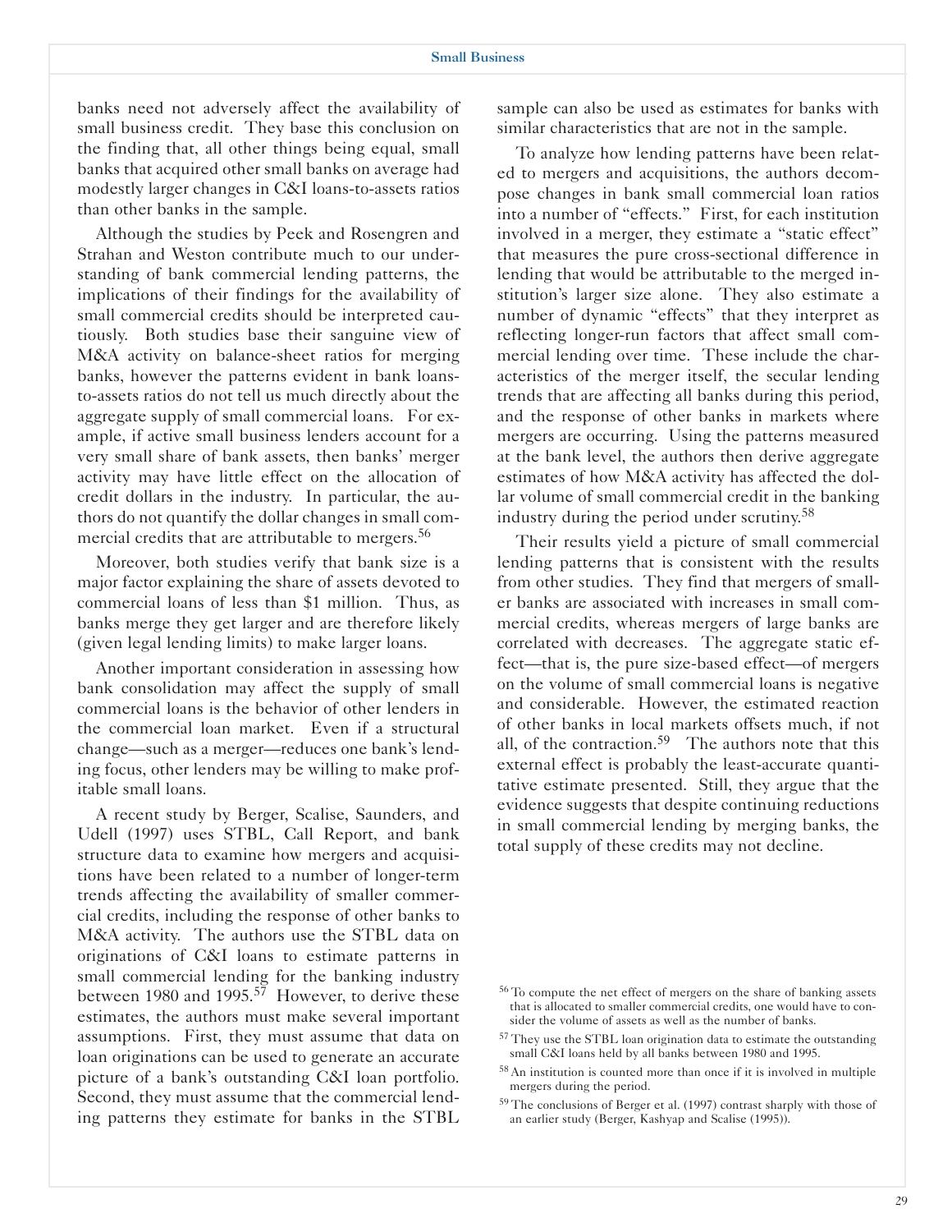banks need not adversely affect the availability of small business credit. They base this conclusion on the finding that, all other things being equal, small banks that acquired other small banks on average had modestly larger changes in C&I loans-to-assets ratios than other banks in the sample.

Although the studies by Peek and Rosengren and Strahan and Weston contribute much to our understanding of bank commercial lending patterns, the implications of their findings for the availability of small commercial credits should be interpreted cautiously. Both studies base their sanguine view of M&A activity on balance-sheet ratios for merging banks, however the patterns evident in bank loans-to-assets ratios do not tell us much directly about the aggregate supply of small commercial loans. For example, if active small business lenders account for a very small share of bank assets, then banks' merger activity may have little effect on the allocation of credit dollars in the industry. In particular, the authors do not quantify the dollar changes in small commercial credits that are attributable to mergers.[56]

Moreover, both studies verify that bank size is a major factor explaining the share of assets devoted to commercial loans of less than $1 million. Thus, as banks merge they get larger and are therefore likely (given legal lending limits) to make larger loans.

Another important consideration in assessing how bank consolidation may affect the supply of small commercial loans is the behavior of other lenders in the commercial loan market. Even if a structural change—such as a merger—reduces one bank's lending focus, other lenders may be willing to make profitable small loans.

A recent study by Berger, Scalise, Saunders, and Udell (1997) uses STBL, Call Report, and bank structure data to examine how mergers and acquisitions have been related to a number of longer-term trends affecting the availability of smaller commercial credits, including the response of other banks to M&A activity. The authors use the STBL data on originations of C&I loans to estimate patterns in small commercial lending for the banking industry between 1980 and 1995.[57] However, to derive these estimates, the authors must make several important assumptions. First, they must assume that data on loan originations can be used to generate an accurate picture of a bank's outstanding C&I loan portfolio. Second, they must assume that the commercial lending patterns they estimate for banks in the STBL sample can also be used as estimates for banks with similar characteristics that are not in the sample.

To analyze how lending patterns have been related to mergers and acquisitions, the authors decompose changes in bank small commercial loan ratios into a number of "effects." First, for each institution involved in a merger, they estimate a "static effect" that measures the pure cross-sectional difference in lending that would be attributable to the merged institution's larger size alone. They also estimate a number of dynamic "effects" that they interpret as reflecting longer-run factors that affect small commercial lending over time. These include the characteristics of the merger itself, the secular lending trends that are affecting all banks during this period, and the response of other banks in markets where mergers are occurring. Using the patterns measured at the bank level, the authors then derive aggregate estimates of how M&A activity has affected the dollar volume of small commercial credit in the banking industry during the period under scrutiny.[58]

Their results yield a picture of small commercial lending patterns that is consistent with the results from other studies. They find that mergers of smaller banks are associated with increases in small commercial credits, whereas mergers of large banks are correlated with decreases. The aggregate static effect—that is, the pure size-based effect—of mergers on the volume of small commercial loans is negative and considerable. However, the estimated reaction of other banks in local markets offsets much, if not all, of the contraction.[59] The authors note that this external effect is probably the least-accurate quantitative estimate presented. Still, they argue that the evidence suggests that despite continuing reductions in small commercial lending by merging banks, the total supply of these credits may not decline.

---

[56] To compute the net effect of mergers on the share of banking assets that is allocated to smaller commercial credits, one would have to consider the volume of assets as well as the number of banks.

[57] They use the STBL loan origination data to estimate the outstanding small C&I loans held by all banks between 1980 and 1995.

[58] An institution is counted more than once if it is involved in multiple mergers during the period.

[59] The conclusions of Berger et al. (1997) contrast sharply with those of an earlier study (Berger, Kashyap and Scalise (1995)).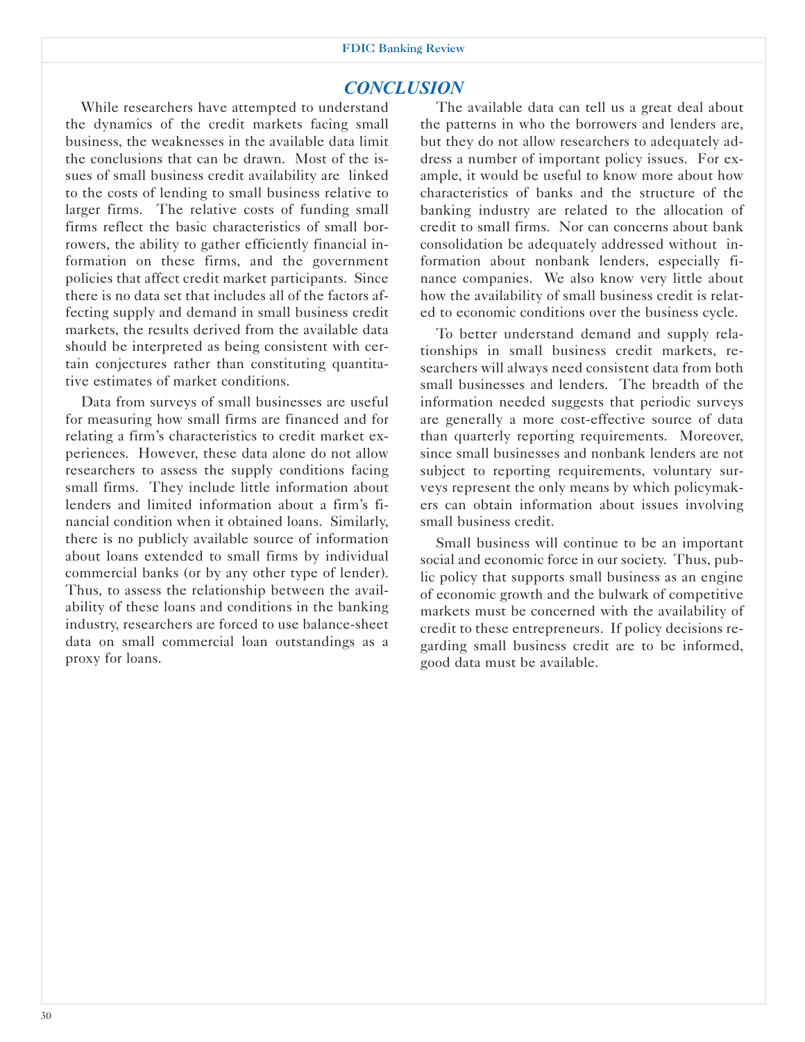## *CONCLUSION*

While researchers have attempted to understand the dynamics of the credit markets facing small business, the weaknesses in the available data limit the conclusions that can be drawn. Most of the issues of small business credit availability are linked to the costs of lending to small business relative to larger firms. The relative costs of funding small firms reflect the basic characteristics of small borrowers, the ability to gather efficiently financial information on these firms, and the government policies that affect credit market participants. Since there is no data set that includes all of the factors affecting supply and demand in small business credit markets, the results derived from the available data should be interpreted as being consistent with certain conjectures rather than constituting quantitative estimates of market conditions.

Data from surveys of small businesses are useful for measuring how small firms are financed and for relating a firm's characteristics to credit market experiences. However, these data alone do not allow researchers to assess the supply conditions facing small firms. They include little information about lenders and limited information about a firm's financial condition when it obtained loans. Similarly, there is no publicly available source of information about loans extended to small firms by individual commercial banks (or by any other type of lender). Thus, to assess the relationship between the availability of these loans and conditions in the banking industry, researchers are forced to use balance-sheet data on small commercial loan outstandings as a proxy for loans.

The available data can tell us a great deal about the patterns in who the borrowers and lenders are, but they do not allow researchers to adequately address a number of important policy issues. For example, it would be useful to know more about how characteristics of banks and the structure of the banking industry are related to the allocation of credit to small firms. Nor can concerns about bank consolidation be adequately addressed without information about nonbank lenders, especially finance companies. We also know very little about how the availability of small business credit is related to economic conditions over the business cycle.

To better understand demand and supply relationships in small business credit markets, researchers will always need consistent data from both small businesses and lenders. The breadth of the information needed suggests that periodic surveys are generally a more cost-effective source of data than quarterly reporting requirements. Moreover, since small businesses and nonbank lenders are not subject to reporting requirements, voluntary surveys represent the only means by which policymakers can obtain information about issues involving small business credit.

Small business will continue to be an important social and economic force in our society. Thus, public policy that supports small business as an engine of economic growth and the bulwark of competitive markets must be concerned with the availability of credit to these entrepreneurs. If policy decisions regarding small business credit are to be informed, good data must be available.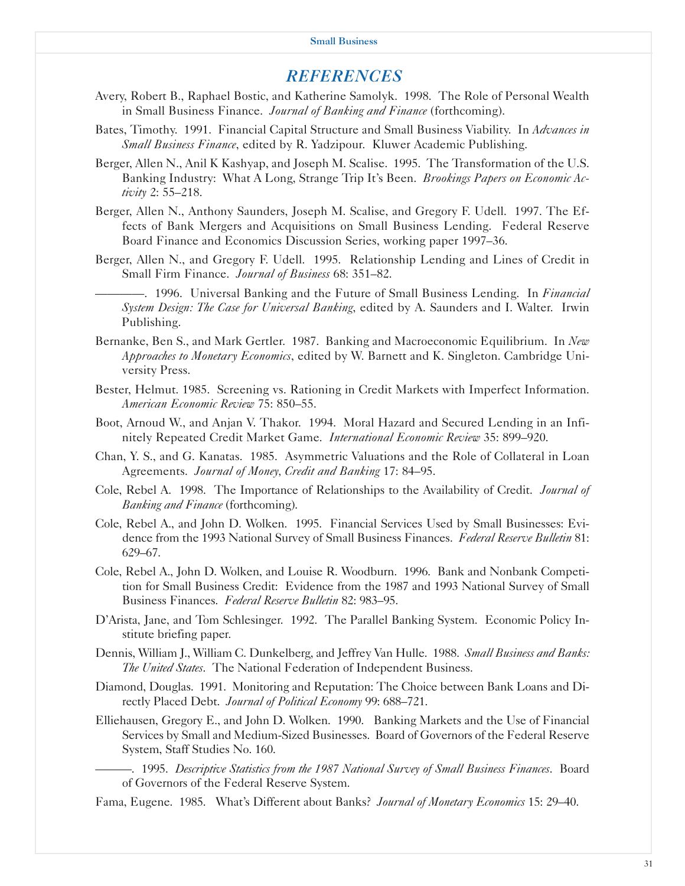# *REFERENCES*

Avery, Robert B., Raphael Bostic, and Katherine Samolyk. 1998. The Role of Personal Wealth in Small Business Finance. *Journal of Banking and Finance* (forthcoming).

Bates, Timothy. 1991. Financial Capital Structure and Small Business Viability. In *Advances in Small Business Finance*, edited by R. Yadzipour. Kluwer Academic Publishing.

Berger, Allen N., Anil K Kashyap, and Joseph M. Scalise. 1995. The Transformation of the U.S. Banking Industry: What A Long, Strange Trip It's Been. *Brookings Papers on Economic Activity* 2: 55–218.

Berger, Allen N., Anthony Saunders, Joseph M. Scalise, and Gregory F. Udell. 1997. The Effects of Bank Mergers and Acquisitions on Small Business Lending. Federal Reserve Board Finance and Economics Discussion Series, working paper 1997–36.

Berger, Allen N., and Gregory F. Udell. 1995. Relationship Lending and Lines of Credit in Small Firm Finance. *Journal of Business* 68: 351–82.

————. 1996. Universal Banking and the Future of Small Business Lending. In *Financial System Design: The Case for Universal Banking*, edited by A. Saunders and I. Walter. Irwin Publishing.

Bernanke, Ben S., and Mark Gertler. 1987. Banking and Macroeconomic Equilibrium. In *New Approaches to Monetary Economics*, edited by W. Barnett and K. Singleton. Cambridge University Press.

Bester, Helmut. 1985. Screening vs. Rationing in Credit Markets with Imperfect Information. *American Economic Review* 75: 850–55.

Boot, Arnoud W., and Anjan V. Thakor. 1994. Moral Hazard and Secured Lending in an Infinitely Repeated Credit Market Game. *International Economic Review* 35: 899–920.

Chan, Y. S., and G. Kanatas. 1985. Asymmetric Valuations and the Role of Collateral in Loan Agreements. *Journal of Money, Credit and Banking* 17: 84–95.

Cole, Rebel A. 1998. The Importance of Relationships to the Availability of Credit. *Journal of Banking and Finance* (forthcoming).

Cole, Rebel A., and John D. Wolken. 1995. Financial Services Used by Small Businesses: Evidence from the 1993 National Survey of Small Business Finances. *Federal Reserve Bulletin* 81: 629–67.

Cole, Rebel A., John D. Wolken, and Louise R. Woodburn. 1996. Bank and Nonbank Competition for Small Business Credit: Evidence from the 1987 and 1993 National Survey of Small Business Finances. *Federal Reserve Bulletin* 82: 983–95.

D'Arista, Jane, and Tom Schlesinger. 1992. The Parallel Banking System. Economic Policy Institute briefing paper.

Dennis, William J., William C. Dunkelberg, and Jeffrey Van Hulle. 1988. *Small Business and Banks: The United States*. The National Federation of Independent Business.

Diamond, Douglas. 1991. Monitoring and Reputation: The Choice between Bank Loans and Directly Placed Debt. *Journal of Political Economy* 99: 688–721.

Elliehausen, Gregory E., and John D. Wolken. 1990. Banking Markets and the Use of Financial Services by Small and Medium-Sized Businesses. Board of Governors of the Federal Reserve System, Staff Studies No. 160.

———. 1995. *Descriptive Statistics from the 1987 National Survey of Small Business Finances*. Board of Governors of the Federal Reserve System.

Fama, Eugene. 1985. What's Different about Banks? *Journal of Monetary Economics* 15: 29–40.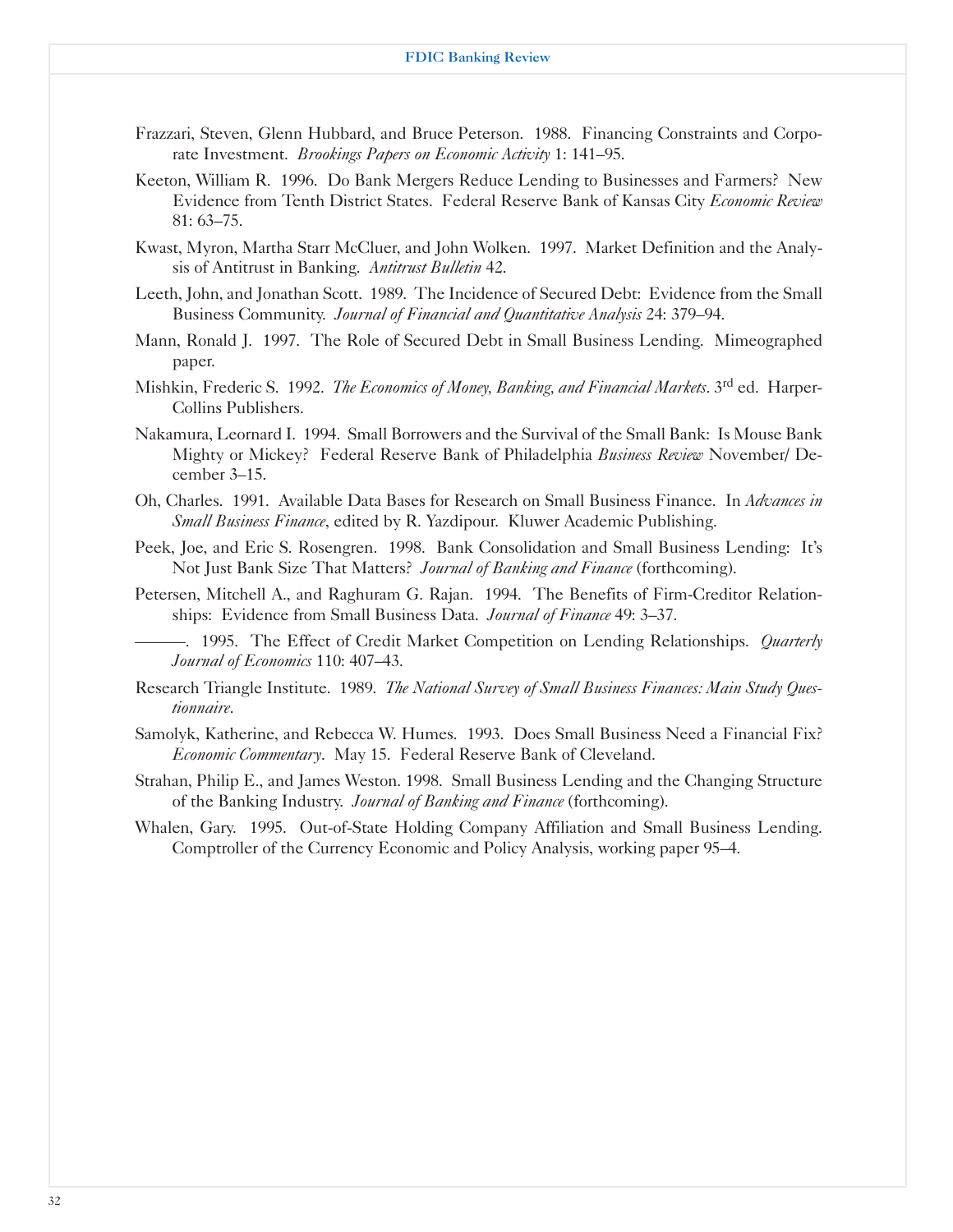Frazzari, Steven, Glenn Hubbard, and Bruce Peterson. 1988. Financing Constraints and Corporate Investment. *Brookings Papers on Economic Activity* 1: 141–95.

Keeton, William R. 1996. Do Bank Mergers Reduce Lending to Businesses and Farmers? New Evidence from Tenth District States. Federal Reserve Bank of Kansas City *Economic Review* 81: 63–75.

Kwast, Myron, Martha Starr McCluer, and John Wolken. 1997. Market Definition and the Analysis of Antitrust in Banking. *Antitrust Bulletin* 42.

Leeth, John, and Jonathan Scott. 1989. The Incidence of Secured Debt: Evidence from the Small Business Community. *Journal of Financial and Quantitative Analysis* 24: 379–94.

Mann, Ronald J. 1997. The Role of Secured Debt in Small Business Lending. Mimeographed paper.

Mishkin, Frederic S. 1992. *The Economics of Money, Banking, and Financial Markets*. 3rd ed. HarperCollins Publishers.

Nakamura, Leornard I. 1994. Small Borrowers and the Survival of the Small Bank: Is Mouse Bank Mighty or Mickey? Federal Reserve Bank of Philadelphia *Business Review* November/ December 3–15.

Oh, Charles. 1991. Available Data Bases for Research on Small Business Finance. In *Advances in Small Business Finance*, edited by R. Yazdipour. Kluwer Academic Publishing.

Peek, Joe, and Eric S. Rosengren. 1998. Bank Consolidation and Small Business Lending: It's Not Just Bank Size That Matters? *Journal of Banking and Finance* (forthcoming).

Petersen, Mitchell A., and Raghuram G. Rajan. 1994. The Benefits of Firm-Creditor Relationships: Evidence from Small Business Data. *Journal of Finance* 49: 3–37.

———. 1995. The Effect of Credit Market Competition on Lending Relationships. *Quarterly Journal of Economics* 110: 407–43.

Research Triangle Institute. 1989. *The National Survey of Small Business Finances: Main Study Questionnaire*.

Samolyk, Katherine, and Rebecca W. Humes. 1993. Does Small Business Need a Financial Fix? *Economic Commentary*. May 15. Federal Reserve Bank of Cleveland.

Strahan, Philip E., and James Weston. 1998. Small Business Lending and the Changing Structure of the Banking Industry. *Journal of Banking and Finance* (forthcoming).

Whalen, Gary. 1995. Out-of-State Holding Company Affiliation and Small Business Lending. Comptroller of the Currency Economic and Policy Analysis, working paper 95–4.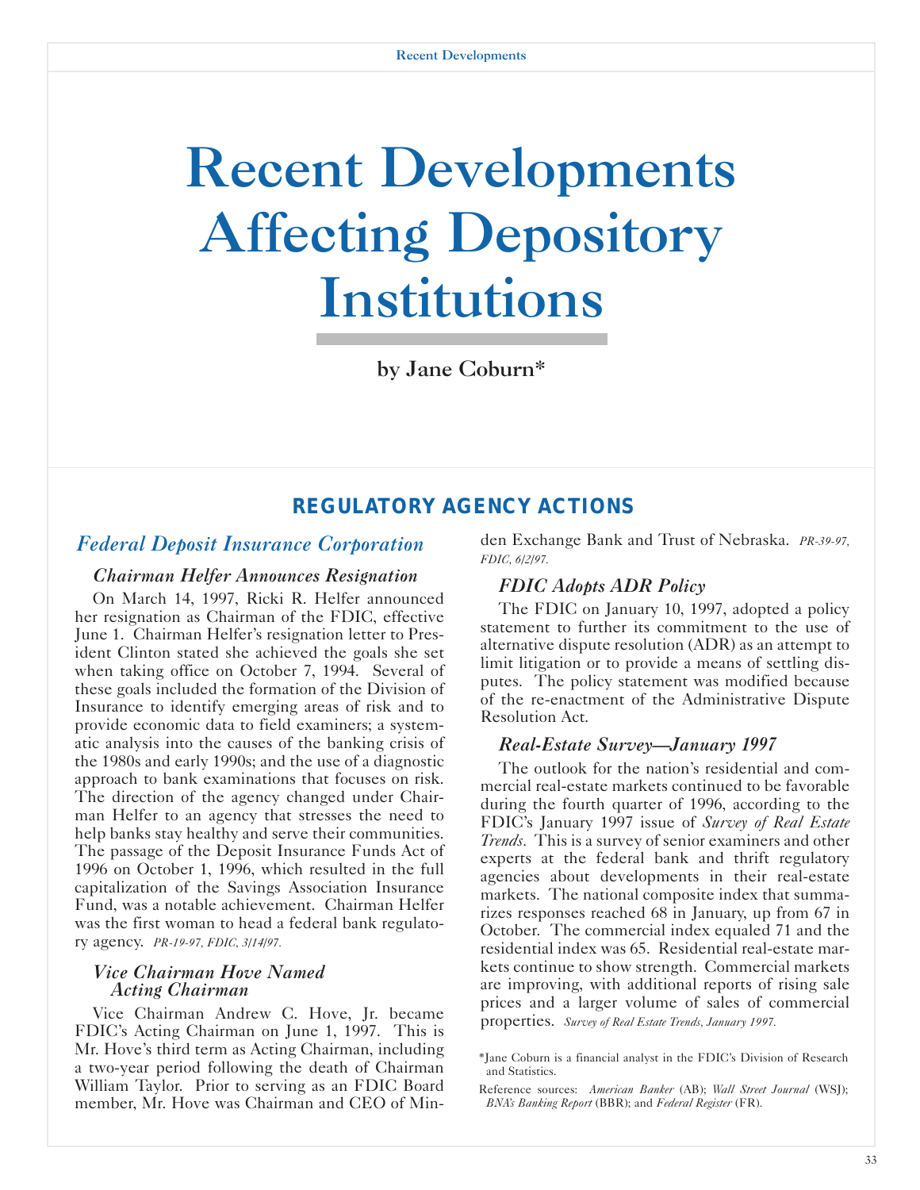# Recent Developments Affecting Depository Institutions

**by Jane Coburn***

## REGULATORY AGENCY ACTIONS

### *Federal Deposit Insurance Corporation*

#### *Chairman Helfer Announces Resignation*

On March 14, 1997, Ricki R. Helfer announced her resignation as Chairman of the FDIC, effective June 1. Chairman Helfer's resignation letter to President Clinton stated she achieved the goals she set when taking office on October 7, 1994. Several of these goals included the formation of the Division of Insurance to identify emerging areas of risk and to provide economic data to field examiners; a systematic analysis into the causes of the banking crisis of the 1980s and early 1990s; and the use of a diagnostic approach to bank examinations that focuses on risk. The direction of the agency changed under Chairman Helfer to an agency that stresses the need to help banks stay healthy and serve their communities. The passage of the Deposit Insurance Funds Act of 1996 on October 1, 1996, which resulted in the full capitalization of the Savings Association Insurance Fund, was a notable achievement. Chairman Helfer was the first woman to head a federal bank regulatory agency. *PR-19-97, FDIC, 3/14/97.*

#### *Vice Chairman Hove Named Acting Chairman*

Vice Chairman Andrew C. Hove, Jr. became FDIC's Acting Chairman on June 1, 1997. This is Mr. Hove's third term as Acting Chairman, including a two-year period following the death of Chairman William Taylor. Prior to serving as an FDIC Board member, Mr. Hove was Chairman and CEO of Minden Exchange Bank and Trust of Nebraska. *PR-39-97, FDIC, 6/2/97.*

#### *FDIC Adopts ADR Policy*

The FDIC on January 10, 1997, adopted a policy statement to further its commitment to the use of alternative dispute resolution (ADR) as an attempt to limit litigation or to provide a means of settling disputes. The policy statement was modified because of the re-enactment of the Administrative Dispute Resolution Act.

#### *Real-Estate Survey—January 1997*

The outlook for the nation's residential and commercial real-estate markets continued to be favorable during the fourth quarter of 1996, according to the FDIC's January 1997 issue of *Survey of Real Estate Trends*. This is a survey of senior examiners and other experts at the federal bank and thrift regulatory agencies about developments in their real-estate markets. The national composite index that summarizes responses reached 68 in January, up from 67 in October. The commercial index equaled 71 and the residential index was 65. Residential real-estate markets continue to show strength. Commercial markets are improving, with additional reports of rising sale prices and a larger volume of sales of commercial properties. *Survey of Real Estate Trends, January 1997.*

*Jane Coburn is a financial analyst in the FDIC's Division of Research and Statistics.

Reference sources: *American Banker* (AB); *Wall Street Journal* (WSJ); *BNA's Banking Report* (BBR); and *Federal Register* (FR).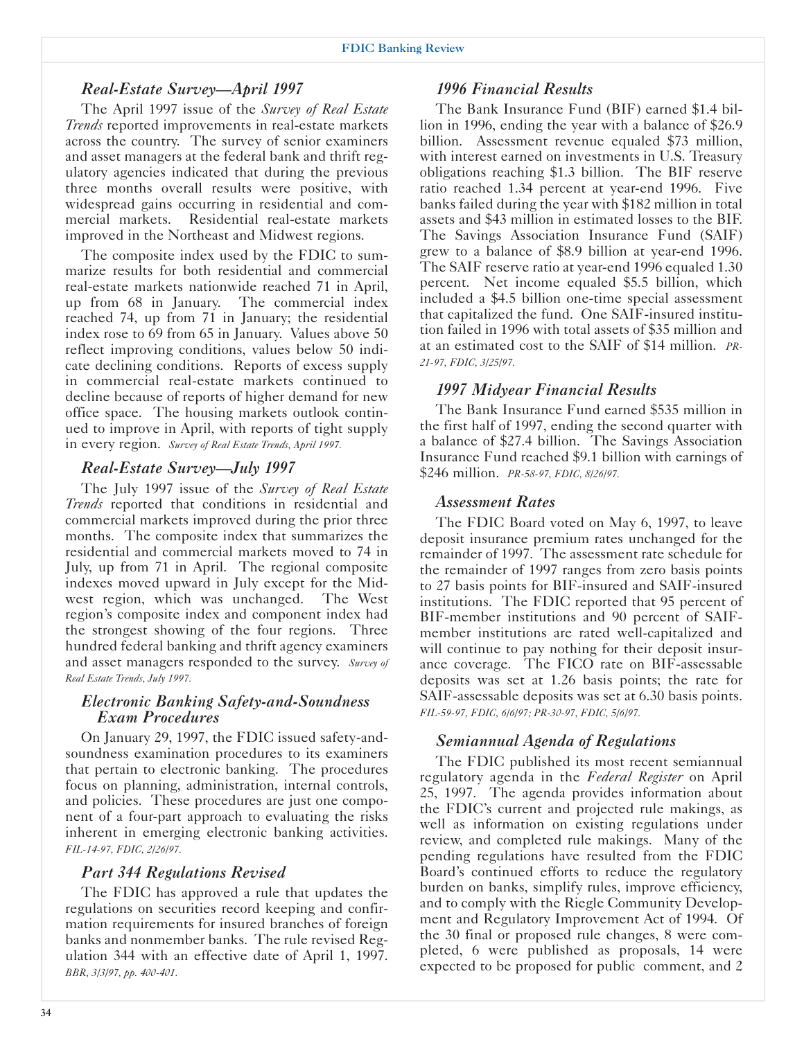### *Real-Estate Survey—April 1997*

The April 1997 issue of the *Survey of Real Estate Trends* reported improvements in real-estate markets across the country. The survey of senior examiners and asset managers at the federal bank and thrift regulatory agencies indicated that during the previous three months overall results were positive, with widespread gains occurring in residential and commercial markets. Residential real-estate markets improved in the Northeast and Midwest regions.

The composite index used by the FDIC to summarize results for both residential and commercial real-estate markets nationwide reached 71 in April, up from 68 in January. The commercial index reached 74, up from 71 in January; the residential index rose to 69 from 65 in January. Values above 50 reflect improving conditions, values below 50 indicate declining conditions. Reports of excess supply in commercial real-estate markets continued to decline because of reports of higher demand for new office space. The housing markets outlook continued to improve in April, with reports of tight supply in every region. *Survey of Real Estate Trends, April 1997.*

### *Real-Estate Survey—July 1997*

The July 1997 issue of the *Survey of Real Estate Trends* reported that conditions in residential and commercial markets improved during the prior three months. The composite index that summarizes the residential and commercial markets moved to 74 in July, up from 71 in April. The regional composite indexes moved upward in July except for the Midwest region, which was unchanged. The West region's composite index and component index had the strongest showing of the four regions. Three hundred federal banking and thrift agency examiners and asset managers responded to the survey. *Survey of Real Estate Trends, July 1997.*

### *Electronic Banking Safety-and-Soundness Exam Procedures*

On January 29, 1997, the FDIC issued safety-and-soundness examination procedures to its examiners that pertain to electronic banking. The procedures focus on planning, administration, internal controls, and policies. These procedures are just one component of a four-part approach to evaluating the risks inherent in emerging electronic banking activities. *FIL-14-97, FDIC, 2/26/97.*

### *Part 344 Regulations Revised*

The FDIC has approved a rule that updates the regulations on securities record keeping and confirmation requirements for insured branches of foreign banks and nonmember banks. The rule revised Regulation 344 with an effective date of April 1, 1997. *BBR, 3/3/97, pp. 400-401.*

### *1996 Financial Results*

The Bank Insurance Fund (BIF) earned $1.4 billion in 1996, ending the year with a balance of $26.9 billion. Assessment revenue equaled $73 million, with interest earned on investments in U.S. Treasury obligations reaching $1.3 billion. The BIF reserve ratio reached 1.34 percent at year-end 1996. Five banks failed during the year with $182 million in total assets and $43 million in estimated losses to the BIF. The Savings Association Insurance Fund (SAIF) grew to a balance of $8.9 billion at year-end 1996. The SAIF reserve ratio at year-end 1996 equaled 1.30 percent. Net income equaled $5.5 billion, which included a $4.5 billion one-time special assessment that capitalized the fund. One SAIF-insured institution failed in 1996 with total assets of $35 million and at an estimated cost to the SAIF of $14 million. *PR-21-97, FDIC, 3/25/97.*

### *1997 Midyear Financial Results*

The Bank Insurance Fund earned $535 million in the first half of 1997, ending the second quarter with a balance of $27.4 billion. The Savings Association Insurance Fund reached $9.1 billion with earnings of $246 million. *PR-58-97, FDIC, 8/26/97.*

### *Assessment Rates*

The FDIC Board voted on May 6, 1997, to leave deposit insurance premium rates unchanged for the remainder of 1997. The assessment rate schedule for the remainder of 1997 ranges from zero basis points to 27 basis points for BIF-insured and SAIF-insured institutions. The FDIC reported that 95 percent of BIF-member institutions and 90 percent of SAIF-member institutions are rated well-capitalized and will continue to pay nothing for their deposit insurance coverage. The FICO rate on BIF-assessable deposits was set at 1.26 basis points; the rate for SAIF-assessable deposits was set at 6.30 basis points. *FIL-59-97, FDIC, 6/6/97; PR-30-97, FDIC, 5/6/97.*

### *Semiannual Agenda of Regulations*

The FDIC published its most recent semiannual regulatory agenda in the *Federal Register* on April 25, 1997. The agenda provides information about the FDIC's current and projected rule makings, as well as information on existing regulations under review, and completed rule makings. Many of the pending regulations have resulted from the FDIC Board's continued efforts to reduce the regulatory burden on banks, simplify rules, improve efficiency, and to comply with the Riegle Community Development and Regulatory Improvement Act of 1994. Of the 30 final or proposed rule changes, 8 were completed, 6 were published as proposals, 14 were expected to be proposed for public comment, and 2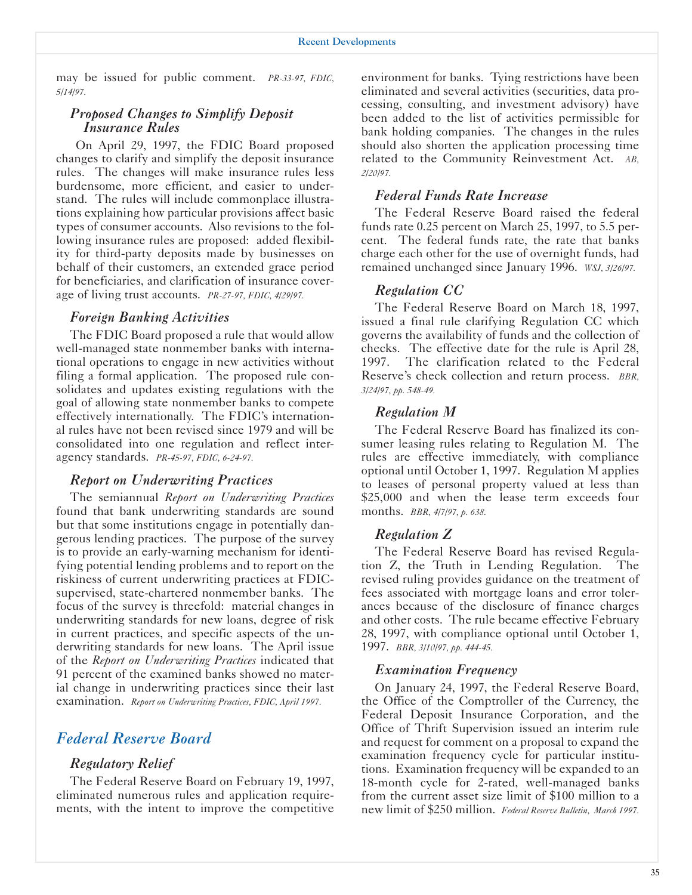may be issued for public comment. *PR-33-97, FDIC, 5/14/97.*

### Proposed Changes to Simplify Deposit Insurance Rules

On April 29, 1997, the FDIC Board proposed changes to clarify and simplify the deposit insurance rules. The changes will make insurance rules less burdensome, more efficient, and easier to understand. The rules will include commonplace illustrations explaining how particular provisions affect basic types of consumer accounts. Also revisions to the following insurance rules are proposed: added flexibility for third-party deposits made by businesses on behalf of their customers, an extended grace period for beneficiaries, and clarification of insurance coverage of living trust accounts. *PR-27-97, FDIC, 4/29/97.*

### Foreign Banking Activities

The FDIC Board proposed a rule that would allow well-managed state nonmember banks with international operations to engage in new activities without filing a formal application. The proposed rule consolidates and updates existing regulations with the goal of allowing state nonmember banks to compete effectively internationally. The FDIC's international rules have not been revised since 1979 and will be consolidated into one regulation and reflect interagency standards. *PR-45-97, FDIC, 6-24-97.*

### Report on Underwriting Practices

The semiannual *Report on Underwriting Practices* found that bank underwriting standards are sound but that some institutions engage in potentially dangerous lending practices. The purpose of the survey is to provide an early-warning mechanism for identifying potential lending problems and to report on the riskiness of current underwriting practices at FDIC-supervised, state-chartered nonmember banks. The focus of the survey is threefold: material changes in underwriting standards for new loans, degree of risk in current practices, and specific aspects of the underwriting standards for new loans. The April issue of the *Report on Underwriting Practices* indicated that 91 percent of the examined banks showed no material change in underwriting practices since their last examination. *Report on Underwriting Practices, FDIC, April 1997.*

## Federal Reserve Board

### Regulatory Relief

The Federal Reserve Board on February 19, 1997, eliminated numerous rules and application requirements, with the intent to improve the competitive environment for banks. Tying restrictions have been eliminated and several activities (securities, data processing, consulting, and investment advisory) have been added to the list of activities permissible for bank holding companies. The changes in the rules should also shorten the application processing time related to the Community Reinvestment Act. *AB, 2/20/97.*

### Federal Funds Rate Increase

The Federal Reserve Board raised the federal funds rate 0.25 percent on March 25, 1997, to 5.5 percent. The federal funds rate, the rate that banks charge each other for the use of overnight funds, had remained unchanged since January 1996. *WSJ, 3/26/97.*

### Regulation CC

The Federal Reserve Board on March 18, 1997, issued a final rule clarifying Regulation CC which governs the availability of funds and the collection of checks. The effective date for the rule is April 28, 1997. The clarification related to the Federal Reserve's check collection and return process. *BBR, 3/24/97, pp. 548-49.*

### Regulation M

The Federal Reserve Board has finalized its consumer leasing rules relating to Regulation M. The rules are effective immediately, with compliance optional until October 1, 1997. Regulation M applies to leases of personal property valued at less than $25,000 and when the lease term exceeds four months. *BBR, 4/7/97, p. 638.*

### Regulation Z

The Federal Reserve Board has revised Regulation Z, the Truth in Lending Regulation. The revised ruling provides guidance on the treatment of fees associated with mortgage loans and error tolerances because of the disclosure of finance charges and other costs. The rule became effective February 28, 1997, with compliance optional until October 1, 1997. *BBR, 3/10/97, pp. 444-45.*

### Examination Frequency

On January 24, 1997, the Federal Reserve Board, the Office of the Comptroller of the Currency, the Federal Deposit Insurance Corporation, and the Office of Thrift Supervision issued an interim rule and request for comment on a proposal to expand the examination frequency cycle for particular institutions. Examination frequency will be expanded to an 18-month cycle for 2-rated, well-managed banks from the current asset size limit of $100 million to a new limit of $250 million. *Federal Reserve Bulletin, March 1997.*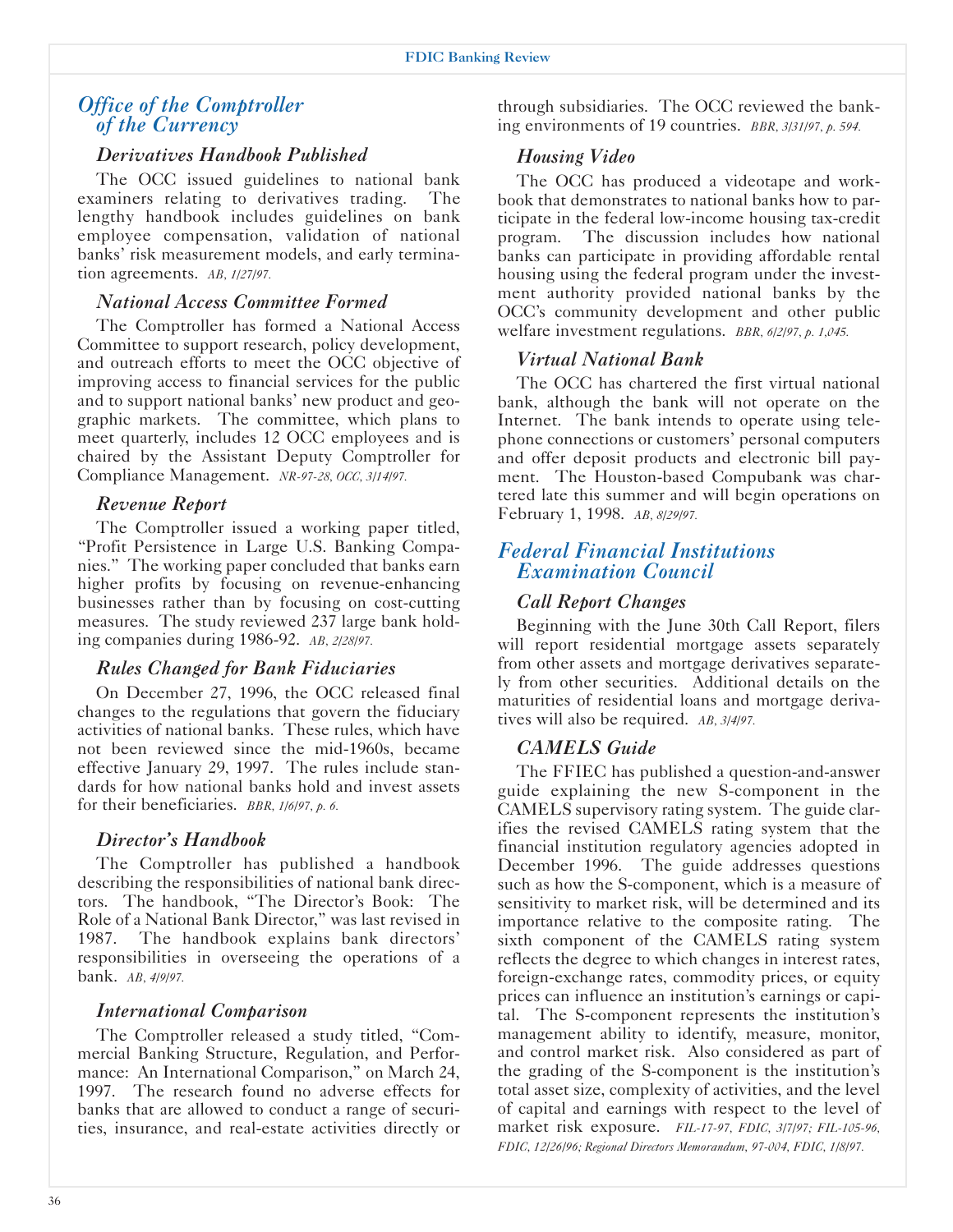## *Office of the Comptroller of the Currency*

### *Derivatives Handbook Published*

The OCC issued guidelines to national bank examiners relating to derivatives trading. The lengthy handbook includes guidelines on bank employee compensation, validation of national banks' risk measurement models, and early termination agreements. *AB, 1/27/97.*

### *National Access Committee Formed*

The Comptroller has formed a National Access Committee to support research, policy development, and outreach efforts to meet the OCC objective of improving access to financial services for the public and to support national banks' new product and geographic markets. The committee, which plans to meet quarterly, includes 12 OCC employees and is chaired by the Assistant Deputy Comptroller for Compliance Management. *NR-97-28, OCC, 3/14/97.*

### *Revenue Report*

The Comptroller issued a working paper titled, "Profit Persistence in Large U.S. Banking Companies." The working paper concluded that banks earn higher profits by focusing on revenue-enhancing businesses rather than by focusing on cost-cutting measures. The study reviewed 237 large bank holding companies during 1986-92. *AB, 2/28/97.*

### *Rules Changed for Bank Fiduciaries*

On December 27, 1996, the OCC released final changes to the regulations that govern the fiduciary activities of national banks. These rules, which have not been reviewed since the mid-1960s, became effective January 29, 1997. The rules include standards for how national banks hold and invest assets for their beneficiaries. *BBR, 1/6/97, p. 6.*

### *Director's Handbook*

The Comptroller has published a handbook describing the responsibilities of national bank directors. The handbook, "The Director's Book: The Role of a National Bank Director," was last revised in 1987. The handbook explains bank directors' responsibilities in overseeing the operations of a bank. *AB, 4/9/97.*

### *International Comparison*

The Comptroller released a study titled, "Commercial Banking Structure, Regulation, and Performance: An International Comparison," on March 24, 1997. The research found no adverse effects for banks that are allowed to conduct a range of securities, insurance, and real-estate activities directly or through subsidiaries. The OCC reviewed the banking environments of 19 countries. *BBR, 3/31/97, p. 594.*

### *Housing Video*

The OCC has produced a videotape and workbook that demonstrates to national banks how to participate in the federal low-income housing tax-credit program. The discussion includes how national banks can participate in providing affordable rental housing using the federal program under the investment authority provided national banks by the OCC's community development and other public welfare investment regulations. *BBR, 6/2/97, p. 1,045.*

### *Virtual National Bank*

The OCC has chartered the first virtual national bank, although the bank will not operate on the Internet. The bank intends to operate using telephone connections or customers' personal computers and offer deposit products and electronic bill payment. The Houston-based Compubank was chartered late this summer and will begin operations on February 1, 1998. *AB, 8/29/97.*

## *Federal Financial Institutions Examination Council*

### *Call Report Changes*

Beginning with the June 30th Call Report, filers will report residential mortgage assets separately from other assets and mortgage derivatives separately from other securities. Additional details on the maturities of residential loans and mortgage derivatives will also be required. *AB, 3/4/97.*

### *CAMELS Guide*

The FFIEC has published a question-and-answer guide explaining the new S-component in the CAMELS supervisory rating system. The guide clarifies the revised CAMELS rating system that the financial institution regulatory agencies adopted in December 1996. The guide addresses questions such as how the S-component, which is a measure of sensitivity to market risk, will be determined and its importance relative to the composite rating. The sixth component of the CAMELS rating system reflects the degree to which changes in interest rates, foreign-exchange rates, commodity prices, or equity prices can influence an institution's earnings or capital. The S-component represents the institution's management ability to identify, measure, monitor, and control market risk. Also considered as part of the grading of the S-component is the institution's total asset size, complexity of activities, and the level of capital and earnings with respect to the level of market risk exposure. *FIL-17-97, FDIC, 3/7/97; FIL-105-96, FDIC, 12/26/96; Regional Directors Memorandum, 97-004, FDIC, 1/8/97.*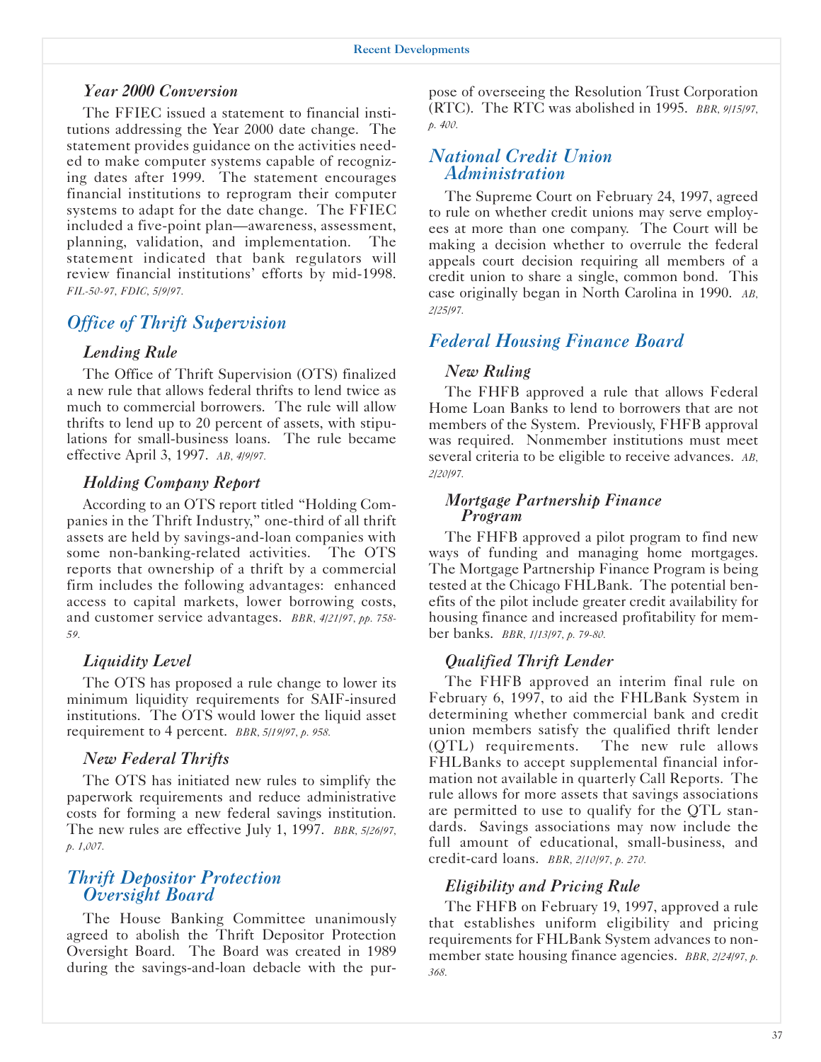### *Year 2000 Conversion*

The FFIEC issued a statement to financial institutions addressing the Year 2000 date change. The statement provides guidance on the activities needed to make computer systems capable of recognizing dates after 1999. The statement encourages financial institutions to reprogram their computer systems to adapt for the date change. The FFIEC included a five-point plan—awareness, assessment, planning, validation, and implementation. The statement indicated that bank regulators will review financial institutions' efforts by mid-1998. *FIL-50-97, FDIC, 5/9/97.*

## *Office of Thrift Supervision*

### *Lending Rule*

The Office of Thrift Supervision (OTS) finalized a new rule that allows federal thrifts to lend twice as much to commercial borrowers. The rule will allow thrifts to lend up to 20 percent of assets, with stipulations for small-business loans. The rule became effective April 3, 1997. *AB, 4/9/97.*

### *Holding Company Report*

According to an OTS report titled "Holding Companies in the Thrift Industry," one-third of all thrift assets are held by savings-and-loan companies with some non-banking-related activities. The OTS reports that ownership of a thrift by a commercial firm includes the following advantages: enhanced access to capital markets, lower borrowing costs, and customer service advantages. *BBR, 4/21/97, pp. 758-59.*

### *Liquidity Level*

The OTS has proposed a rule change to lower its minimum liquidity requirements for SAIF-insured institutions. The OTS would lower the liquid asset requirement to 4 percent. *BBR, 5/19/97, p. 958.*

### *New Federal Thrifts*

The OTS has initiated new rules to simplify the paperwork requirements and reduce administrative costs for forming a new federal savings institution. The new rules are effective July 1, 1997. *BBR, 5/26/97, p. 1,007.*

## *Thrift Depositor Protection Oversight Board*

The House Banking Committee unanimously agreed to abolish the Thrift Depositor Protection Oversight Board. The Board was created in 1989 during the savings-and-loan debacle with the purpose of overseeing the Resolution Trust Corporation (RTC). The RTC was abolished in 1995. *BBR, 9/15/97, p. 400.*

## *National Credit Union Administration*

The Supreme Court on February 24, 1997, agreed to rule on whether credit unions may serve employees at more than one company. The Court will be making a decision whether to overrule the federal appeals court decision requiring all members of a credit union to share a single, common bond. This case originally began in North Carolina in 1990. *AB, 2/25/97.*

## *Federal Housing Finance Board*

### *New Ruling*

The FHFB approved a rule that allows Federal Home Loan Banks to lend to borrowers that are not members of the System. Previously, FHFB approval was required. Nonmember institutions must meet several criteria to be eligible to receive advances. *AB, 2/20/97.*

### *Mortgage Partnership Finance Program*

The FHFB approved a pilot program to find new ways of funding and managing home mortgages. The Mortgage Partnership Finance Program is being tested at the Chicago FHLBank. The potential benefits of the pilot include greater credit availability for housing finance and increased profitability for member banks. *BBR, 1/13/97, p. 79-80.*

### *Qualified Thrift Lender*

The FHFB approved an interim final rule on February 6, 1997, to aid the FHLBank System in determining whether commercial bank and credit union members satisfy the qualified thrift lender (QTL) requirements. The new rule allows FHLBanks to accept supplemental financial information not available in quarterly Call Reports. The rule allows for more assets that savings associations are permitted to use to qualify for the QTL standards. Savings associations may now include the full amount of educational, small-business, and credit-card loans. *BBR, 2/10/97, p. 270.*

### *Eligibility and Pricing Rule*

The FHFB on February 19, 1997, approved a rule that establishes uniform eligibility and pricing requirements for FHLBank System advances to nonmember state housing finance agencies. *BBR, 2/24/97, p. 368.*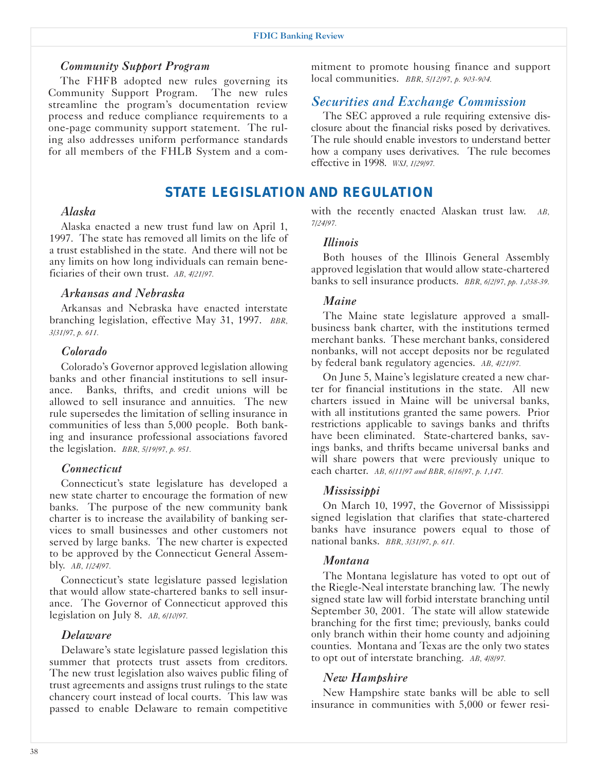### *Community Support Program*

The FHFB adopted new rules governing its Community Support Program. The new rules streamline the program's documentation review process and reduce compliance requirements to a one-page community support statement. The ruling also addresses uniform performance standards for all members of the FHLB System and a commitment to promote housing finance and support local communities. *BBR, 5/12/97, p. 903-904.*

### *Securities and Exchange Commission*

The SEC approved a rule requiring extensive disclosure about the financial risks posed by derivatives. The rule should enable investors to understand better how a company uses derivatives. The rule becomes effective in 1998. *WSJ, 1/29/97.*

## STATE LEGISLATION AND REGULATION

### *Alaska*

Alaska enacted a new trust fund law on April 1, 1997. The state has removed all limits on the life of a trust established in the state. And there will not be any limits on how long individuals can remain beneficiaries of their own trust. *AB, 4/21/97.*

### *Arkansas and Nebraska*

Arkansas and Nebraska have enacted interstate branching legislation, effective May 31, 1997. *BBR, 3/31/97, p. 611.*

### *Colorado*

Colorado's Governor approved legislation allowing banks and other financial institutions to sell insurance. Banks, thrifts, and credit unions will be allowed to sell insurance and annuities. The new rule supersedes the limitation of selling insurance in communities of less than 5,000 people. Both banking and insurance professional associations favored the legislation. *BBR, 5/19/97, p. 951.*

### *Connecticut*

Connecticut's state legislature has developed a new state charter to encourage the formation of new banks. The purpose of the new community bank charter is to increase the availability of banking services to small businesses and other customers not served by large banks. The new charter is expected to be approved by the Connecticut General Assembly. *AB, 1/24/97.*

Connecticut's state legislature passed legislation that would allow state-chartered banks to sell insurance. The Governor of Connecticut approved this legislation on July 8. *AB, 6/10/97.*

### *Delaware*

Delaware's state legislature passed legislation this summer that protects trust assets from creditors. The new trust legislation also waives public filing of trust agreements and assigns trust rulings to the state chancery court instead of local courts. This law was passed to enable Delaware to remain competitive with the recently enacted Alaskan trust law. *AB, 7/24/97.*

### *Illinois*

Both houses of the Illinois General Assembly approved legislation that would allow state-chartered banks to sell insurance products. *BBR, 6/2/97, pp. 1,038-39.*

### *Maine*

The Maine state legislature approved a small-business bank charter, with the institutions termed merchant banks. These merchant banks, considered nonbanks, will not accept deposits nor be regulated by federal bank regulatory agencies. *AB, 4/21/97.*

On June 5, Maine's legislature created a new charter for financial institutions in the state. All new charters issued in Maine will be universal banks, with all institutions granted the same powers. Prior restrictions applicable to savings banks and thrifts have been eliminated. State-chartered banks, savings banks, and thrifts became universal banks and will share powers that were previously unique to each charter. *AB, 6/11/97 and BBR, 6/16/97, p. 1,147.*

### *Mississippi*

On March 10, 1997, the Governor of Mississippi signed legislation that clarifies that state-chartered banks have insurance powers equal to those of national banks. *BBR, 3/31/97, p. 611.*

### *Montana*

The Montana legislature has voted to opt out of the Riegle-Neal interstate branching law. The newly signed state law will forbid interstate branching until September 30, 2001. The state will allow statewide branching for the first time; previously, banks could only branch within their home county and adjoining counties. Montana and Texas are the only two states to opt out of interstate branching. *AB, 4/8/97.*

### *New Hampshire*

New Hampshire state banks will be able to sell insurance in communities with 5,000 or fewer resi-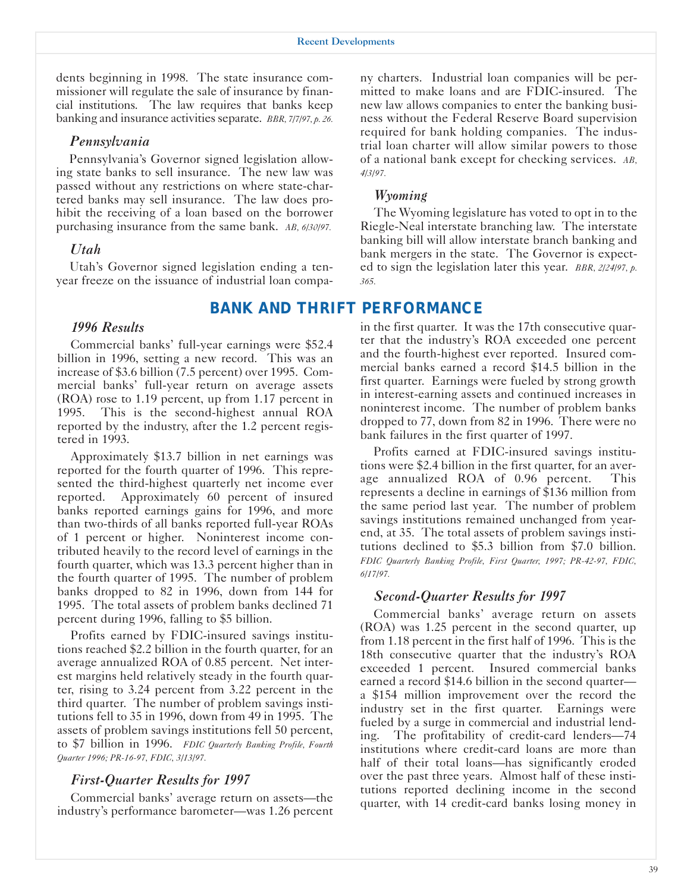dents beginning in 1998. The state insurance commissioner will regulate the sale of insurance by financial institutions. The law requires that banks keep banking and insurance activities separate. *BBR, 7/7/97, p. 26.*

### *Pennsylvania*

Pennsylvania's Governor signed legislation allowing state banks to sell insurance. The new law was passed without any restrictions on where state-chartered banks may sell insurance. The law does prohibit the receiving of a loan based on the borrower purchasing insurance from the same bank. *AB, 6/30/97.*

### *Utah*

Utah's Governor signed legislation ending a ten-year freeze on the issuance of industrial loan company charters. Industrial loan companies will be permitted to make loans and are FDIC-insured. The new law allows companies to enter the banking business without the Federal Reserve Board supervision required for bank holding companies. The industrial loan charter will allow similar powers to those of a national bank except for checking services. *AB, 4/3/97.*

### *Wyoming*

The Wyoming legislature has voted to opt in to the Riegle-Neal interstate branching law. The interstate banking bill will allow interstate branch banking and bank mergers in the state. The Governor is expected to sign the legislation later this year. *BBR, 2/24/97, p. 365.*

## BANK AND THRIFT PERFORMANCE

### *1996 Results*

Commercial banks' full-year earnings were $52.4 billion in 1996, setting a new record. This was an increase of $3.6 billion (7.5 percent) over 1995. Commercial banks' full-year return on average assets (ROA) rose to 1.19 percent, up from 1.17 percent in 1995. This is the second-highest annual ROA reported by the industry, after the 1.2 percent registered in 1993.

Approximately $13.7 billion in net earnings was reported for the fourth quarter of 1996. This represented the third-highest quarterly net income ever reported. Approximately 60 percent of insured banks reported earnings gains for 1996, and more than two-thirds of all banks reported full-year ROAs of 1 percent or higher. Noninterest income contributed heavily to the record level of earnings in the fourth quarter, which was 13.3 percent higher than in the fourth quarter of 1995. The number of problem banks dropped to 82 in 1996, down from 144 for 1995. The total assets of problem banks declined 71 percent during 1996, falling to $5 billion.

Profits earned by FDIC-insured savings institutions reached $2.2 billion in the fourth quarter, for an average annualized ROA of 0.85 percent. Net interest margins held relatively steady in the fourth quarter, rising to 3.24 percent from 3.22 percent in the third quarter. The number of problem savings institutions fell to 35 in 1996, down from 49 in 1995. The assets of problem savings institutions fell 50 percent, to $7 billion in 1996. *FDIC Quarterly Banking Profile, Fourth Quarter 1996; PR-16-97, FDIC, 3/13/97.*

### *First-Quarter Results for 1997*

Commercial banks' average return on assets—the industry's performance barometer—was 1.26 percent in the first quarter. It was the 17th consecutive quarter that the industry's ROA exceeded one percent and the fourth-highest ever reported. Insured commercial banks earned a record $14.5 billion in the first quarter. Earnings were fueled by strong growth in interest-earning assets and continued increases in noninterest income. The number of problem banks dropped to 77, down from 82 in 1996. There were no bank failures in the first quarter of 1997.

Profits earned at FDIC-insured savings institutions were $2.4 billion in the first quarter, for an average annualized ROA of 0.96 percent. This represents a decline in earnings of $136 million from the same period last year. The number of problem savings institutions remained unchanged from year-end, at 35. The total assets of problem savings institutions declined to $5.3 billion from $7.0 billion. *FDIC Quarterly Banking Profile, First Quarter, 1997; PR-42-97, FDIC, 6/17/97.*

### *Second-Quarter Results for 1997*

Commercial banks' average return on assets (ROA) was 1.25 percent in the second quarter, up from 1.18 percent in the first half of 1996. This is the 18th consecutive quarter that the industry's ROA exceeded 1 percent. Insured commercial banks earned a record $14.6 billion in the second quarter—a $154 million improvement over the record the industry set in the first quarter. Earnings were fueled by a surge in commercial and industrial lending. The profitability of credit-card lenders—74 institutions where credit-card loans are more than half of their total loans—has significantly eroded over the past three years. Almost half of these institutions reported declining income in the second quarter, with 14 credit-card banks losing money in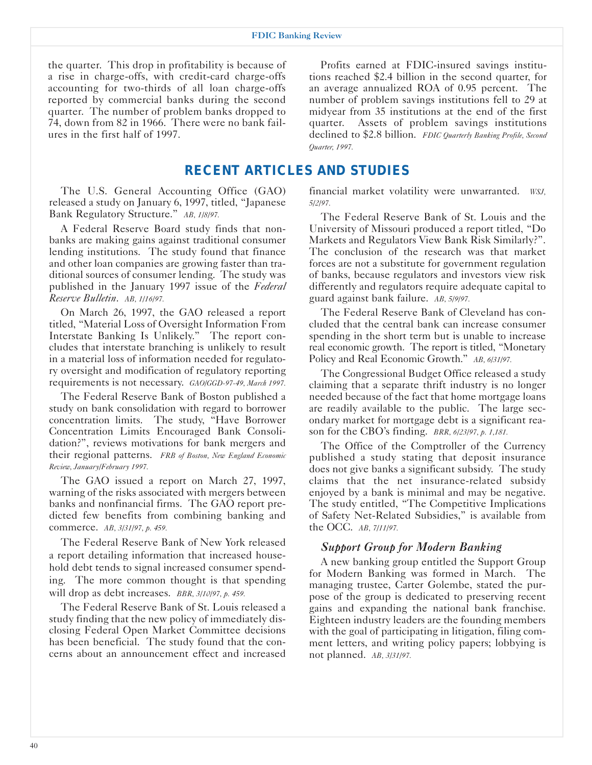the quarter. This drop in profitability is because of a rise in charge-offs, with credit-card charge-offs accounting for two-thirds of all loan charge-offs reported by commercial banks during the second quarter. The number of problem banks dropped to 74, down from 82 in 1966. There were no bank failures in the first half of 1997.

Profits earned at FDIC-insured savings institutions reached $2.4 billion in the second quarter, for an average annualized ROA of 0.95 percent. The number of problem savings institutions fell to 29 at midyear from 35 institutions at the end of the first quarter. Assets of problem savings institutions declined to $2.8 billion. *FDIC Quarterly Banking Profile, Second Quarter, 1997.*

## RECENT ARTICLES AND STUDIES

The U.S. General Accounting Office (GAO) released a study on January 6, 1997, titled, "Japanese Bank Regulatory Structure." *AB, 1/8/97.*

A Federal Reserve Board study finds that nonbanks are making gains against traditional consumer lending institutions. The study found that finance and other loan companies are growing faster than traditional sources of consumer lending. The study was published in the January 1997 issue of the *Federal Reserve Bulletin*. *AB, 1/16/97.*

On March 26, 1997, the GAO released a report titled, "Material Loss of Oversight Information From Interstate Banking Is Unlikely." The report concludes that interstate branching is unlikely to result in a material loss of information needed for regulatory oversight and modification of regulatory reporting requirements is not necessary. *GAO/GGD-97-49, March 1997.*

The Federal Reserve Bank of Boston published a study on bank consolidation with regard to borrower concentration limits. The study, "Have Borrower Concentration Limits Encouraged Bank Consolidation?", reviews motivations for bank mergers and their regional patterns. *FRB of Boston, New England Economic Review, January/February 1997.*

The GAO issued a report on March 27, 1997, warning of the risks associated with mergers between banks and nonfinancial firms. The GAO report predicted few benefits from combining banking and commerce. *AB, 3/31/97, p. 459.*

The Federal Reserve Bank of New York released a report detailing information that increased household debt tends to signal increased consumer spending. The more common thought is that spending will drop as debt increases. *BBR, 3/10/97, p. 459.*

The Federal Reserve Bank of St. Louis released a study finding that the new policy of immediately disclosing Federal Open Market Committee decisions has been beneficial. The study found that the concerns about an announcement effect and increased financial market volatility were unwarranted. *WSJ, 5/2/97.*

The Federal Reserve Bank of St. Louis and the University of Missouri produced a report titled, "Do Markets and Regulators View Bank Risk Similarly?". The conclusion of the research was that market forces are not a substitute for government regulation of banks, because regulators and investors view risk differently and regulators require adequate capital to guard against bank failure. *AB, 5/9/97.*

The Federal Reserve Bank of Cleveland has concluded that the central bank can increase consumer spending in the short term but is unable to increase real economic growth. The report is titled, "Monetary Policy and Real Economic Growth." *AB, 6/31/97.*

The Congressional Budget Office released a study claiming that a separate thrift industry is no longer needed because of the fact that home mortgage loans are readily available to the public. The large secondary market for mortgage debt is a significant reason for the CBO's finding. *BRR, 6/23/97, p. 1,181.*

The Office of the Comptroller of the Currency published a study stating that deposit insurance does not give banks a significant subsidy. The study claims that the net insurance-related subsidy enjoyed by a bank is minimal and may be negative. The study entitled, "The Competitive Implications of Safety Net-Related Subsidies," is available from the OCC. *AB, 7/11/97.*

### *Support Group for Modern Banking*

A new banking group entitled the Support Group for Modern Banking was formed in March. The managing trustee, Carter Golembe, stated the purpose of the group is dedicated to preserving recent gains and expanding the national bank franchise. Eighteen industry leaders are the founding members with the goal of participating in litigation, filing comment letters, and writing policy papers; lobbying is not planned. *AB, 3/31/97.*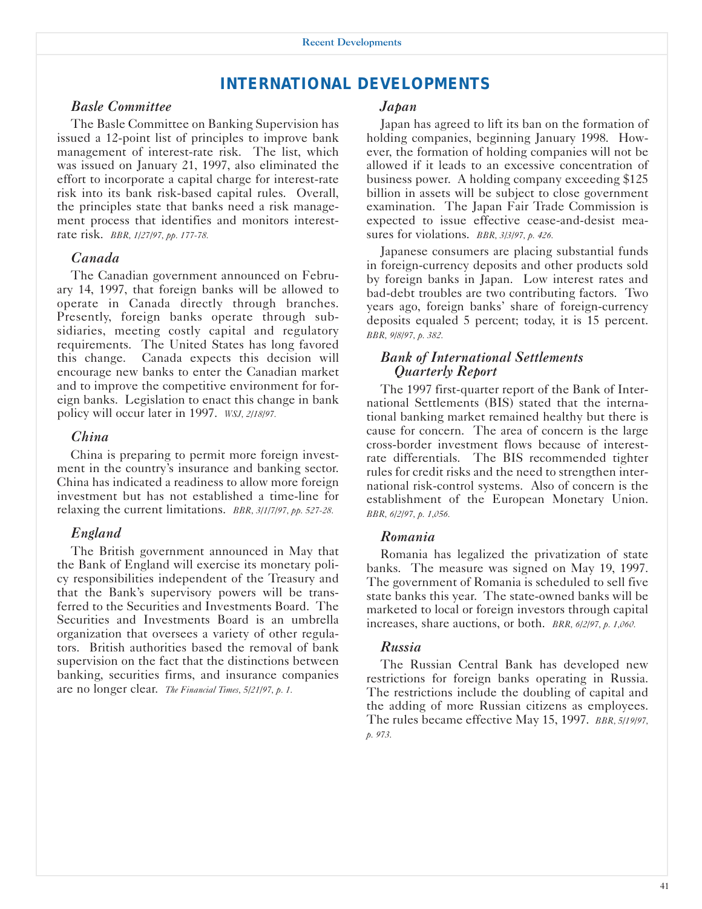# INTERNATIONAL DEVELOPMENTS

### *Basle Committee*

The Basle Committee on Banking Supervision has issued a 12-point list of principles to improve bank management of interest-rate risk. The list, which was issued on January 21, 1997, also eliminated the effort to incorporate a capital charge for interest-rate risk into its bank risk-based capital rules. Overall, the principles state that banks need a risk management process that identifies and monitors interest-rate risk. *BBR, 1/27/97, pp. 177-78.*

### *Canada*

The Canadian government announced on February 14, 1997, that foreign banks will be allowed to operate in Canada directly through branches. Presently, foreign banks operate through subsidiaries, meeting costly capital and regulatory requirements. The United States has long favored this change. Canada expects this decision will encourage new banks to enter the Canadian market and to improve the competitive environment for foreign banks. Legislation to enact this change in bank policy will occur later in 1997. *WSJ, 2/18/97.*

### *China*

China is preparing to permit more foreign investment in the country's insurance and banking sector. China has indicated a readiness to allow more foreign investment but has not established a time-line for relaxing the current limitations. *BBR, 3/17/97, pp. 527-28.*

### *England*

The British government announced in May that the Bank of England will exercise its monetary policy responsibilities independent of the Treasury and that the Bank's supervisory powers will be transferred to the Securities and Investments Board. The Securities and Investments Board is an umbrella organization that oversees a variety of other regulators. British authorities based the removal of bank supervision on the fact that the distinctions between banking, securities firms, and insurance companies are no longer clear. *The Financial Times, 5/21/97, p. 1.*

### *Japan*

Japan has agreed to lift its ban on the formation of holding companies, beginning January 1998. However, the formation of holding companies will not be allowed if it leads to an excessive concentration of business power. A holding company exceeding $125 billion in assets will be subject to close government examination. The Japan Fair Trade Commission is expected to issue effective cease-and-desist measures for violations. *BBR, 3/3/97, p. 426.*

Japanese consumers are placing substantial funds in foreign-currency deposits and other products sold by foreign banks in Japan. Low interest rates and bad-debt troubles are two contributing factors. Two years ago, foreign banks' share of foreign-currency deposits equaled 5 percent; today, it is 15 percent. *BBR, 9/8/97, p. 382.*

### *Bank of International Settlements Quarterly Report*

The 1997 first-quarter report of the Bank of International Settlements (BIS) stated that the international banking market remained healthy but there is cause for concern. The area of concern is the large cross-border investment flows because of interest-rate differentials. The BIS recommended tighter rules for credit risks and the need to strengthen international risk-control systems. Also of concern is the establishment of the European Monetary Union. *BBR, 6/2/97, p. 1,056.*

### *Romania*

Romania has legalized the privatization of state banks. The measure was signed on May 19, 1997. The government of Romania is scheduled to sell five state banks this year. The state-owned banks will be marketed to local or foreign investors through capital increases, share auctions, or both. *BRR, 6/2/97, p. 1,060.*

### *Russia*

The Russian Central Bank has developed new restrictions for foreign banks operating in Russia. The restrictions include the doubling of capital and the adding of more Russian citizens as employees. The rules became effective May 15, 1997. *BBR, 5/19/97, p. 973.*